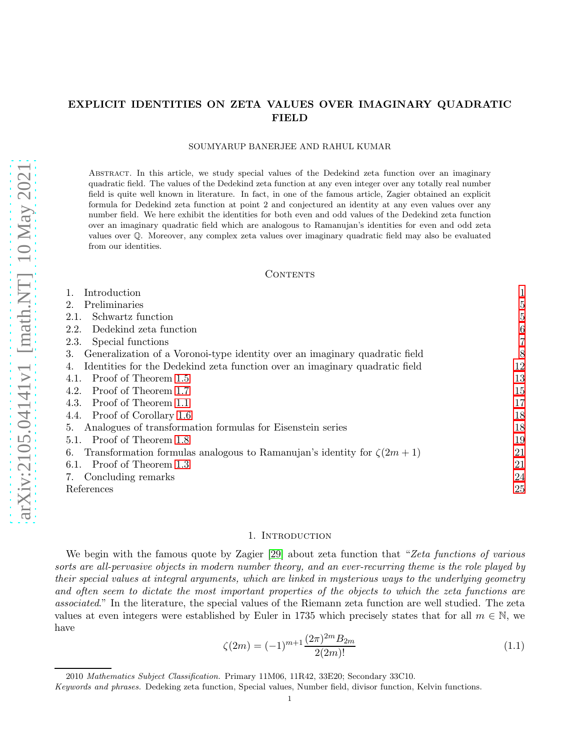# EXPLICIT IDENTITIES ON ZETA VALUES OVER IMAGINARY QUADRATIC FIELD

SOUMYARUP BANERJEE AND RAHUL KUMAR

Abstract. In this article, we study special values of the Dedekind zeta function over an imaginary quadratic field. The values of the Dedekind zeta function at any even integer over any totally real number field is quite well known in literature. In fact, in one of the famous article, Zagier obtained an explicit formula for Dedekind zeta function at point 2 and conjectured an identity at any even values over any number field. We here exhibit the identities for both even and odd values of the Dedekind zeta function over an imaginary quadratic field which are analogous to Ramanujan's identities for even and odd zeta values over $\mathbb{Q}$. Moreover, any complex zeta values over imaginary quadratic field may also be evaluated from our identities.

## Contents

| | |
|---|---|
| 1. Introduction | 1 |
| 2. Preliminaries | 5 |
| 2.1. Schwartz function | 5 |
| 2.2. Dedekind zeta function | 6 |
| 2.3. Special functions | 7 |
| 3. Generalization of a Voronoi-type identity over an imaginary quadratic field | 8 |
| 4. Identities for the Dedekind zeta function over an imaginary quadratic field | 12 |
| 4.1. Proof of Theorem 1.5 | 13 |
| 4.2. Proof of Theorem 1.7 | 15 |
| 4.3. Proof of Theorem 1.1 | 17 |
| 4.4. Proof of Corollary 1.6 | 18 |
| 5. Analogues of transformation formulas for Eisenstein series | 18 |
| 5.1. Proof of Theorem 1.8 | 19 |
| 6. Transformation formulas analogous to Ramanujan's identity for $\zeta(2m+1)$ | 21 |
| 6.1. Proof of Theorem 1.3 | 21 |
| 7. Concluding remarks | 24 |
| References | 25 |

## 1. Introduction

We begin with the famous quote by Zagier [29] about zeta function that "*Zeta functions of various sorts are all-pervasive objects in modern number theory, and an ever-recurring theme is the role played by their special values at integral arguments, which are linked in mysterious ways to the underlying geometry and often seem to dictate the most important properties of the objects to which the zeta functions are associated*." In the literature, the special values of the Riemann zeta function are well studied. The zeta values at even integers were established by Euler in 1735 which precisely states that for all $m \in \mathbb{N}$, we have

$$\zeta(2m) = (-1)^{m+1} \frac{(2\pi)^{2m} B_{2m}}{2(2m)!} \tag{1.1}$$

---

2010 *Mathematics Subject Classification.* Primary 11M06, 11R42, 33E20; Secondary 33C10.

*Keywords and phrases.* Dedeking zeta function, Special values, Number field, divisor function, Kelvin functions.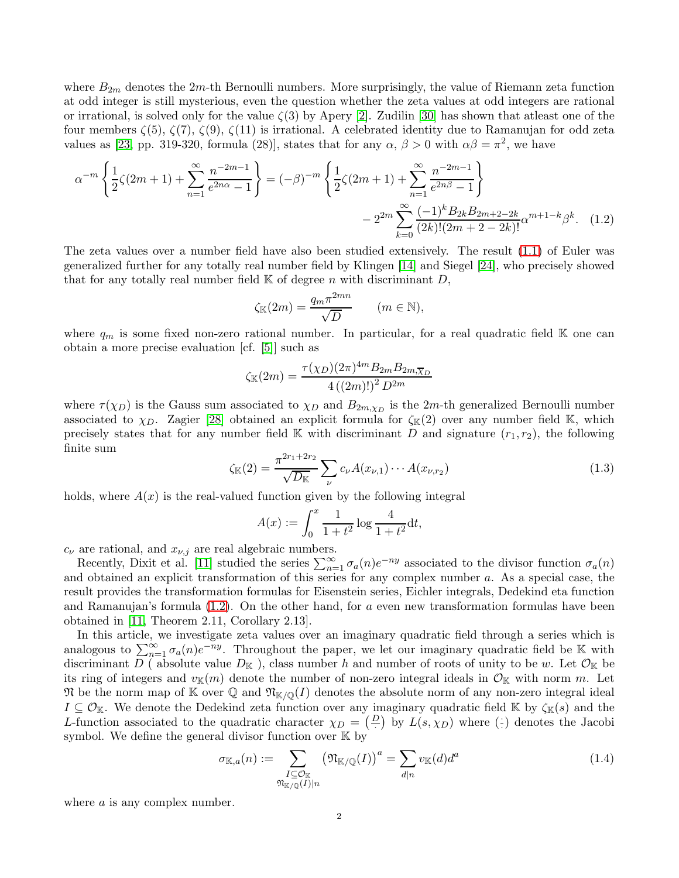where $B_{2m}$ denotes the $2m$-th Bernoulli numbers. More surprisingly, the value of Riemann zeta function at odd integer is still mysterious, even the question whether the zeta values at odd integers are rational or irrational, is solved only for the value $\zeta(3)$ by Apery [2]. Zudilin [30] has shown that atleast one of the four members $\zeta(5)$, $\zeta(7)$, $\zeta(9)$, $\zeta(11)$ is irrational. A celebrated identity due to Ramanujan for odd zeta values as [23, pp. 319-320, formula (28)], states that for any $\alpha$, $\beta > 0$ with $\alpha\beta = \pi^2$, we have

$$\alpha^{-m}\left\{\frac{1}{2}\zeta(2m+1) + \sum_{n=1}^{\infty}\frac{n^{-2m-1}}{e^{2n\alpha}-1}\right\} = (-\beta)^{-m}\left\{\frac{1}{2}\zeta(2m+1) + \sum_{n=1}^{\infty}\frac{n^{-2m-1}}{e^{2n\beta}-1}\right\} - 2^{2m}\sum_{k=0}^{\infty}\frac{(-1)^k B_{2k}B_{2m+2-2k}}{(2k)!(2m+2-2k)!}\alpha^{m+1-k}\beta^k. \quad (1.2)$$

The zeta values over a number field have also been studied extensively. The result (1.1) of Euler was generalized further for any totally real number field by Klingen [14] and Siegel [24], who precisely showed that for any totally real number field $\mathbb{K}$ of degree $n$ with discriminant $D$,

$$\zeta_{\mathbb{K}}(2m) = \frac{q_m \pi^{2mn}}{\sqrt{D}} \qquad (m \in \mathbb{N}),$$

where $q_m$ is some fixed non-zero rational number. In particular, for a real quadratic field $\mathbb{K}$ one can obtain a more precise evaluation [cf. [5]] such as

$$\zeta_{\mathbb{K}}(2m) = \frac{\tau(\chi_D)(2\pi)^{4m}B_{2m}B_{2m,\overline{\chi}_D}}{4\left((2m)!\right)^2 D^{2m}}$$

where $\tau(\chi_D)$ is the Gauss sum associated to $\chi_D$ and $B_{2m,\chi_D}$ is the $2m$-th generalized Bernoulli number associated to $\chi_D$. Zagier [28] obtained an explicit formula for $\zeta_{\mathbb{K}}(2)$ over any number field $\mathbb{K}$, which precisely states that for any number field $\mathbb{K}$ with discriminant $D$ and signature $(r_1, r_2)$, the following finite sum

$$\zeta_{\mathbb{K}}(2) = \frac{\pi^{2r_1+2r_2}}{\sqrt{D_{\mathbb{K}}}}\sum_{\nu} c_\nu A(x_{\nu,1})\cdots A(x_{\nu,r_2}) \quad (1.3)$$

holds, where $A(x)$ is the real-valued function given by the following integral

$$A(x) := \int_0^x \frac{1}{1+t^2}\log\frac{4}{1+t^2}\mathrm{d}t,$$

$c_\nu$ are rational, and $x_{\nu,j}$ are real algebraic numbers.

Recently, Dixit et al. [11] studied the series $\sum_{n=1}^{\infty}\sigma_a(n)e^{-ny}$ associated to the divisor function $\sigma_a(n)$ and obtained an explicit transformation of this series for any complex number $a$. As a special case, the result provides the transformation formulas for Eisenstein series, Eichler integrals, Dedekind eta function and Ramanujan's formula (1.2). On the other hand, for $a$ even new transformation formulas have been obtained in [11, Theorem 2.11, Corollary 2.13].

In this article, we investigate zeta values over an imaginary quadratic field through a series which is analogous to $\sum_{n=1}^{\infty}\sigma_a(n)e^{-ny}$. Throughout the paper, we let our imaginary quadratic field be $\mathbb{K}$ with discriminant $D$ ( absolute value $D_{\mathbb{K}}$ ), class number $h$ and number of roots of unity to be $w$. Let $\mathcal{O}_{\mathbb{K}}$ be its ring of integers and $v_{\mathbb{K}}(m)$ denote the number of non-zero integral ideals in $\mathcal{O}_{\mathbb{K}}$ with norm $m$. Let $\mathfrak{N}$ be the norm map of $\mathbb{K}$ over $\mathbb{Q}$ and $\mathfrak{N}_{\mathbb{K}/\mathbb{Q}}(I)$ denotes the absolute norm of any non-zero integral ideal $I \subseteq \mathcal{O}_{\mathbb{K}}$. We denote the Dedekind zeta function over any imaginary quadratic field $\mathbb{K}$ by $\zeta_{\mathbb{K}}(s)$ and the $L$-function associated to the quadratic character $\chi_D = \left(\frac{D}{\cdot}\right)$ by $L(s, \chi_D)$ where $\left(\frac{\cdot}{\cdot}\right)$ denotes the Jacobi symbol. We define the general divisor function over $\mathbb{K}$ by

$$\sigma_{\mathbb{K},a}(n) := \sum_{\substack{I \subseteq \mathcal{O}_{\mathbb{K}} \\ \mathfrak{N}_{\mathbb{K}/\mathbb{Q}}(I) | n}} \left(\mathfrak{N}_{\mathbb{K}/\mathbb{Q}}(I)\right)^a = \sum_{d|n} v_{\mathbb{K}}(d)d^a \quad (1.4)$$

where $a$ is any complex number.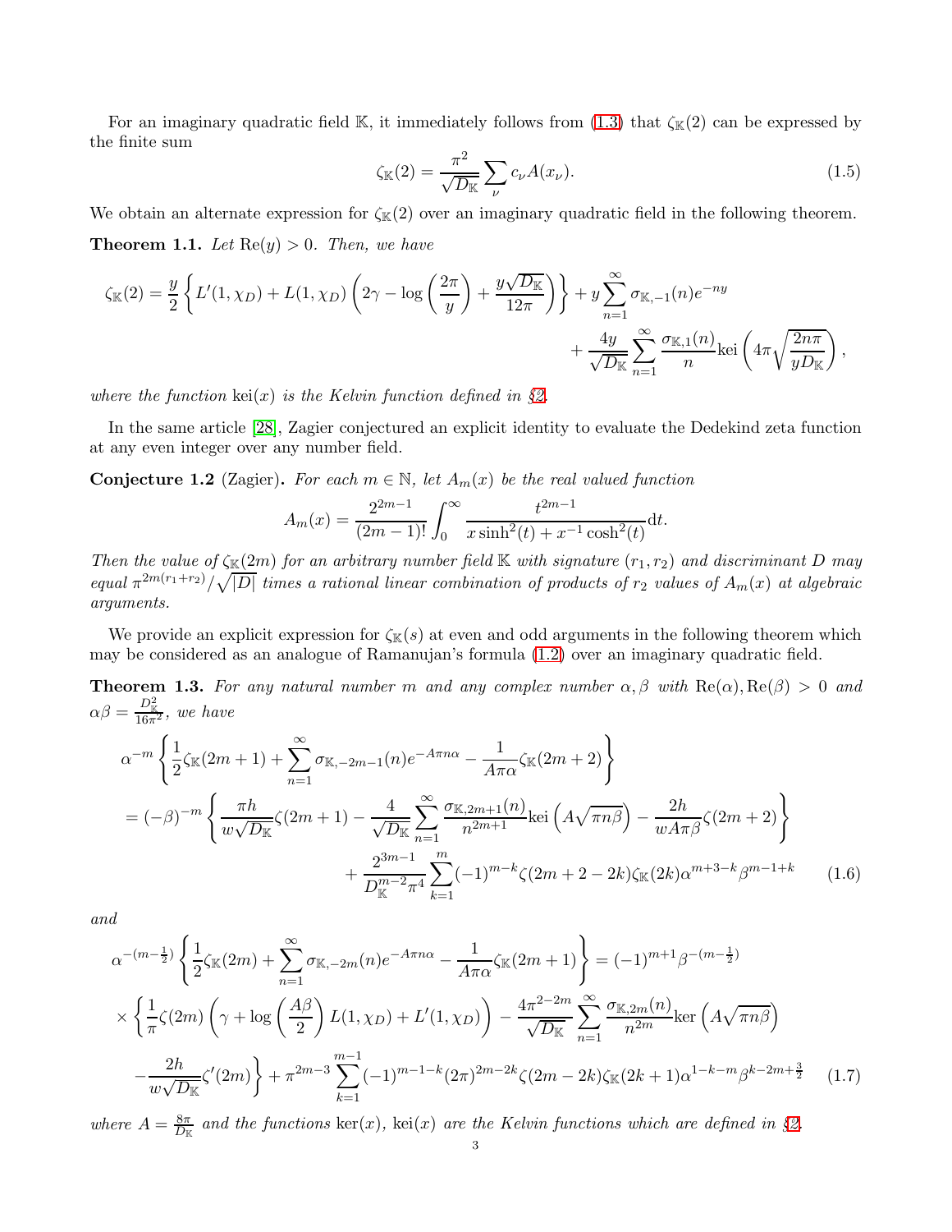For an imaginary quadratic field $\mathbb{K}$, it immediately follows from (1.3) that $\zeta_{\mathbb{K}}(2)$ can be expressed by the finite sum

$$\zeta_{\mathbb{K}}(2) = \frac{\pi^2}{\sqrt{D_{\mathbb{K}}}} \sum_{\nu} c_\nu A(x_\nu). \tag{1.5}$$

We obtain an alternate expression for $\zeta_{\mathbb{K}}(2)$ over an imaginary quadratic field in the following theorem.

**Theorem 1.1.** *Let $\mathrm{Re}(y) > 0$. Then, we have*

$$\zeta_{\mathbb{K}}(2) = \frac{y}{2}\left\{ L'(1,\chi_D) + L(1,\chi_D)\left(2\gamma - \log\left(\frac{2\pi}{y}\right) + \frac{y\sqrt{D_{\mathbb{K}}}}{12\pi}\right)\right\} + y\sum_{n=1}^{\infty} \sigma_{\mathbb{K},-1}(n)e^{-ny} + \frac{4y}{\sqrt{D_{\mathbb{K}}}}\sum_{n=1}^{\infty}\frac{\sigma_{\mathbb{K},1}(n)}{n}\mathrm{kei}\left(4\pi\sqrt{\frac{2n\pi}{yD_{\mathbb{K}}}}\right),$$

*where the function $\mathrm{kei}(x)$ is the Kelvin function defined in §2.*

In the same article [28], Zagier conjectured an explicit identity to evaluate the Dedekind zeta function at any even integer over any number field.

**Conjecture 1.2** (Zagier). *For each $m \in \mathbb{N}$, let $A_m(x)$ be the real valued function*

$$A_m(x) = \frac{2^{2m-1}}{(2m-1)!}\int_0^\infty \frac{t^{2m-1}}{x\sinh^2(t) + x^{-1}\cosh^2(t)}\mathrm{d}t.$$

*Then the value of $\zeta_{\mathbb{K}}(2m)$ for an arbitrary number field $\mathbb{K}$ with signature $(r_1, r_2)$ and discriminant $D$ may equal $\pi^{2m(r_1+r_2)}/\sqrt{|D|}$ times a rational linear combination of products of $r_2$ values of $A_m(x)$ at algebraic arguments.*

We provide an explicit expression for $\zeta_{\mathbb{K}}(s)$ at even and odd arguments in the following theorem which may be considered as an analogue of Ramanujan's formula (1.2) over an imaginary quadratic field.

**Theorem 1.3.** *For any natural number $m$ and any complex number $\alpha, \beta$ with $\mathrm{Re}(\alpha), \mathrm{Re}(\beta) > 0$ and $\alpha\beta = \frac{D_{\mathbb{K}}^2}{16\pi^2}$, we have*

$$\begin{aligned}
&\alpha^{-m}\left\{\frac{1}{2}\zeta_{\mathbb{K}}(2m+1) + \sum_{n=1}^{\infty}\sigma_{\mathbb{K},-2m-1}(n)e^{-A\pi n\alpha} - \frac{1}{A\pi\alpha}\zeta_{\mathbb{K}}(2m+2)\right\} \\
&= (-\beta)^{-m}\left\{\frac{\pi h}{w\sqrt{D_{\mathbb{K}}}}\zeta(2m+1) - \frac{4}{\sqrt{D_{\mathbb{K}}}}\sum_{n=1}^{\infty}\frac{\sigma_{\mathbb{K},2m+1}(n)}{n^{2m+1}}\mathrm{kei}\left(A\sqrt{\pi n\beta}\right) - \frac{2h}{wA\pi\beta}\zeta(2m+2)\right\} \\
&\quad + \frac{2^{3m-1}}{D_{\mathbb{K}}^{m-2}\pi^4}\sum_{k=1}^{m}(-1)^{m-k}\zeta(2m+2-2k)\zeta_{\mathbb{K}}(2k)\alpha^{m+3-k}\beta^{m-1+k}
\end{aligned} \tag{1.6}$$

*and*

$$\begin{aligned}
&\alpha^{-(m-\frac{1}{2})}\left\{\frac{1}{2}\zeta_{\mathbb{K}}(2m) + \sum_{n=1}^{\infty}\sigma_{\mathbb{K},-2m}(n)e^{-A\pi n\alpha} - \frac{1}{A\pi\alpha}\zeta_{\mathbb{K}}(2m+1)\right\} = (-1)^{m+1}\beta^{-(m-\frac{1}{2})} \\
&\times\left\{\frac{1}{\pi}\zeta(2m)\left(\gamma + \log\left(\frac{A\beta}{2}\right)L(1,\chi_D) + L'(1,\chi_D)\right) - \frac{4\pi^{2-2m}}{\sqrt{D_{\mathbb{K}}}}\sum_{n=1}^{\infty}\frac{\sigma_{\mathbb{K},2m}(n)}{n^{2m}}\mathrm{ker}\left(A\sqrt{\pi n\beta}\right)\right. \\
&\left. -\frac{2h}{w\sqrt{D_{\mathbb{K}}}}\zeta'(2m)\right\} + \pi^{2m-3}\sum_{k=1}^{m-1}(-1)^{m-1-k}(2\pi)^{2m-2k}\zeta(2m-2k)\zeta_{\mathbb{K}}(2k+1)\alpha^{1-k-m}\beta^{k-2m+\frac{3}{2}}
\end{aligned} \tag{1.7}$$

*where $A = \frac{8\pi}{D_{\mathbb{K}}}$ and the functions $\mathrm{ker}(x)$, $\mathrm{kei}(x)$ are the Kelvin functions which are defined in §2.*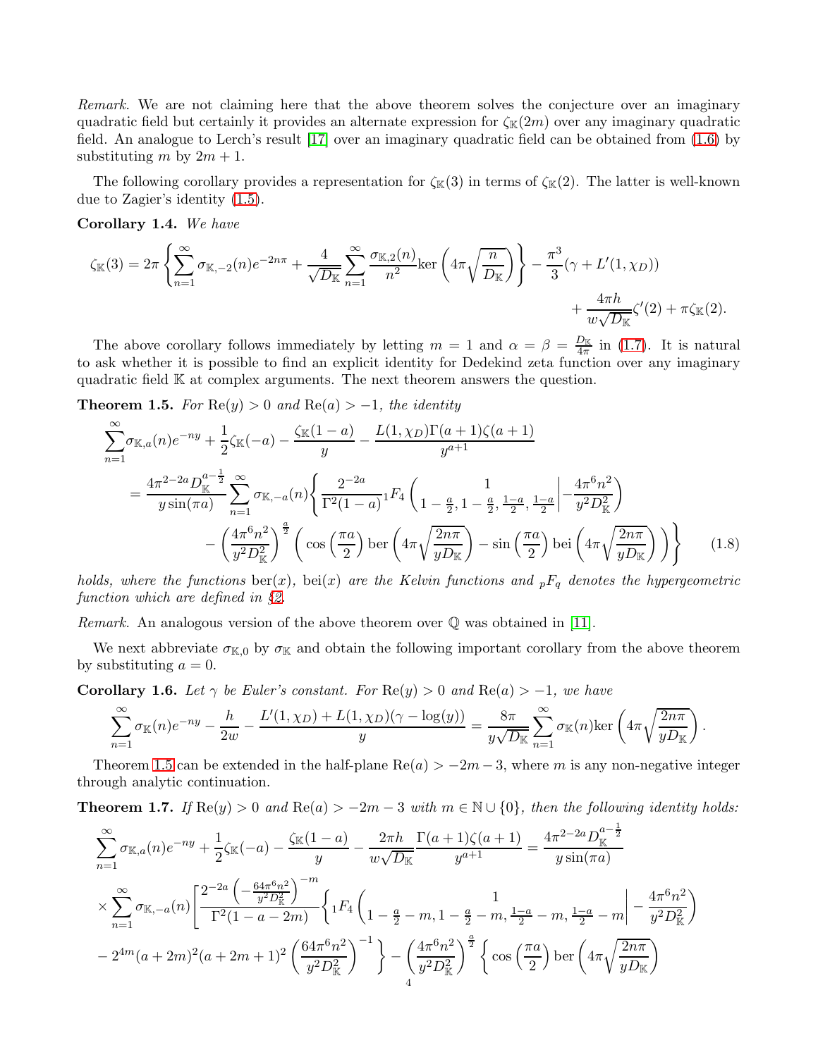*Remark.* We are not claiming here that the above theorem solves the conjecture over an imaginary quadratic field but certainly it provides an alternate expression for $\zeta_{\mathbb{K}}(2m)$ over any imaginary quadratic field. An analogue to Lerch's result [17] over an imaginary quadratic field can be obtained from (1.6) by substituting $m$ by $2m+1$.

The following corollary provides a representation for $\zeta_{\mathbb{K}}(3)$ in terms of $\zeta_{\mathbb{K}}(2)$. The latter is well-known due to Zagier's identity (1.5).

**Corollary 1.4.** *We have*

$$\zeta_{\mathbb{K}}(3) = 2\pi\left\{\sum_{n=1}^{\infty}\sigma_{\mathbb{K},-2}(n)e^{-2n\pi} + \frac{4}{\sqrt{D_{\mathbb{K}}}}\sum_{n=1}^{\infty}\frac{\sigma_{\mathbb{K},2}(n)}{n^2}\mathrm{ker}\left(4\pi\sqrt{\frac{n}{D_{\mathbb{K}}}}\right)\right\} - \frac{\pi^3}{3}(\gamma + L'(1,\chi_D)) + \frac{4\pi h}{w\sqrt{D_{\mathbb{K}}}}\zeta'(2) + \pi\zeta_{\mathbb{K}}(2).$$

The above corollary follows immediately by letting $m=1$ and $\alpha=\beta=\frac{D_{\mathbb{K}}}{4\pi}$ in (1.7). It is natural to ask whether it is possible to find an explicit identity for Dedekind zeta function over any imaginary quadratic field $\mathbb{K}$ at complex arguments. The next theorem answers the question.

**Theorem 1.5.** *For* $\mathrm{Re}(y)>0$ *and* $\mathrm{Re}(a)>-1$, *the identity*

$$\begin{aligned}
&\sum_{n=1}^{\infty}\sigma_{\mathbb{K},a}(n)e^{-ny} + \frac{1}{2}\zeta_{\mathbb{K}}(-a) - \frac{\zeta_{\mathbb{K}}(1-a)}{y} - \frac{L(1,\chi_D)\Gamma(a+1)\zeta(a+1)}{y^{a+1}}\\
&= \frac{4\pi^{2-2a}D_{\mathbb{K}}^{a-\frac{1}{2}}}{y\sin(\pi a)}\sum_{n=1}^{\infty}\sigma_{\mathbb{K},-a}(n)\left\{\frac{2^{-2a}}{\Gamma^2(1-a)}{}_1F_4\left(\begin{matrix}1\\ 1-\frac{a}{2},1-\frac{a}{2},\frac{1-a}{2},\frac{1-a}{2}\end{matrix}\middle| -\frac{4\pi^6n^2}{y^2D_{\mathbb{K}}^2}\right)\right.\\
&\quad\left. - \left(\frac{4\pi^6n^2}{y^2D_{\mathbb{K}}^2}\right)^{\frac{a}{2}}\left(\cos\left(\frac{\pi a}{2}\right)\mathrm{ber}\left(4\pi\sqrt{\frac{2n\pi}{yD_{\mathbb{K}}}}\right) - \sin\left(\frac{\pi a}{2}\right)\mathrm{bei}\left(4\pi\sqrt{\frac{2n\pi}{yD_{\mathbb{K}}}}\right)\right)\right\} \qquad (1.8)
\end{aligned}$$

*holds, where the functions* $\mathrm{ber}(x)$, $\mathrm{bei}(x)$ *are the Kelvin functions and* ${}_pF_q$ *denotes the hypergeometric function which are defined in §2.*

*Remark.* An analogous version of the above theorem over $\mathbb{Q}$ was obtained in [11].

We next abbreviate $\sigma_{\mathbb{K},0}$ by $\sigma_{\mathbb{K}}$ and obtain the following important corollary from the above theorem by substituting $a=0$.

**Corollary 1.6.** *Let* $\gamma$ *be Euler's constant. For* $\mathrm{Re}(y)>0$ *and* $\mathrm{Re}(a)>-1$, *we have*

$$\sum_{n=1}^{\infty}\sigma_{\mathbb{K}}(n)e^{-ny} - \frac{h}{2w} - \frac{L'(1,\chi_D)+L(1,\chi_D)(\gamma-\log(y))}{y} = \frac{8\pi}{y\sqrt{D_{\mathbb{K}}}}\sum_{n=1}^{\infty}\sigma_{\mathbb{K}}(n)\mathrm{ker}\left(4\pi\sqrt{\frac{2n\pi}{yD_{\mathbb{K}}}}\right).$$

Theorem 1.5 can be extended in the half-plane $\mathrm{Re}(a)>-2m-3$, where $m$ is any non-negative integer through analytic continuation.

**Theorem 1.7.** *If* $\mathrm{Re}(y)>0$ *and* $\mathrm{Re}(a)>-2m-3$ *with* $m\in\mathbb{N}\cup\{0\}$, *then the following identity holds:*

$$\begin{aligned}
&\sum_{n=1}^{\infty}\sigma_{\mathbb{K},a}(n)e^{-ny} + \frac{1}{2}\zeta_{\mathbb{K}}(-a) - \frac{\zeta_{\mathbb{K}}(1-a)}{y} - \frac{2\pi h}{w\sqrt{D_{\mathbb{K}}}}\frac{\Gamma(a+1)\zeta(a+1)}{y^{a+1}} = \frac{4\pi^{2-2a}D_{\mathbb{K}}^{a-\frac{1}{2}}}{y\sin(\pi a)}\\
&\times\sum_{n=1}^{\infty}\sigma_{\mathbb{K},-a}(n)\left[\frac{2^{-2a}\left(-\frac{64\pi^6n^2}{y^2D_{\mathbb{K}}^2}\right)^{-m}}{\Gamma^2(1-a-2m)}\left\{{}_1F_4\left(\begin{matrix}1\\ 1-\frac{a}{2}-m,1-\frac{a}{2}-m,\frac{1-a}{2}-m,\frac{1-a}{2}-m\end{matrix}\middle| -\frac{4\pi^6n^2}{y^2D_{\mathbb{K}}^2}\right)\right.\right.\\
&\left. - 2^{4m}(a+2m)^2(a+2m+1)^2\left(\frac{64\pi^6n^2}{y^2D_{\mathbb{K}}^2}\right)^{-1}\right\} - \left(\frac{4\pi^6n^2}{y^2D_{\mathbb{K}}^2}\right)^{\frac{a}{2}}\left\{\cos\left(\frac{\pi a}{2}\right)\mathrm{ber}\left(4\pi\sqrt{\frac{2n\pi}{yD_{\mathbb{K}}}}\right)\right.
\end{aligned}$$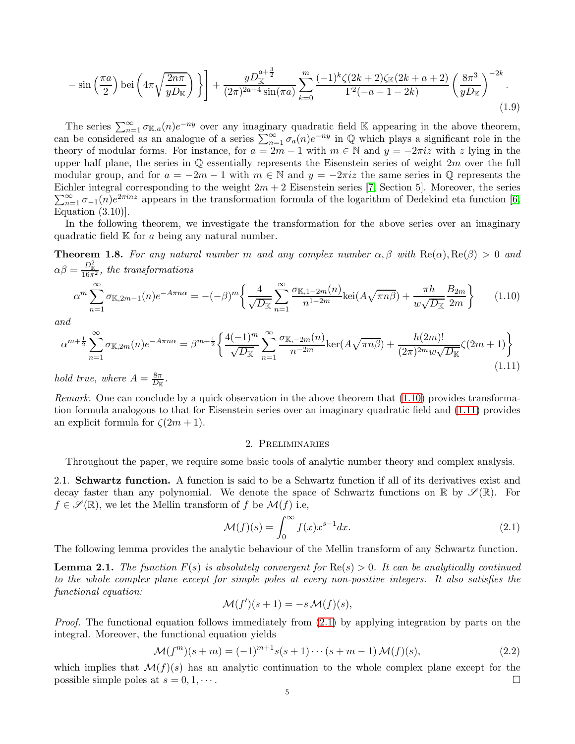$$
- \sin\left(\frac{\pi a}{2}\right) \mathrm{bei}\left(4\pi\sqrt{\frac{2n\pi}{yD_{\mathbb{K}}}}\right) \Bigg\}\Bigg] + \frac{yD_{\mathbb{K}}^{a+\frac{3}{2}}}{(2\pi)^{2a+4}\sin(\pi a)} \sum_{k=0}^{m} \frac{(-1)^k \zeta(2k+2)\zeta_{\mathbb{K}}(2k+a+2)}{\Gamma^2(-a-1-2k)} \left(\frac{8\pi^3}{yD_{\mathbb{K}}}\right)^{-2k}. \tag{1.9}
$$

The series $\sum_{n=1}^{\infty} \sigma_{\mathbb{K},a}(n)e^{-ny}$ over any imaginary quadratic field $\mathbb{K}$ appearing in the above theorem, can be considered as an analogue of a series $\sum_{n=1}^{\infty} \sigma_a(n)e^{-ny}$ in $\mathbb{Q}$ which plays a significant role in the theory of modular forms. For instance, for $a = 2m-1$ with $m \in \mathbb{N}$ and $y = -2\pi i z$ with $z$ lying in the upper half plane, the series in $\mathbb{Q}$ essentially represents the Eisenstein series of weight $2m$ over the full modular group, and for $a = -2m-1$ with $m \in \mathbb{N}$ and $y = -2\pi i z$ the same series in $\mathbb{Q}$ represents the Eichler integral corresponding to the weight $2m+2$ Eisenstein series [7, Section 5]. Moreover, the series $\sum_{n=1}^{\infty} \sigma_{-1}(n)e^{2\pi i n z}$ appears in the transformation formula of the logarithm of Dedekind eta function [6, Equation (3.10)].

In the following theorem, we investigate the transformation for the above series over an imaginary quadratic field $\mathbb{K}$ for $a$ being any natural number.

**Theorem 1.8.** *For any natural number $m$ and any complex number $\alpha, \beta$ with $\mathrm{Re}(\alpha), \mathrm{Re}(\beta) > 0$ and $\alpha\beta = \frac{D_{\mathbb{K}}^2}{16\pi^2}$, the transformations*

$$
\alpha^m \sum_{n=1}^{\infty} \sigma_{\mathbb{K},2m-1}(n)e^{-A\pi n\alpha} = -(-\beta)^m \left\{ \frac{4}{\sqrt{D_{\mathbb{K}}}} \sum_{n=1}^{\infty} \frac{\sigma_{\mathbb{K},1-2m}(n)}{n^{1-2m}} \mathrm{kei}(A\sqrt{\pi n\beta}) + \frac{\pi h}{w\sqrt{D_{\mathbb{K}}}} \frac{B_{2m}}{2m} \right\} \tag{1.10}
$$

*and*

$$
\alpha^{m+\frac{1}{2}} \sum_{n=1}^{\infty} \sigma_{\mathbb{K},2m}(n)e^{-A\pi n\alpha} = \beta^{m+\frac{1}{2}} \left\{ \frac{4(-1)^m}{\sqrt{D_{\mathbb{K}}}} \sum_{n=1}^{\infty} \frac{\sigma_{\mathbb{K},-2m}(n)}{n^{-2m}} \mathrm{ker}(A\sqrt{\pi n\beta}) + \frac{h(2m)!}{(2\pi)^{2m} w\sqrt{D_{\mathbb{K}}}} \zeta(2m+1) \right\} \tag{1.11}
$$

*hold true, where $A = \frac{8\pi}{D_{\mathbb{K}}}$.*

*Remark.* One can conclude by a quick observation in the above theorem that (1.10) provides transformation formula analogous to that for Eisenstein series over an imaginary quadratic field and (1.11) provides an explicit formula for $\zeta(2m+1)$.

## 2. Preliminaries

Throughout the paper, we require some basic tools of analytic number theory and complex analysis.

2.1. **Schwartz function.** A function is said to be a Schwartz function if all of its derivatives exist and decay faster than any polynomial. We denote the space of Schwartz functions on $\mathbb{R}$ by $\mathscr{S}(\mathbb{R})$. For $f \in \mathscr{S}(\mathbb{R})$, we let the Mellin transform of $f$ be $\mathcal{M}(f)$ i.e,

$$
\mathcal{M}(f)(s) = \int_0^{\infty} f(x)x^{s-1}dx. \tag{2.1}
$$

The following lemma provides the analytic behaviour of the Mellin transform of any Schwartz function.

**Lemma 2.1.** *The function $F(s)$ is absolutely convergent for $\mathrm{Re}(s) > 0$. It can be analytically continued to the whole complex plane except for simple poles at every non-positive integers. It also satisfies the functional equation:*

$$
\mathcal{M}(f')(s+1) = -s\,\mathcal{M}(f)(s),
$$

*Proof.* The functional equation follows immediately from (2.1) by applying integration by parts on the integral. Moreover, the functional equation yields

$$
\mathcal{M}(f^m)(s+m) = (-1)^{m+1}s(s+1)\cdots(s+m-1)\,\mathcal{M}(f)(s), \tag{2.2}
$$

which implies that $\mathcal{M}(f)(s)$ has an analytic continuation to the whole complex plane except for the possible simple poles at $s = 0, 1, \cdots$. $\square$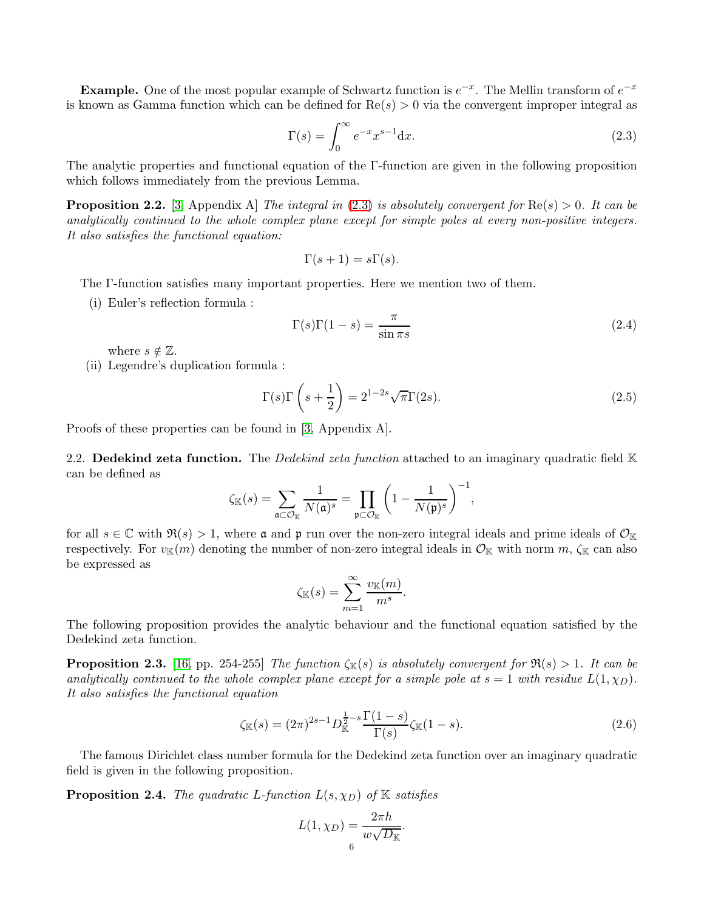**Example.** One of the most popular example of Schwartz function is $e^{-x}$. The Mellin transform of $e^{-x}$ is known as Gamma function which can be defined for $\mathrm{Re}(s) > 0$ via the convergent improper integral as

$$\Gamma(s) = \int_0^\infty e^{-x} x^{s-1} \mathrm{d}x. \tag{2.3}$$

The analytic properties and functional equation of the $\Gamma$-function are given in the following proposition which follows immediately from the previous Lemma.

**Proposition 2.2.** [3, Appendix A] *The integral in (2.3) is absolutely convergent for* $\mathrm{Re}(s) > 0$. *It can be analytically continued to the whole complex plane except for simple poles at every non-positive integers. It also satisfies the functional equation:*

$$\Gamma(s+1) = s\Gamma(s).$$

The $\Gamma$-function satisfies many important properties. Here we mention two of them.

(i) Euler's reflection formula :

$$\Gamma(s)\Gamma(1-s) = \frac{\pi}{\sin \pi s} \tag{2.4}$$

where $s \notin \mathbb{Z}$.

(ii) Legendre's duplication formula :

$$\Gamma(s)\Gamma\left(s + \frac{1}{2}\right) = 2^{1-2s}\sqrt{\pi}\Gamma(2s). \tag{2.5}$$

Proofs of these properties can be found in [3, Appendix A].

2.2. **Dedekind zeta function.** The *Dedekind zeta function* attached to an imaginary quadratic field $\mathbb{K}$ can be defined as

$$\zeta_{\mathbb{K}}(s) = \sum_{\mathfrak{a} \subset \mathcal{O}_{\mathbb{K}}} \frac{1}{N(\mathfrak{a})^s} = \prod_{\mathfrak{p} \subset \mathcal{O}_{\mathbb{K}}} \left(1 - \frac{1}{N(\mathfrak{p})^s}\right)^{-1},$$

for all $s \in \mathbb{C}$ with $\Re(s) > 1$, where $\mathfrak{a}$ and $\mathfrak{p}$ run over the non-zero integral ideals and prime ideals of $\mathcal{O}_{\mathbb{K}}$ respectively. For $v_{\mathbb{K}}(m)$ denoting the number of non-zero integral ideals in $\mathcal{O}_{\mathbb{K}}$ with norm $m$, $\zeta_{\mathbb{K}}$ can also be expressed as

$$\zeta_{\mathbb{K}}(s) = \sum_{m=1}^{\infty} \frac{v_{\mathbb{K}}(m)}{m^s}.$$

The following proposition provides the analytic behaviour and the functional equation satisfied by the Dedekind zeta function.

**Proposition 2.3.** [16, pp. 254-255] *The function* $\zeta_{\mathbb{K}}(s)$ *is absolutely convergent for* $\Re(s) > 1$. *It can be analytically continued to the whole complex plane except for a simple pole at* $s = 1$ *with residue* $L(1, \chi_D)$. *It also satisfies the functional equation*

$$\zeta_{\mathbb{K}}(s) = (2\pi)^{2s-1} D_{\mathbb{K}}^{\frac{1}{2}-s} \frac{\Gamma(1-s)}{\Gamma(s)} \zeta_{\mathbb{K}}(1-s). \tag{2.6}$$

The famous Dirichlet class number formula for the Dedekind zeta function over an imaginary quadratic field is given in the following proposition.

**Proposition 2.4.** *The quadratic L-function* $L(s, \chi_D)$ *of* $\mathbb{K}$ *satisfies*

$$L(1, \chi_D) = \frac{2\pi h}{w\sqrt{D_{\mathbb{K}}}}.$$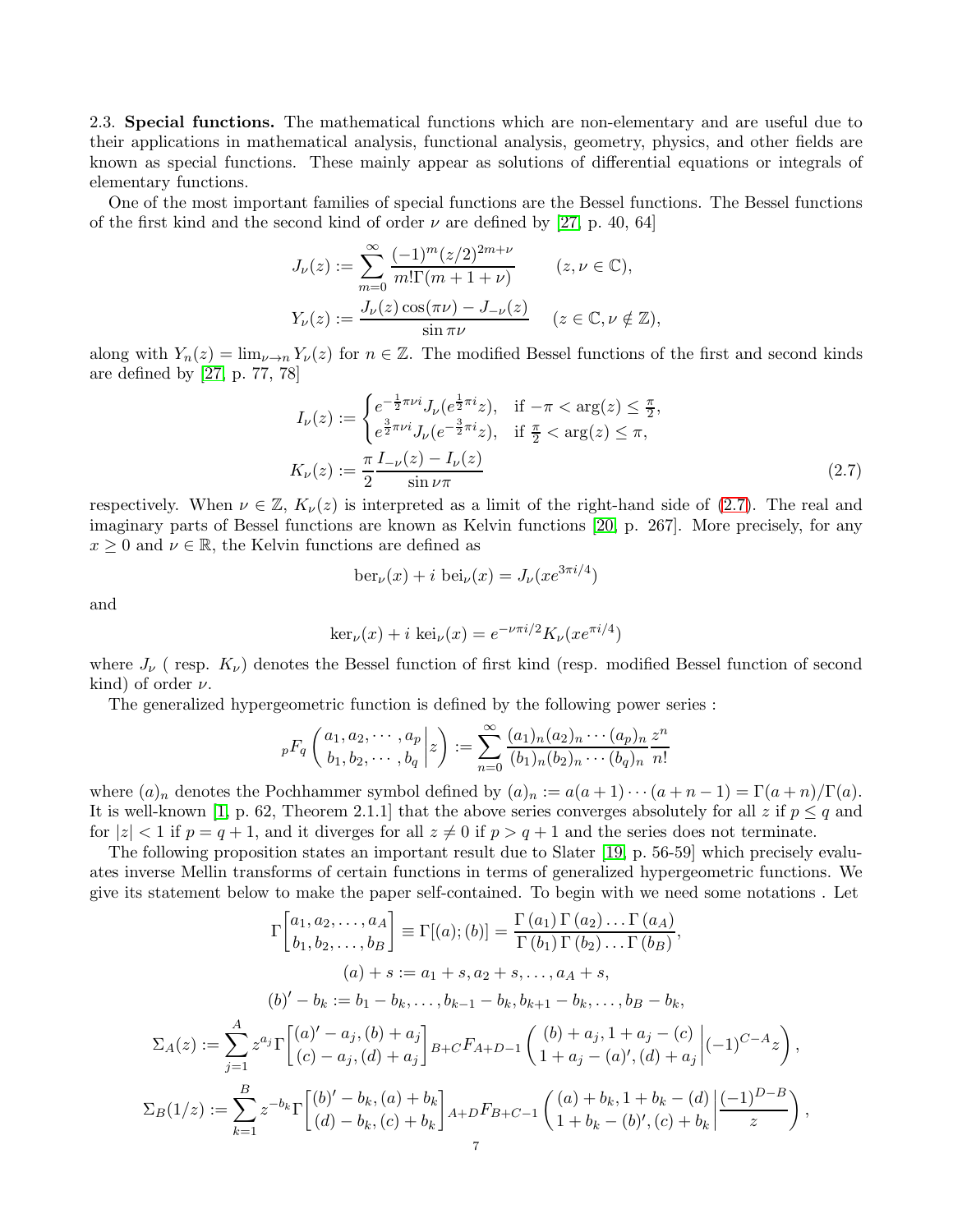**2.3. Special functions.** The mathematical functions which are non-elementary and are useful due to their applications in mathematical analysis, functional analysis, geometry, physics, and other fields are known as special functions. These mainly appear as solutions of differential equations or integrals of elementary functions.

One of the most important families of special functions are the Bessel functions. The Bessel functions of the first kind and the second kind of order $\nu$ are defined by [27, p. 40, 64]

$$J_\nu(z) := \sum_{m=0}^{\infty} \frac{(-1)^m (z/2)^{2m+\nu}}{m!\Gamma(m+1+\nu)} \qquad (z, \nu \in \mathbb{C}),$$

$$Y_\nu(z) := \frac{J_\nu(z)\cos(\pi\nu) - J_{-\nu}(z)}{\sin \pi\nu} \quad (z \in \mathbb{C}, \nu \notin \mathbb{Z}),$$

along with $Y_n(z) = \lim_{\nu \to n} Y_\nu(z)$ for $n \in \mathbb{Z}$. The modified Bessel functions of the first and second kinds are defined by [27, p. 77, 78]

$$I_\nu(z) := \begin{cases} e^{-\frac{1}{2}\pi\nu i} J_\nu(e^{\frac{1}{2}\pi i} z), & \text{if } -\pi < \arg(z) \leq \frac{\pi}{2}, \\ e^{\frac{3}{2}\pi\nu i} J_\nu(e^{-\frac{3}{2}\pi i} z), & \text{if } \frac{\pi}{2} < \arg(z) \leq \pi, \end{cases}$$

$$K_\nu(z) := \frac{\pi}{2} \frac{I_{-\nu}(z) - I_\nu(z)}{\sin \nu\pi} \tag{2.7}$$

respectively. When $\nu \in \mathbb{Z}$, $K_\nu(z)$ is interpreted as a limit of the right-hand side of (2.7). The real and imaginary parts of Bessel functions are known as Kelvin functions [20, p. 267]. More precisely, for any $x \geq 0$ and $\nu \in \mathbb{R}$, the Kelvin functions are defined as

$$\mathrm{ber}_\nu(x) + i\ \mathrm{bei}_\nu(x) = J_\nu(x e^{3\pi i/4})$$

and

$$\ker_\nu(x) + i\ \mathrm{kei}_\nu(x) = e^{-\nu\pi i/2} K_\nu(x e^{\pi i/4})$$

where $J_\nu$ ( resp. $K_\nu$) denotes the Bessel function of first kind (resp. modified Bessel function of second kind) of order $\nu$.

The generalized hypergeometric function is defined by the following power series :

$${}_pF_q\left(\begin{matrix} a_1, a_2, \cdots, a_p \\ b_1, b_2, \cdots, b_q \end{matrix} \middle| z\right) := \sum_{n=0}^{\infty} \frac{(a_1)_n (a_2)_n \cdots (a_p)_n}{(b_1)_n (b_2)_n \cdots (b_q)_n} \frac{z^n}{n!}$$

where $(a)_n$ denotes the Pochhammer symbol defined by $(a)_n := a(a+1)\cdots(a+n-1) = \Gamma(a+n)/\Gamma(a)$. It is well-known [1, p. 62, Theorem 2.1.1] that the above series converges absolutely for all $z$ if $p \leq q$ and for $|z| < 1$ if $p = q+1$, and it diverges for all $z \neq 0$ if $p > q+1$ and the series does not terminate.

The following proposition states an important result due to Slater [19, p. 56-59] which precisely evaluates inverse Mellin transforms of certain functions in terms of generalized hypergeometric functions. We give its statement below to make the paper self-contained. To begin with we need some notations . Let

$$\Gamma\begin{bmatrix} a_1, a_2, \ldots, a_A \\ b_1, b_2, \ldots, b_B \end{bmatrix} \equiv \Gamma[(a);(b)] = \frac{\Gamma(a_1)\Gamma(a_2)\ldots\Gamma(a_A)}{\Gamma(b_1)\Gamma(b_2)\ldots\Gamma(b_B)},$$

$$(a) + s := a_1 + s, a_2 + s, \ldots, a_A + s,$$

$$(b)' - b_k := b_1 - b_k, \ldots, b_{k-1} - b_k, b_{k+1} - b_k, \ldots, b_B - b_k,$$

$$\Sigma_A(z) := \sum_{j=1}^{A} z^{a_j} \Gamma\begin{bmatrix} (a)' - a_j, (b) + a_j \\ (c) - a_j, (d) + a_j \end{bmatrix} {}_{B+C}F_{A+D-1}\left(\begin{matrix} (b) + a_j, 1 + a_j - (c) \\ 1 + a_j - (a)', (d) + a_j \end{matrix} \middle| (-1)^{C-A} z\right),$$

$$\Sigma_B(1/z) := \sum_{k=1}^{B} z^{-b_k} \Gamma\begin{bmatrix} (b)' - b_k, (a) + b_k \\ (d) - b_k, (c) + b_k \end{bmatrix} {}_{A+D}F_{B+C-1}\left(\begin{matrix} (a) + b_k, 1 + b_k - (d) \\ 1 + b_k - (b)', (c) + b_k \end{matrix} \middle| \frac{(-1)^{D-B}}{z}\right),$$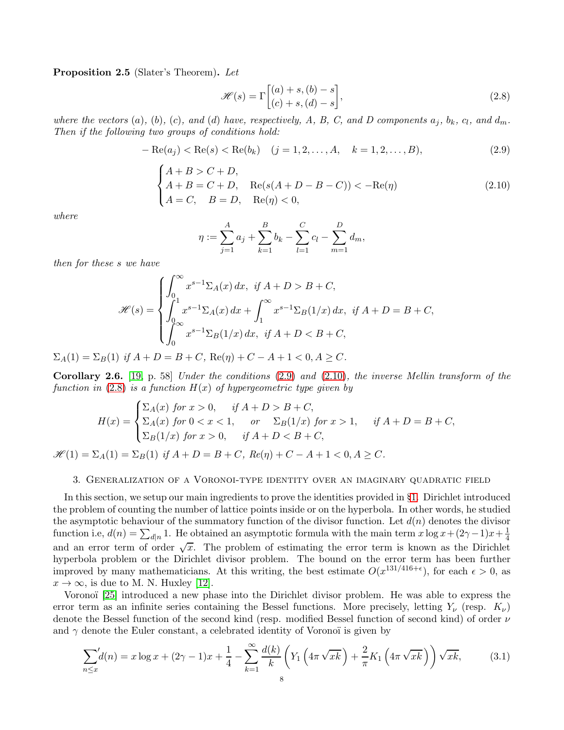**Proposition 2.5** (Slater's Theorem). *Let*

$$\mathscr{H}(s) = \Gamma\begin{bmatrix}(a)+s, (b)-s\\(c)+s, (d)-s\end{bmatrix}, \tag{2.8}$$

*where the vectors* $(a)$, $(b)$, $(c)$, *and* $(d)$ *have, respectively,* $A$, $B$, $C$, *and* $D$ *components* $a_j$, $b_k$, $c_l$, *and* $d_m$. *Then if the following two groups of conditions hold:*

$$-\operatorname{Re}(a_j) < \operatorname{Re}(s) < \operatorname{Re}(b_k) \quad (j=1,2,\ldots,A, \quad k=1,2,\ldots,B), \tag{2.9}$$

$$\begin{cases} A+B > C+D, \\ A+B = C+D, \quad \operatorname{Re}(s(A+D-B-C)) < -\operatorname{Re}(\eta) \\ A=C, \quad B=D, \quad \operatorname{Re}(\eta) < 0, \end{cases} \tag{2.10}$$

*where*

$$\eta := \sum_{j=1}^{A} a_j + \sum_{k=1}^{B} b_k - \sum_{l=1}^{C} c_l - \sum_{m=1}^{D} d_m,$$

*then for these* $s$ *we have*

$$\mathscr{H}(s) = \begin{cases} \displaystyle\int_0^\infty x^{s-1}\Sigma_A(x)\,dx, & \text{if } A+D > B+C, \\ \displaystyle\int_0^1 x^{s-1}\Sigma_A(x)\,dx + \int_1^\infty x^{s-1}\Sigma_B(1/x)\,dx, & \text{if } A+D = B+C, \\ \displaystyle\int_0^\infty x^{s-1}\Sigma_B(1/x)\,dx, & \text{if } A+D < B+C, \end{cases}$$

$\Sigma_A(1) = \Sigma_B(1)$ *if* $A+D = B+C$, $\operatorname{Re}(\eta) + C - A + 1 < 0, A \geq C$.

**Corollary 2.6.** [19, p. 58] *Under the conditions* (2.9) *and* (2.10)*, the inverse Mellin transform of the function in* (2.8) *is a function* $H(x)$ *of hypergeometric type given by*

$$H(x) = \begin{cases} \Sigma_A(x) \text{ for } x>0, & \text{if } A+D > B+C, \\ \Sigma_A(x) \text{ for } 0<x<1, \quad \text{or} \quad \Sigma_B(1/x) \text{ for } x>1, & \text{if } A+D = B+C, \\ \Sigma_B(1/x) \text{ for } x>0, & \text{if } A+D < B+C, \end{cases}$$

$\mathscr{H}(1) = \Sigma_A(1) = \Sigma_B(1)$ *if* $A+D = B+C$, $Re(\eta) + C - A + 1 < 0, A \geq C$.

## 3. Generalization of a Voronoi-type identity over an imaginary quadratic field

In this section, we setup our main ingredients to prove the identities provided in §1. Dirichlet introduced the problem of counting the number of lattice points inside or on the hyperbola. In other words, he studied the asymptotic behaviour of the summatory function of the divisor function. Let $d(n)$ denotes the divisor function i.e, $d(n) = \sum_{d|n} 1$. He obtained an asymptotic formula with the main term $x\log x + (2\gamma-1)x + \frac{1}{4}$ and an error term of order $\sqrt{x}$. The problem of estimating the error term is known as the Dirichlet hyperbola problem or the Dirichlet divisor problem. The bound on the error term has been further improved by many mathematicians. At this writing, the best estimate $O(x^{131/416+\epsilon})$, for each $\epsilon > 0$, as $x \to \infty$, is due to M. N. Huxley [12].

Voronoï [25] introduced a new phase into the Dirichlet divisor problem. He was able to express the error term as an infinite series containing the Bessel functions. More precisely, letting $Y_\nu$ (resp. $K_\nu$) denote the Bessel function of the second kind (resp. modified Bessel function of second kind) of order $\nu$ and $\gamma$ denote the Euler constant, a celebrated identity of Voronoï is given by

$$\sideset{}{'}\sum_{n\leq x} d(n) = x\log x + (2\gamma-1)x + \frac{1}{4} - \sum_{k=1}^{\infty} \frac{d(k)}{k}\left(Y_1\left(4\pi\sqrt{xk}\right) + \frac{2}{\pi}K_1\left(4\pi\sqrt{xk}\right)\right)\sqrt{xk}, \tag{3.1}$$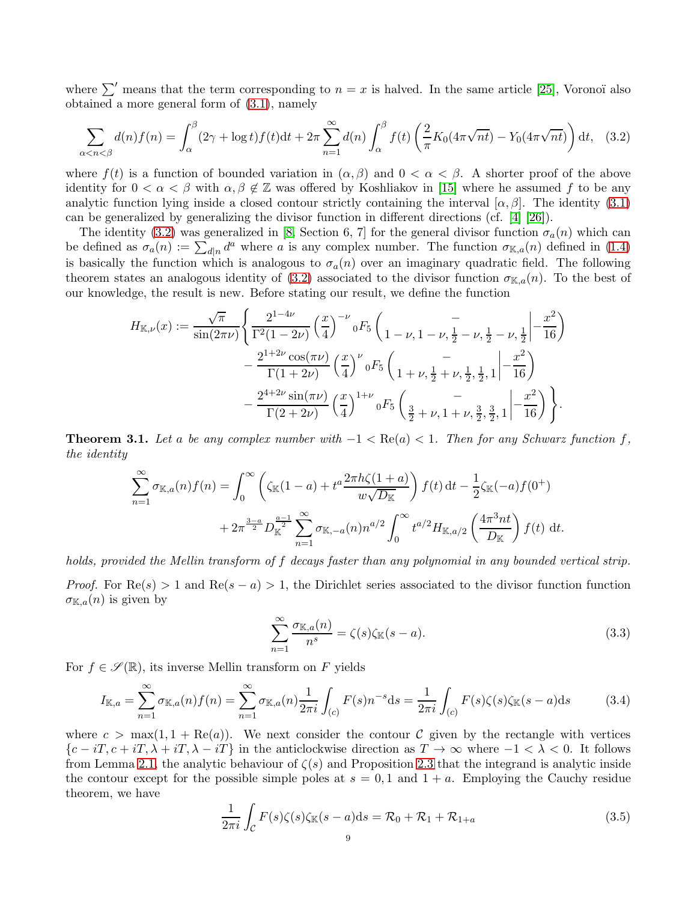where $\sum'$ means that the term corresponding to $n = x$ is halved. In the same article [25], Voronoï also obtained a more general form of (3.1), namely

$$\sum_{\alpha<n<\beta} d(n)f(n) = \int_\alpha^\beta (2\gamma + \log t)f(t)\mathrm{d}t + 2\pi\sum_{n=1}^\infty d(n)\int_\alpha^\beta f(t)\left(\frac{2}{\pi}K_0(4\pi\sqrt{nt}) - Y_0(4\pi\sqrt{nt})\right)\mathrm{d}t, \quad (3.2)$$

where $f(t)$ is a function of bounded variation in $(\alpha, \beta)$ and $0 < \alpha < \beta$. A shorter proof of the above identity for $0 < \alpha < \beta$ with $\alpha, \beta \notin \mathbb{Z}$ was offered by Koshliakov in [15] where he assumed $f$ to be any analytic function lying inside a closed contour strictly containing the interval $[\alpha, \beta]$. The identity (3.1) can be generalized by generalizing the divisor function in different directions (cf. [4] [26]).

The identity (3.2) was generalized in [8, Section 6, 7] for the general divisor function $\sigma_a(n)$ which can be defined as $\sigma_a(n) := \sum_{d|n} d^a$ where $a$ is any complex number. The function $\sigma_{\mathbb{K},a}(n)$ defined in (1.4) is basically the function which is analogous to $\sigma_a(n)$ over an imaginary quadratic field. The following theorem states an analogous identity of (3.2) associated to the divisor function $\sigma_{\mathbb{K},a}(n)$. To the best of our knowledge, the result is new. Before stating our result, we define the function

$$\begin{aligned}
H_{\mathbb{K},\nu}(x) := \frac{\sqrt{\pi}}{\sin(2\pi\nu)}\Bigg\{ &\frac{2^{1-4\nu}}{\Gamma^2(1-2\nu)}\left(\frac{x}{4}\right)^{-\nu} {}_0F_5\left(\begin{matrix} - \\ 1-\nu, 1-\nu, \frac{1}{2}-\nu, \frac{1}{2}-\nu, \frac{1}{2}\end{matrix}\,\middle|\, -\frac{x^2}{16}\right) \\
&- \frac{2^{1+2\nu}\cos(\pi\nu)}{\Gamma(1+2\nu)}\left(\frac{x}{4}\right)^{\nu} {}_0F_5\left(\begin{matrix} - \\ 1+\nu, \frac{1}{2}+\nu, \frac{1}{2}, \frac{1}{2}, 1\end{matrix}\,\middle|\, -\frac{x^2}{16}\right) \\
&- \frac{2^{4+2\nu}\sin(\pi\nu)}{\Gamma(2+2\nu)}\left(\frac{x}{4}\right)^{1+\nu} {}_0F_5\left(\begin{matrix} - \\ \frac{3}{2}+\nu, 1+\nu, \frac{3}{2}, \frac{3}{2}, 1\end{matrix}\,\middle|\, -\frac{x^2}{16}\right)\Bigg\}.
\end{aligned}$$

**Theorem 3.1.** *Let $a$ be any complex number with $-1 < \mathrm{Re}(a) < 1$. Then for any Schwarz function $f$, the identity*

$$\begin{aligned}
\sum_{n=1}^\infty \sigma_{\mathbb{K},a}(n)f(n) = &\int_0^\infty \left(\zeta_{\mathbb{K}}(1-a) + t^a\frac{2\pi h\zeta(1+a)}{w\sqrt{D_{\mathbb{K}}}}\right)f(t)\,\mathrm{d}t - \frac{1}{2}\zeta_{\mathbb{K}}(-a)f(0^+) \\
&+ 2\pi^{\frac{3-a}{2}}D_{\mathbb{K}}^{\frac{a-1}{2}}\sum_{n=1}^\infty \sigma_{\mathbb{K},-a}(n)n^{a/2}\int_0^\infty t^{a/2}H_{\mathbb{K},a/2}\left(\frac{4\pi^3 nt}{D_{\mathbb{K}}}\right)f(t)\,\mathrm{d}t.
\end{aligned}$$

*holds, provided the Mellin transform of $f$ decays faster than any polynomial in any bounded vertical strip.*

*Proof.* For $\mathrm{Re}(s) > 1$ and $\mathrm{Re}(s-a) > 1$, the Dirichlet series associated to the divisor function function $\sigma_{\mathbb{K},a}(n)$ is given by

$$\sum_{n=1}^\infty \frac{\sigma_{\mathbb{K},a}(n)}{n^s} = \zeta(s)\zeta_{\mathbb{K}}(s-a). \quad (3.3)$$

For $f \in \mathscr{S}(\mathbb{R})$, its inverse Mellin transform on $F$ yields

$$I_{\mathbb{K},a} = \sum_{n=1}^\infty \sigma_{\mathbb{K},a}(n)f(n) = \sum_{n=1}^\infty \sigma_{\mathbb{K},a}(n)\frac{1}{2\pi i}\int_{(c)} F(s)n^{-s}\mathrm{d}s = \frac{1}{2\pi i}\int_{(c)} F(s)\zeta(s)\zeta_{\mathbb{K}}(s-a)\mathrm{d}s \quad (3.4)$$

where $c > \max(1, 1+\mathrm{Re}(a))$. We next consider the contour $\mathcal{C}$ given by the rectangle with vertices $\{c-iT, c+iT, \lambda+iT, \lambda-iT\}$ in the anticlockwise direction as $T \to \infty$ where $-1 < \lambda < 0$. It follows from Lemma 2.1, the analytic behaviour of $\zeta(s)$ and Proposition 2.3 that the integrand is analytic inside the contour except for the possible simple poles at $s = 0, 1$ and $1+a$. Employing the Cauchy residue theorem, we have

$$\frac{1}{2\pi i}\int_{\mathcal{C}} F(s)\zeta(s)\zeta_{\mathbb{K}}(s-a)\mathrm{d}s = \mathcal{R}_0 + \mathcal{R}_1 + \mathcal{R}_{1+a} \quad (3.5)$$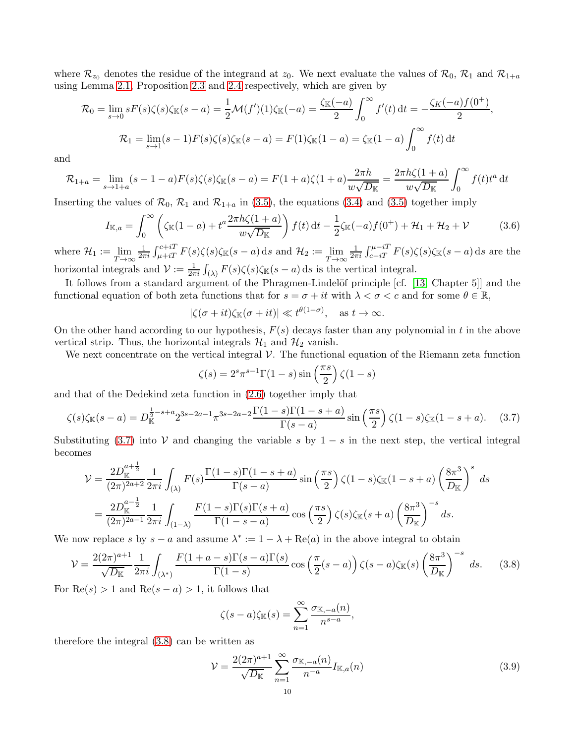where $\mathcal{R}_{z_0}$ denotes the residue of the integrand at $z_0$. We next evaluate the values of $\mathcal{R}_0$, $\mathcal{R}_1$ and $\mathcal{R}_{1+a}$ using Lemma 2.1, Proposition 2.3 and 2.4 respectively, which are given by

$$\mathcal{R}_0 = \lim_{s\to 0} sF(s)\zeta(s)\zeta_{\mathbb{K}}(s-a) = \frac{1}{2}\mathcal{M}(f')(1)\zeta_{\mathbb{K}}(-a) = \frac{\zeta_{\mathbb{K}}(-a)}{2}\int_0^\infty f'(t)\,\mathrm{d}t = -\frac{\zeta_K(-a)f(0^+)}{2},$$

$$\mathcal{R}_1 = \lim_{s\to 1}(s-1)F(s)\zeta(s)\zeta_{\mathbb{K}}(s-a) = F(1)\zeta_{\mathbb{K}}(1-a) = \zeta_{\mathbb{K}}(1-a)\int_0^\infty f(t)\,\mathrm{d}t$$

and

$$\mathcal{R}_{1+a} = \lim_{s\to 1+a}(s-1-a)F(s)\zeta(s)\zeta_{\mathbb{K}}(s-a) = F(1+a)\zeta(1+a)\frac{2\pi h}{w\sqrt{D_{\mathbb{K}}}} = \frac{2\pi h\zeta(1+a)}{w\sqrt{D_{\mathbb{K}}}}\int_0^\infty f(t)t^a\,\mathrm{d}t$$

Inserting the values of $\mathcal{R}_0$, $\mathcal{R}_1$ and $\mathcal{R}_{1+a}$ in (3.5), the equations (3.4) and (3.5) together imply

$$I_{\mathbb{K},a} = \int_0^\infty \left(\zeta_{\mathbb{K}}(1-a) + t^a\frac{2\pi h\zeta(1+a)}{w\sqrt{D_{\mathbb{K}}}}\right)f(t)\,\mathrm{d}t - \frac{1}{2}\zeta_{\mathbb{K}}(-a)f(0^+) + \mathcal{H}_1 + \mathcal{H}_2 + \mathcal{V} \tag{3.6}$$

where $\mathcal{H}_1 := \lim\limits_{T\to\infty}\frac{1}{2\pi i}\int_{\mu+iT}^{c+iT}F(s)\zeta(s)\zeta_{\mathbb{K}}(s-a)\,\mathrm{d}s$ and $\mathcal{H}_2 := \lim\limits_{T\to\infty}\frac{1}{2\pi i}\int_{c-iT}^{\mu-iT}F(s)\zeta(s)\zeta_{\mathbb{K}}(s-a)\,\mathrm{d}s$ are the horizontal integrals and $\mathcal{V} := \frac{1}{2\pi i}\int_{(\lambda)}F(s)\zeta(s)\zeta_{\mathbb{K}}(s-a)\,\mathrm{d}s$ is the vertical integral.

It follows from a standard argument of the Phragmen-Lindelöf principle [cf. [13, Chapter 5]] and the functional equation of both zeta functions that for $s = \sigma + it$ with $\lambda < \sigma < c$ and for some $\theta \in \mathbb{R}$,

$$|\zeta(\sigma+it)\zeta_{\mathbb{K}}(\sigma+it)| \ll t^{\theta(1-\sigma)}, \quad \text{as } t\to\infty.$$

On the other hand according to our hypothesis, $F(s)$ decays faster than any polynomial in $t$ in the above vertical strip. Thus, the horizontal integrals $\mathcal{H}_1$ and $\mathcal{H}_2$ vanish.

We next concentrate on the vertical integral $\mathcal{V}$. The functional equation of the Riemann zeta function

$$\zeta(s) = 2^s\pi^{s-1}\Gamma(1-s)\sin\left(\frac{\pi s}{2}\right)\zeta(1-s)$$

and that of the Dedekind zeta function in (2.6) together imply that

$$\zeta(s)\zeta_{\mathbb{K}}(s-a) = D_{\mathbb{K}}^{\frac{1}{2}-s+a}2^{3s-2a-1}\pi^{3s-2a-2}\frac{\Gamma(1-s)\Gamma(1-s+a)}{\Gamma(s-a)}\sin\left(\frac{\pi s}{2}\right)\zeta(1-s)\zeta_{\mathbb{K}}(1-s+a). \tag{3.7}$$

Substituting (3.7) into $\mathcal{V}$ and changing the variable $s$ by $1-s$ in the next step, the vertical integral becomes

$$\begin{aligned}
\mathcal{V} &= \frac{2D_{\mathbb{K}}^{a+\frac{1}{2}}}{(2\pi)^{2a+2}}\frac{1}{2\pi i}\int_{(\lambda)}F(s)\frac{\Gamma(1-s)\Gamma(1-s+a)}{\Gamma(s-a)}\sin\left(\frac{\pi s}{2}\right)\zeta(1-s)\zeta_{\mathbb{K}}(1-s+a)\left(\frac{8\pi^3}{D_{\mathbb{K}}}\right)^s\,ds\\
&= \frac{2D_{\mathbb{K}}^{a-\frac{1}{2}}}{(2\pi)^{2a-1}}\frac{1}{2\pi i}\int_{(1-\lambda)}\frac{F(1-s)\Gamma(s)\Gamma(s+a)}{\Gamma(1-s-a)}\cos\left(\frac{\pi s}{2}\right)\zeta(s)\zeta_{\mathbb{K}}(s+a)\left(\frac{8\pi^3}{D_{\mathbb{K}}}\right)^{-s}ds.
\end{aligned}$$

We now replace $s$ by $s-a$ and assume $\lambda^* := 1-\lambda+\mathrm{Re}(a)$ in the above integral to obtain

$$\mathcal{V} = \frac{2(2\pi)^{a+1}}{\sqrt{D_{\mathbb{K}}}}\frac{1}{2\pi i}\int_{(\lambda^*)}\frac{F(1+a-s)\Gamma(s-a)\Gamma(s)}{\Gamma(1-s)}\cos\left(\frac{\pi}{2}(s-a)\right)\zeta(s-a)\zeta_{\mathbb{K}}(s)\left(\frac{8\pi^3}{D_{\mathbb{K}}}\right)^{-s}ds. \tag{3.8}$$

For $\mathrm{Re}(s) > 1$ and $\mathrm{Re}(s-a) > 1$, it follows that

$$\zeta(s-a)\zeta_{\mathbb{K}}(s) = \sum_{n=1}^\infty\frac{\sigma_{\mathbb{K},-a}(n)}{n^{s-a}},$$

therefore the integral (3.8) can be written as

$$\mathcal{V} = \frac{2(2\pi)^{a+1}}{\sqrt{D_{\mathbb{K}}}}\sum_{n=1}^\infty\frac{\sigma_{\mathbb{K},-a}(n)}{n^{-a}}I_{\mathbb{K},a}(n) \tag{3.9}$$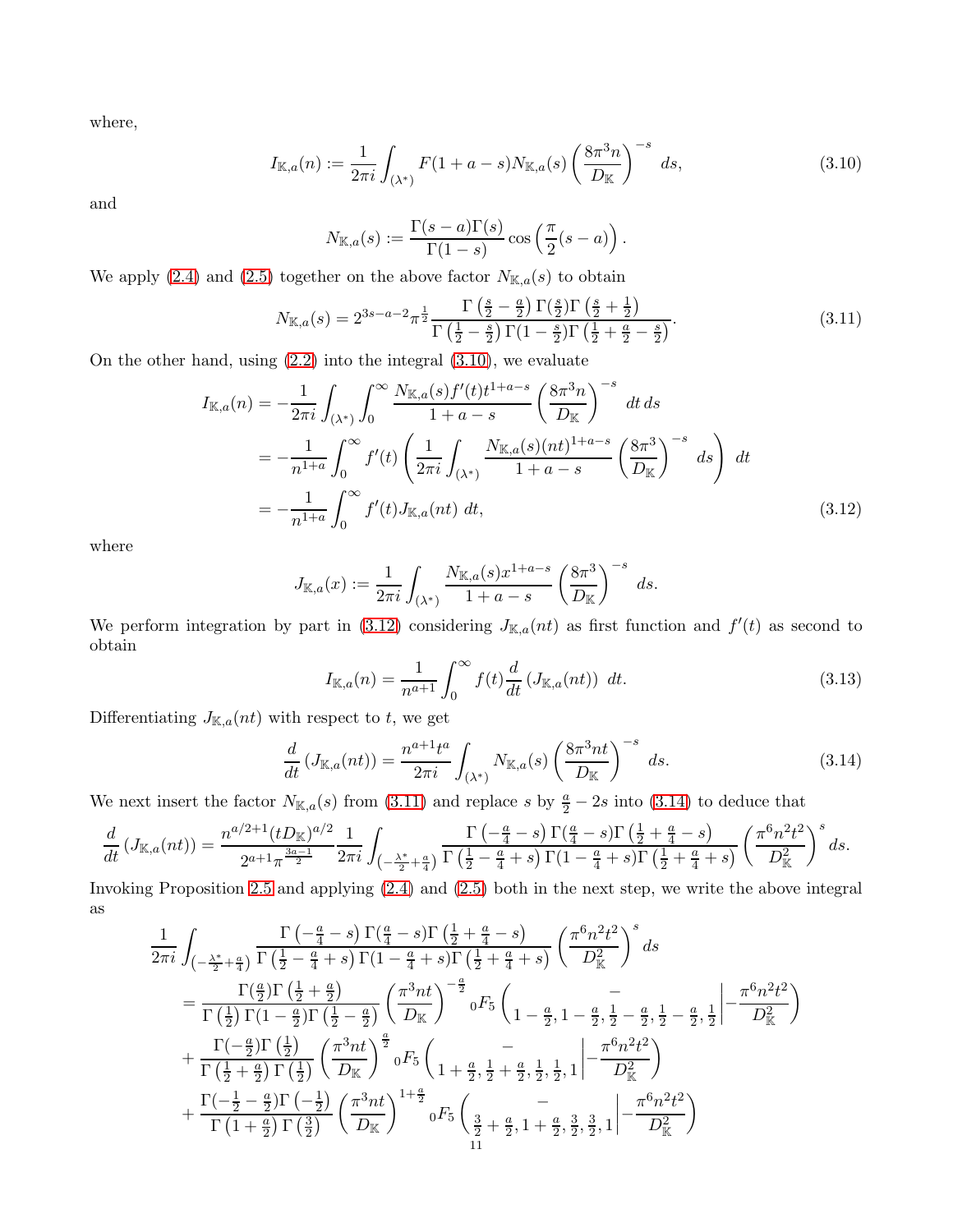where,

$$I_{\mathbb{K},a}(n) := \frac{1}{2\pi i}\int_{(\lambda^*)} F(1+a-s) N_{\mathbb{K},a}(s)\left(\frac{8\pi^3 n}{D_{\mathbb{K}}}\right)^{-s}\, ds, \tag{3.10}$$

and

$$N_{\mathbb{K},a}(s) := \frac{\Gamma(s-a)\Gamma(s)}{\Gamma(1-s)}\cos\left(\frac{\pi}{2}(s-a)\right).$$

We apply (2.4) and (2.5) together on the above factor $N_{\mathbb{K},a}(s)$ to obtain

$$N_{\mathbb{K},a}(s) = 2^{3s-a-2}\pi^{\frac{1}{2}}\frac{\Gamma\left(\frac{s}{2}-\frac{a}{2}\right)\Gamma(\frac{s}{2})\Gamma\left(\frac{s}{2}+\frac{1}{2}\right)}{\Gamma\left(\frac{1}{2}-\frac{s}{2}\right)\Gamma(1-\frac{s}{2})\Gamma\left(\frac{1}{2}+\frac{a}{2}-\frac{s}{2}\right)}. \tag{3.11}$$

On the other hand, using (2.2) into the integral (3.10), we evaluate

$$\begin{aligned}
I_{\mathbb{K},a}(n) &= -\frac{1}{2\pi i}\int_{(\lambda^*)}\int_0^\infty \frac{N_{\mathbb{K},a}(s) f'(t) t^{1+a-s}}{1+a-s}\left(\frac{8\pi^3 n}{D_{\mathbb{K}}}\right)^{-s}\, dt\, ds \\
&= -\frac{1}{n^{1+a}}\int_0^\infty f'(t)\left(\frac{1}{2\pi i}\int_{(\lambda^*)}\frac{N_{\mathbb{K},a}(s)(nt)^{1+a-s}}{1+a-s}\left(\frac{8\pi^3}{D_{\mathbb{K}}}\right)^{-s}\, ds\right)\, dt \\
&= -\frac{1}{n^{1+a}}\int_0^\infty f'(t) J_{\mathbb{K},a}(nt)\, dt,
\end{aligned} \tag{3.12}$$

where

$$J_{\mathbb{K},a}(x) := \frac{1}{2\pi i}\int_{(\lambda^*)}\frac{N_{\mathbb{K},a}(s) x^{1+a-s}}{1+a-s}\left(\frac{8\pi^3}{D_{\mathbb{K}}}\right)^{-s}\, ds.$$

We perform integration by part in (3.12) considering $J_{\mathbb{K},a}(nt)$ as first function and $f'(t)$ as second to obtain

$$I_{\mathbb{K},a}(n) = \frac{1}{n^{a+1}}\int_0^\infty f(t)\frac{d}{dt}\left(J_{\mathbb{K},a}(nt)\right)\, dt. \tag{3.13}$$

Differentiating $J_{\mathbb{K},a}(nt)$ with respect to $t$, we get

$$\frac{d}{dt}\left(J_{\mathbb{K},a}(nt)\right) = \frac{n^{a+1}t^a}{2\pi i}\int_{(\lambda^*)} N_{\mathbb{K},a}(s)\left(\frac{8\pi^3 nt}{D_{\mathbb{K}}}\right)^{-s}\, ds. \tag{3.14}$$

We next insert the factor $N_{\mathbb{K},a}(s)$ from (3.11) and replace $s$ by $\frac{a}{2}-2s$ into (3.14) to deduce that

$$\frac{d}{dt}\left(J_{\mathbb{K},a}(nt)\right) = \frac{n^{a/2+1}(tD_{\mathbb{K}})^{a/2}}{2^{a+1}\pi^{\frac{3a-1}{2}}}\frac{1}{2\pi i}\int_{\left(-\frac{\lambda^*}{2}+\frac{a}{4}\right)}\frac{\Gamma\left(-\frac{a}{4}-s\right)\Gamma(\frac{a}{4}-s)\Gamma\left(\frac{1}{2}+\frac{a}{4}-s\right)}{\Gamma\left(\frac{1}{2}-\frac{a}{4}+s\right)\Gamma(1-\frac{a}{4}+s)\Gamma\left(\frac{1}{2}+\frac{a}{4}+s\right)}\left(\frac{\pi^6 n^2 t^2}{D_{\mathbb{K}}^2}\right)^s ds.$$

Invoking Proposition 2.5 and applying (2.4) and (2.5) both in the next step, we write the above integral as

$$\begin{aligned}
&\frac{1}{2\pi i}\int_{\left(-\frac{\lambda^*}{2}+\frac{a}{4}\right)}\frac{\Gamma\left(-\frac{a}{4}-s\right)\Gamma(\frac{a}{4}-s)\Gamma\left(\frac{1}{2}+\frac{a}{4}-s\right)}{\Gamma\left(\frac{1}{2}-\frac{a}{4}+s\right)\Gamma(1-\frac{a}{4}+s)\Gamma\left(\frac{1}{2}+\frac{a}{4}+s\right)}\left(\frac{\pi^6 n^2 t^2}{D_{\mathbb{K}}^2}\right)^s ds \\
&= \frac{\Gamma(\frac{a}{2})\Gamma\left(\frac{1}{2}+\frac{a}{2}\right)}{\Gamma\left(\frac{1}{2}\right)\Gamma(1-\frac{a}{2})\Gamma\left(\frac{1}{2}-\frac{a}{2}\right)}\left(\frac{\pi^3 nt}{D_{\mathbb{K}}}\right)^{-\frac{a}{2}}{}_0F_5\left(\begin{matrix} - \\ 1-\frac{a}{2}, 1-\frac{a}{2}, \frac{1}{2}-\frac{a}{2}, \frac{1}{2}-\frac{a}{2}, \frac{1}{2}\end{matrix}\middle| -\frac{\pi^6 n^2 t^2}{D_{\mathbb{K}}^2}\right) \\
&+ \frac{\Gamma(-\frac{a}{2})\Gamma\left(\frac{1}{2}\right)}{\Gamma\left(\frac{1}{2}+\frac{a}{2}\right)\Gamma\left(\frac{1}{2}\right)}\left(\frac{\pi^3 nt}{D_{\mathbb{K}}}\right)^{\frac{a}{2}}{}_0F_5\left(\begin{matrix} - \\ 1+\frac{a}{2}, \frac{1}{2}+\frac{a}{2}, \frac{1}{2}, \frac{1}{2}, 1\end{matrix}\middle| -\frac{\pi^6 n^2 t^2}{D_{\mathbb{K}}^2}\right) \\
&+ \frac{\Gamma(-\frac{1}{2}-\frac{a}{2})\Gamma\left(-\frac{1}{2}\right)}{\Gamma\left(1+\frac{a}{2}\right)\Gamma\left(\frac{3}{2}\right)}\left(\frac{\pi^3 nt}{D_{\mathbb{K}}}\right)^{1+\frac{a}{2}}{}_0F_5\left(\begin{matrix} - \\ \frac{3}{2}+\frac{a}{2}, 1+\frac{a}{2}, \frac{3}{2}, \frac{3}{2}, 1\end{matrix}\middle| -\frac{\pi^6 n^2 t^2}{D_{\mathbb{K}}^2}\right)
\end{aligned}$$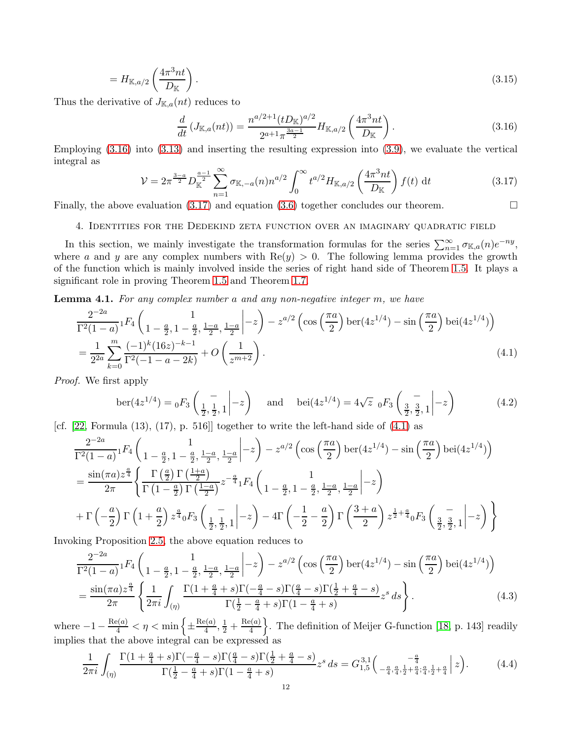$$= H_{\mathbb{K},a/2}\left(\frac{4\pi^3 nt}{D_{\mathbb{K}}}\right). \tag{3.15}$$

Thus the derivative of $J_{\mathbb{K},a}(nt)$ reduces to

$$\frac{d}{dt}\left(J_{\mathbb{K},a}(nt)\right) = \frac{n^{a/2+1}(tD_{\mathbb{K}})^{a/2}}{2^{a+1}\pi^{\frac{3a-1}{2}}} H_{\mathbb{K},a/2}\left(\frac{4\pi^3 nt}{D_{\mathbb{K}}}\right). \tag{3.16}$$

Employing (3.16) into (3.13) and inserting the resulting expression into (3.9), we evaluate the vertical integral as

$$\mathcal{V} = 2\pi^{\frac{3-a}{2}} D_{\mathbb{K}}^{\frac{a-1}{2}} \sum_{n=1}^{\infty} \sigma_{\mathbb{K},-a}(n) n^{a/2} \int_0^{\infty} t^{a/2} H_{\mathbb{K},a/2}\left(\frac{4\pi^3 nt}{D_{\mathbb{K}}}\right) f(t)\ dt \tag{3.17}$$

Finally, the above evaluation (3.17) and equation (3.6) together concludes our theorem. $\square$

## 4. Identities for the Dedekind zeta function over an imaginary quadratic field

In this section, we mainly investigate the transformation formulas for the series $\sum_{n=1}^{\infty} \sigma_{\mathbb{K},a}(n) e^{-ny}$, where $a$ and $y$ are any complex numbers with $\mathrm{Re}(y) > 0$. The following lemma provides the growth of the function which is mainly involved inside the series of right hand side of Theorem 1.5. It plays a significant role in proving Theorem 1.5 and Theorem 1.7.

**Lemma 4.1.** *For any complex number $a$ and any non-negative integer $m$, we have*

$$\begin{aligned}
&\frac{2^{-2a}}{\Gamma^2(1-a)} {}_1F_4\left(\begin{matrix} 1 \\ 1-\frac{a}{2}, 1-\frac{a}{2}, \frac{1-a}{2}, \frac{1-a}{2} \end{matrix}\middle| -z\right) - z^{a/2}\left(\cos\left(\frac{\pi a}{2}\right)\mathrm{ber}(4z^{1/4}) - \sin\left(\frac{\pi a}{2}\right)\mathrm{bei}(4z^{1/4})\right) \\
&= \frac{1}{2^{2a}} \sum_{k=0}^{m} \frac{(-1)^k (16z)^{-k-1}}{\Gamma^2(-1-a-2k)} + O\left(\frac{1}{z^{m+2}}\right).
\end{aligned} \tag{4.1}$$

*Proof.* We first apply

$$\mathrm{ber}(4z^{1/4}) = {}_0F_3\left(\begin{matrix} - \\ \frac{1}{2}, \frac{1}{2}, 1 \end{matrix}\middle| -z\right) \quad \text{and} \quad \mathrm{bei}(4z^{1/4}) = 4\sqrt{z}\ {}_0F_3\left(\begin{matrix} - \\ \frac{3}{2}, \frac{3}{2}, 1 \end{matrix}\middle| -z\right) \tag{4.2}$$

[cf. [22, Formula (13), (17), p. 516]] together to write the left-hand side of (4.1) as

$$\begin{aligned}
&\frac{2^{-2a}}{\Gamma^2(1-a)} {}_1F_4\left(\begin{matrix} 1 \\ 1-\frac{a}{2}, 1-\frac{a}{2}, \frac{1-a}{2}, \frac{1-a}{2} \end{matrix}\middle| -z\right) - z^{a/2}\left(\cos\left(\frac{\pi a}{2}\right)\mathrm{ber}(4z^{1/4}) - \sin\left(\frac{\pi a}{2}\right)\mathrm{bei}(4z^{1/4})\right) \\
&= \frac{\sin(\pi a) z^{\frac{a}{4}}}{2\pi}\Bigg\{ \frac{\Gamma\left(\frac{a}{2}\right)\Gamma\left(\frac{1+a}{2}\right)}{\Gamma\left(1-\frac{a}{2}\right)\Gamma\left(\frac{1-a}{2}\right)} z^{-\frac{a}{4}} {}_1F_4\left(\begin{matrix} 1 \\ 1-\frac{a}{2}, 1-\frac{a}{2}, \frac{1-a}{2}, \frac{1-a}{2} \end{matrix}\middle| -z\right) \\
&+ \Gamma\left(-\frac{a}{2}\right)\Gamma\left(1+\frac{a}{2}\right) z^{\frac{a}{4}} {}_0F_3\left(\begin{matrix} - \\ \frac{1}{2}, \frac{1}{2}, 1 \end{matrix}\middle| -z\right) - 4\Gamma\left(-\frac{1}{2}-\frac{a}{2}\right)\Gamma\left(\frac{3+a}{2}\right) z^{\frac{1}{2}+\frac{a}{4}} {}_0F_3\left(\begin{matrix} - \\ \frac{3}{2}, \frac{3}{2}, 1 \end{matrix}\middle| -z\right) \Bigg\}
\end{aligned}$$

Invoking Proposition 2.5, the above equation reduces to

$$\begin{aligned}
&\frac{2^{-2a}}{\Gamma^2(1-a)} {}_1F_4\left(\begin{matrix} 1 \\ 1-\frac{a}{2}, 1-\frac{a}{2}, \frac{1-a}{2}, \frac{1-a}{2} \end{matrix}\middle| -z\right) - z^{a/2}\left(\cos\left(\frac{\pi a}{2}\right)\mathrm{ber}(4z^{1/4}) - \sin\left(\frac{\pi a}{2}\right)\mathrm{bei}(4z^{1/4})\right) \\
&= \frac{\sin(\pi a) z^{\frac{a}{4}}}{2\pi}\left\{ \frac{1}{2\pi i}\int_{(\eta)} \frac{\Gamma(1+\frac{a}{4}+s)\Gamma(-\frac{a}{4}-s)\Gamma(\frac{a}{4}-s)\Gamma(\frac{1}{2}+\frac{a}{4}-s)}{\Gamma(\frac{1}{2}-\frac{a}{4}+s)\Gamma(1-\frac{a}{4}+s)} z^s\, ds \right\}.
\end{aligned} \tag{4.3}$$

where $-1-\frac{\mathrm{Re}(a)}{4} < \eta < \min\left\{\pm\frac{\mathrm{Re}(a)}{4}, \frac{1}{2}+\frac{\mathrm{Re}(a)}{4}\right\}$. The definition of Meijer G-function [18, p. 143] readily implies that the above integral can be expressed as

$$\frac{1}{2\pi i}\int_{(\eta)} \frac{\Gamma(1+\frac{a}{4}+s)\Gamma(-\frac{a}{4}-s)\Gamma(\frac{a}{4}-s)\Gamma(\frac{1}{2}+\frac{a}{4}-s)}{\Gamma(\frac{1}{2}-\frac{a}{4}+s)\Gamma(1-\frac{a}{4}+s)} z^s\, ds = G_{1,5}^{3,1}\left(\begin{matrix} -\frac{a}{4} \\ -\frac{a}{4}, \frac{a}{4}, \frac{1}{2}+\frac{a}{4}; \frac{a}{4}, \frac{1}{2}+\frac{a}{4} \end{matrix}\middle| z\right). \tag{4.4}$$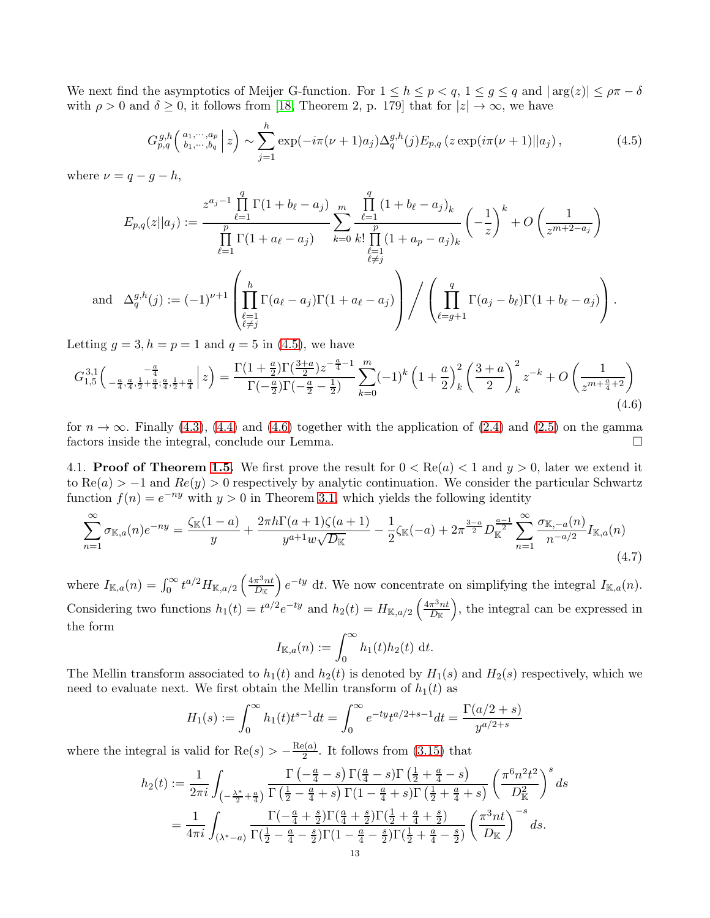We next find the asymptotics of Meijer G-function. For $1 \le h \le p < q$, $1 \le g \le q$ and $|\arg(z)| \le \rho\pi - \delta$ with $\rho > 0$ and $\delta \ge 0$, it follows from [18, Theorem 2, p. 179] that for $|z| \to \infty$, we have

$$G_{p,q}^{g,h}\left( \begin{smallmatrix} a_1,\cdots,a_p \\ b_1,\cdots,b_q \end{smallmatrix} \,\middle|\, z \right) \sim \sum_{j=1}^{h} \exp(-i\pi(\nu+1)a_j)\Delta_q^{g,h}(j) E_{p,q}\left(z\exp(i\pi(\nu+1)||a_j\right), \tag{4.5}$$

where $\nu = q - g - h$,

$$E_{p,q}(z||a_j) := \frac{z^{a_j-1}\prod\limits_{\ell=1}^{q}\Gamma(1+b_\ell-a_j)}{\prod\limits_{\ell=1}^{p}\Gamma(1+a_\ell-a_j)} \sum_{k=0}^{m} \frac{\prod\limits_{\ell=1}^{q}(1+b_\ell-a_j)_k}{k!\prod\limits_{\substack{\ell=1\\ \ell\neq j}}^{p}(1+a_p-a_j)_k}\left(-\frac{1}{z}\right)^k + O\left(\frac{1}{z^{m+2-a_j}}\right)$$

$$\text{and} \quad \Delta_q^{g,h}(j) := (-1)^{\nu+1}\left(\prod_{\substack{\ell=1\\ \ell\neq j}}^{h}\Gamma(a_\ell-a_j)\Gamma(1+a_\ell-a_j)\right) \Bigg/ \left(\prod_{\ell=g+1}^{q}\Gamma(a_j-b_\ell)\Gamma(1+b_\ell-a_j)\right).$$

Letting $g = 3, h = p = 1$ and $q = 5$ in (4.5), we have

$$G_{1,5}^{3,1}\left( \begin{smallmatrix} -\frac{a}{4} \\ -\frac{a}{4},\frac{a}{4},\frac{1}{2}+\frac{a}{4};\frac{a}{4},\frac{1}{2}+\frac{a}{4} \end{smallmatrix} \,\middle|\, z \right) = \frac{\Gamma(1+\frac{a}{2})\Gamma(\frac{3+a}{2})z^{-\frac{a}{4}-1}}{\Gamma(-\frac{a}{2})\Gamma(-\frac{a}{2}-\frac{1}{2})}\sum_{k=0}^{m}(-1)^k\left(1+\frac{a}{2}\right)_k^2\left(\frac{3+a}{2}\right)_k^2 z^{-k} + O\left(\frac{1}{z^{m+\frac{a}{4}+2}}\right) \tag{4.6}$$

for $n \to \infty$. Finally (4.3), (4.4) and (4.6) together with the application of (2.4) and (2.5) on the gamma factors inside the integral, conclude our Lemma. □

4.1. **Proof of Theorem 1.5.** We first prove the result for $0 < \mathrm{Re}(a) < 1$ and $y > 0$, later we extend it to $\mathrm{Re}(a) > -1$ and $Re(y) > 0$ respectively by analytic continuation. We consider the particular Schwartz function $f(n) = e^{-ny}$ with $y > 0$ in Theorem 3.1, which yields the following identity

$$\sum_{n=1}^{\infty}\sigma_{\mathbb{K},a}(n)e^{-ny} = \frac{\zeta_{\mathbb{K}}(1-a)}{y} + \frac{2\pi h\Gamma(a+1)\zeta(a+1)}{y^{a+1}w\sqrt{D_{\mathbb{K}}}} - \frac{1}{2}\zeta_{\mathbb{K}}(-a) + 2\pi^{\frac{3-a}{2}}D_{\mathbb{K}}^{\frac{a-1}{2}}\sum_{n=1}^{\infty}\frac{\sigma_{\mathbb{K},-a}(n)}{n^{-a/2}}I_{\mathbb{K},a}(n) \tag{4.7}$$

where $I_{\mathbb{K},a}(n) = \int_0^\infty t^{a/2}H_{\mathbb{K},a/2}\left(\frac{4\pi^3 nt}{D_{\mathbb{K}}}\right)e^{-ty}\,\mathrm{d}t$. We now concentrate on simplifying the integral $I_{\mathbb{K},a}(n)$. Considering two functions $h_1(t) = t^{a/2}e^{-ty}$ and $h_2(t) = H_{\mathbb{K},a/2}\left(\frac{4\pi^3 nt}{D_{\mathbb{K}}}\right)$, the integral can be expressed in the form

$$I_{\mathbb{K},a}(n) := \int_0^\infty h_1(t)h_2(t)\,\mathrm{d}t.$$

The Mellin transform associated to $h_1(t)$ and $h_2(t)$ is denoted by $H_1(s)$ and $H_2(s)$ respectively, which we need to evaluate next. We first obtain the Mellin transform of $h_1(t)$ as

$$H_1(s) := \int_0^\infty h_1(t)t^{s-1}dt = \int_0^\infty e^{-ty}t^{a/2+s-1}dt = \frac{\Gamma(a/2+s)}{y^{a/2+s}}$$

where the integral is valid for $\mathrm{Re}(s) > -\frac{\mathrm{Re}(a)}{2}$. It follows from (3.15) that

$$\begin{aligned}
h_2(t) &:= \frac{1}{2\pi i}\int_{\left(-\frac{\lambda^*}{2}+\frac{a}{4}\right)} \frac{\Gamma\left(-\frac{a}{4}-s\right)\Gamma(\frac{a}{4}-s)\Gamma\left(\frac{1}{2}+\frac{a}{4}-s\right)}{\Gamma\left(\frac{1}{2}-\frac{a}{4}+s\right)\Gamma(1-\frac{a}{4}+s)\Gamma\left(\frac{1}{2}+\frac{a}{4}+s\right)}\left(\frac{\pi^6 n^2 t^2}{D_{\mathbb{K}}^2}\right)^s ds \\
&= \frac{1}{4\pi i}\int_{(\lambda^*-a)} \frac{\Gamma(-\frac{a}{4}+\frac{s}{2})\Gamma(\frac{a}{4}+\frac{s}{2})\Gamma(\frac{1}{2}+\frac{a}{4}+\frac{s}{2})}{\Gamma(\frac{1}{2}-\frac{a}{4}-\frac{s}{2})\Gamma(1-\frac{a}{4}-\frac{s}{2})\Gamma(\frac{1}{2}+\frac{a}{4}-\frac{s}{2})}\left(\frac{\pi^3 nt}{D_{\mathbb{K}}}\right)^{-s} ds.
\end{aligned}$$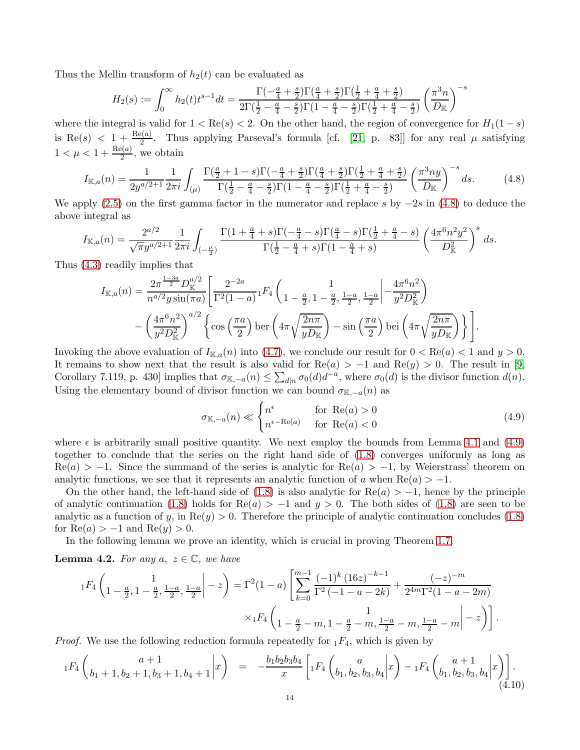Thus the Mellin transform of $h_2(t)$ can be evaluated as

$$H_2(s) := \int_0^\infty h_2(t) t^{s-1} dt = \frac{\Gamma(-\frac{a}{4}+\frac{s}{2})\Gamma(\frac{a}{4}+\frac{s}{2})\Gamma(\frac{1}{2}+\frac{a}{4}+\frac{s}{2})}{2\Gamma(\frac{1}{2}-\frac{a}{4}-\frac{s}{2})\Gamma(1-\frac{a}{4}-\frac{s}{2})\Gamma(\frac{1}{2}+\frac{a}{4}-\frac{s}{2})} \left(\frac{\pi^3 n}{D_{\mathbb{K}}}\right)^{-s}$$

where the integral is valid for $1 < \mathrm{Re}(s) < 2$. On the other hand, the region of convergence for $H_1(1-s)$ is $\mathrm{Re}(s) < 1 + \frac{\mathrm{Re}(a)}{2}$. Thus applying Parseval's formula [cf. [21, p. 83]] for any real $\mu$ satisfying $1 < \mu < 1 + \frac{\mathrm{Re}(a)}{2}$, we obtain

$$I_{\mathbb{K},a}(n) = \frac{1}{2y^{a/2+1}} \frac{1}{2\pi i} \int_{(\mu)} \frac{\Gamma(\frac{a}{2}+1-s)\Gamma(-\frac{a}{4}+\frac{s}{2})\Gamma(\frac{a}{4}+\frac{s}{2})\Gamma(\frac{1}{2}+\frac{a}{4}+\frac{s}{2})}{\Gamma(\frac{1}{2}-\frac{a}{4}-\frac{s}{2})\Gamma(1-\frac{a}{4}-\frac{s}{2})\Gamma(\frac{1}{2}+\frac{a}{4}-\frac{s}{2})} \left(\frac{\pi^3 ny}{D_{\mathbb{K}}}\right)^{-s} ds. \tag{4.8}$$

We apply (2.5) on the first gamma factor in the numerator and replace $s$ by $-2s$ in (4.8) to deduce the above integral as

$$I_{\mathbb{K},a}(n) = \frac{2^{a/2}}{\sqrt{\pi} y^{a/2+1}} \frac{1}{2\pi i} \int_{(-\frac{\mu}{2})} \frac{\Gamma(1+\frac{a}{4}+s)\Gamma(-\frac{a}{4}-s)\Gamma(\frac{a}{4}-s)\Gamma(\frac{1}{2}+\frac{a}{4}-s)}{\Gamma(\frac{1}{2}-\frac{a}{4}+s)\Gamma(1-\frac{a}{4}+s)} \left(\frac{4\pi^6 n^2 y^2}{D_{\mathbb{K}}^2}\right)^{s} ds.$$

Thus (4.3) readily implies that

$$I_{\mathbb{K},a}(n) = \frac{2\pi^{\frac{1-3a}{2}} D_{\mathbb{K}}^{a/2}}{n^{a/2} y \sin(\pi a)} \left[ \frac{2^{-2a}}{\Gamma^2(1-a)} {}_1F_4\left( \begin{matrix} 1 \\ 1-\frac{a}{2}, 1-\frac{a}{2}, \frac{1-a}{2}, \frac{1-a}{2} \end{matrix} \middle| -\frac{4\pi^6 n^2}{y^2 D_{\mathbb{K}}^2} \right) \right.$$
$$\left. - \left(\frac{4\pi^6 n^2}{y^2 D_{\mathbb{K}}^2}\right)^{a/2} \left\{ \cos\left(\frac{\pi a}{2}\right) \mathrm{ber}\left(4\pi\sqrt{\frac{2n\pi}{yD_{\mathbb{K}}}}\right) - \sin\left(\frac{\pi a}{2}\right) \mathrm{bei}\left(4\pi\sqrt{\frac{2n\pi}{yD_{\mathbb{K}}}}\right) \right\} \right].$$

Invoking the above evaluation of $I_{\mathbb{K},a}(n)$ into (4.7), we conclude our result for $0 < \mathrm{Re}(a) < 1$ and $y > 0$. It remains to show next that the result is also valid for $\mathrm{Re}(a) > -1$ and $\mathrm{Re}(y) > 0$. The result in [9, Corollary 7.119, p. 430] implies that $\sigma_{\mathbb{K},-a}(n) \leq \sum_{d|n} \sigma_0(d) d^{-a}$, where $\sigma_0(d)$ is the divisor function $d(n)$. Using the elementary bound of divisor function we can bound $\sigma_{\mathbb{K},-a}(n)$ as

$$\sigma_{\mathbb{K},-a}(n) \ll \begin{cases} n^{\epsilon} & \text{for } \mathrm{Re}(a) > 0 \\ n^{\epsilon - \mathrm{Re}(a)} & \text{for } \mathrm{Re}(a) < 0 \end{cases} \tag{4.9}$$

where $\epsilon$ is arbitrarily small positive quantity. We next employ the bounds from Lemma 4.1 and (4.9) together to conclude that the series on the right hand side of (1.8) converges uniformly as long as $\mathrm{Re}(a) > -1$. Since the summand of the series is analytic for $\mathrm{Re}(a) > -1$, by Weierstrass' theorem on analytic functions, we see that it represents an analytic function of $a$ when $\mathrm{Re}(a) > -1$.

On the other hand, the left-hand side of (1.8) is also analytic for $\mathrm{Re}(a) > -1$, hence by the principle of analytic continuation (1.8) holds for $\mathrm{Re}(a) > -1$ and $y > 0$. The both sides of (1.8) are seen to be analytic as a function of $y$, in $\mathrm{Re}(y) > 0$. Therefore the principle of analytic continuation concludes (1.8) for $\mathrm{Re}(a) > -1$ and $\mathrm{Re}(y) > 0$.

In the following lemma we prove an identity, which is crucial in proving Theorem 1.7.

**Lemma 4.2.** *For any $a$, $z \in \mathbb{C}$, we have*

$${}_1F_4\left( \begin{matrix} 1 \\ 1-\frac{a}{2}, 1-\frac{a}{2}, \frac{1-a}{2}, \frac{1-a}{2} \end{matrix} \middle| -z \right) = \Gamma^2(1-a) \left[ \sum_{k=0}^{m-1} \frac{(-1)^k (16z)^{-k-1}}{\Gamma^2(-1-a-2k)} + \frac{(-z)^{-m}}{2^{4m}\Gamma^2(1-a-2m)} \right.$$
$$\left. \times {}_1F_4\left( \begin{matrix} 1 \\ 1-\frac{a}{2}-m, 1-\frac{a}{2}-m, \frac{1-a}{2}-m, \frac{1-a}{2}-m \end{matrix} \middle| -z \right) \right].$$

*Proof.* We use the following reduction formula repeatedly for ${}_1F_4$, which is given by

$${}_1F_4\left( \begin{matrix} a+1 \\ b_1+1, b_2+1, b_3+1, b_4+1 \end{matrix} \middle| x \right) = -\frac{b_1 b_2 b_3 b_4}{x} \left[ {}_1F_4\left( \begin{matrix} a \\ b_1, b_2, b_3, b_4 \end{matrix} \middle| x \right) - {}_1F_4\left( \begin{matrix} a+1 \\ b_1, b_2, b_3, b_4 \end{matrix} \middle| x \right) \right]. \tag{4.10}$$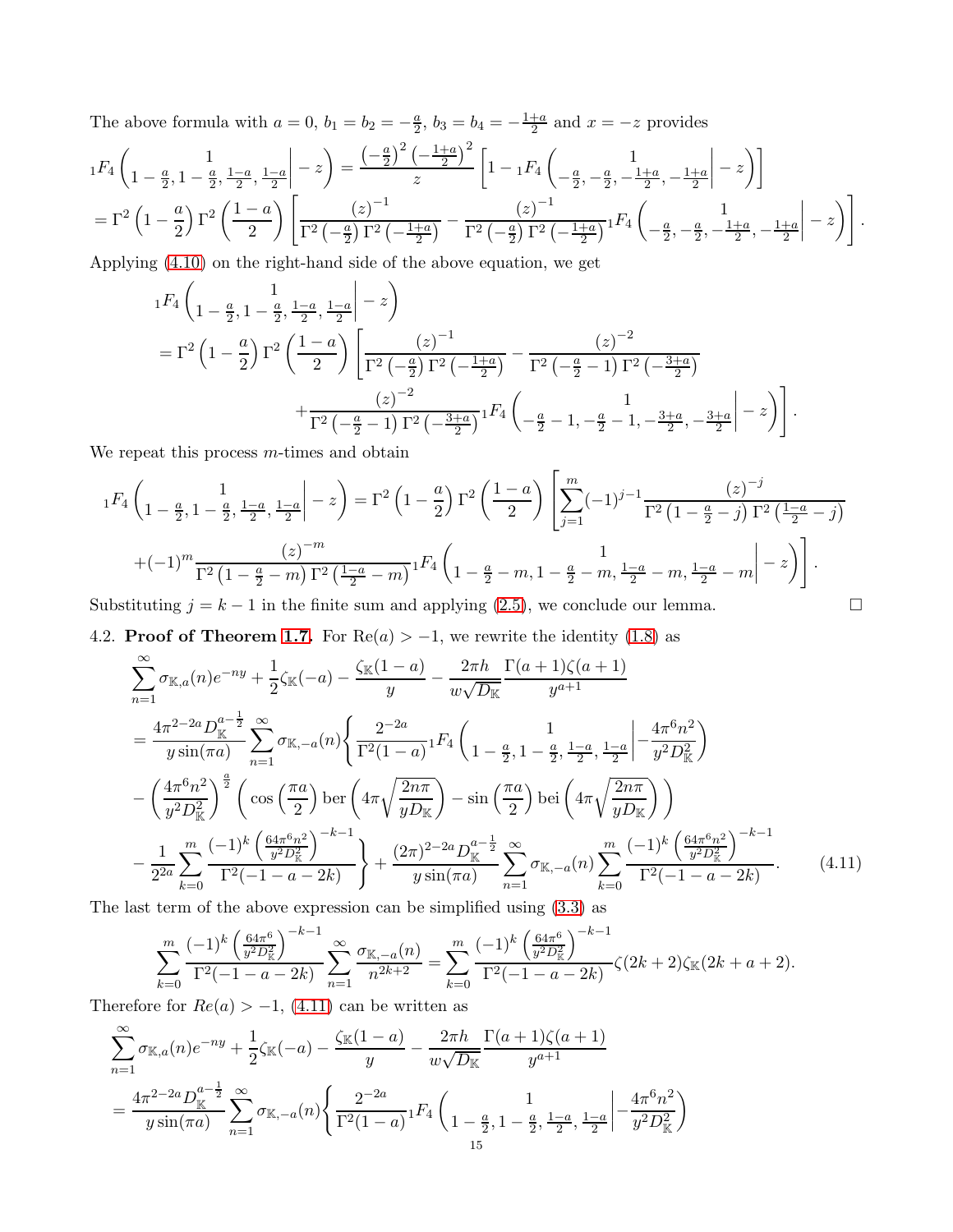The above formula with $a = 0$, $b_1 = b_2 = -\frac{a}{2}$, $b_3 = b_4 = -\frac{1+a}{2}$ and $x = -z$ provides

$$
{}_1F_4\left(\begin{matrix}1\\ 1-\frac{a}{2}, 1-\frac{a}{2}, \frac{1-a}{2}, \frac{1-a}{2}\end{matrix}\middle| -z\right) = \frac{\left(-\frac{a}{2}\right)^2\left(-\frac{1+a}{2}\right)^2}{z}\left[1 - {}_1F_4\left(\begin{matrix}1\\ -\frac{a}{2}, -\frac{a}{2}, -\frac{1+a}{2}, -\frac{1+a}{2}\end{matrix}\middle| -z\right)\right]
$$

$$
= \Gamma^2\left(1-\frac{a}{2}\right)\Gamma^2\left(\frac{1-a}{2}\right)\left[\frac{(z)^{-1}}{\Gamma^2\left(-\frac{a}{2}\right)\Gamma^2\left(-\frac{1+a}{2}\right)} - \frac{(z)^{-1}}{\Gamma^2\left(-\frac{a}{2}\right)\Gamma^2\left(-\frac{1+a}{2}\right)}{}_1F_4\left(\begin{matrix}1\\ -\frac{a}{2}, -\frac{a}{2}, -\frac{1+a}{2}, -\frac{1+a}{2}\end{matrix}\middle| -z\right)\right].
$$

Applying (4.10) on the right-hand side of the above equation, we get

$$
\begin{aligned}
&{}_1F_4\left(\begin{matrix}1\\ 1-\frac{a}{2}, 1-\frac{a}{2}, \frac{1-a}{2}, \frac{1-a}{2}\end{matrix}\middle| -z\right)\\
&= \Gamma^2\left(1-\frac{a}{2}\right)\Gamma^2\left(\frac{1-a}{2}\right)\left[\frac{(z)^{-1}}{\Gamma^2\left(-\frac{a}{2}\right)\Gamma^2\left(-\frac{1+a}{2}\right)} - \frac{(z)^{-2}}{\Gamma^2\left(-\frac{a}{2}-1\right)\Gamma^2\left(-\frac{3+a}{2}\right)}\right.\\
&\qquad\left. + \frac{(z)^{-2}}{\Gamma^2\left(-\frac{a}{2}-1\right)\Gamma^2\left(-\frac{3+a}{2}\right)}{}_1F_4\left(\begin{matrix}1\\ -\frac{a}{2}-1, -\frac{a}{2}-1, -\frac{3+a}{2}, -\frac{3+a}{2}\end{matrix}\middle| -z\right)\right].
\end{aligned}
$$

We repeat this process $m$-times and obtain

$$
\begin{aligned}
&{}_1F_4\left(\begin{matrix}1\\ 1-\frac{a}{2}, 1-\frac{a}{2}, \frac{1-a}{2}, \frac{1-a}{2}\end{matrix}\middle| -z\right) = \Gamma^2\left(1-\frac{a}{2}\right)\Gamma^2\left(\frac{1-a}{2}\right)\left[\sum_{j=1}^{m}(-1)^{j-1}\frac{(z)^{-j}}{\Gamma^2\left(1-\frac{a}{2}-j\right)\Gamma^2\left(\frac{1-a}{2}-j\right)}\right.\\
&\left. + (-1)^m\frac{(z)^{-m}}{\Gamma^2\left(1-\frac{a}{2}-m\right)\Gamma^2\left(\frac{1-a}{2}-m\right)}{}_1F_4\left(\begin{matrix}1\\ 1-\frac{a}{2}-m, 1-\frac{a}{2}-m, \frac{1-a}{2}-m, \frac{1-a}{2}-m\end{matrix}\middle| -z\right)\right].
\end{aligned}
$$

Substituting $j = k-1$ in the finite sum and applying (2.5), we conclude our lemma. $\square$

4.2. **Proof of Theorem 1.7.** For $\mathrm{Re}(a) > -1$, we rewrite the identity (1.8) as

$$
\begin{aligned}
&\sum_{n=1}^{\infty}\sigma_{\mathbb{K},a}(n)e^{-ny} + \frac{1}{2}\zeta_{\mathbb{K}}(-a) - \frac{\zeta_{\mathbb{K}}(1-a)}{y} - \frac{2\pi h}{w\sqrt{D_{\mathbb{K}}}}\frac{\Gamma(a+1)\zeta(a+1)}{y^{a+1}}\\
&= \frac{4\pi^{2-2a}D_{\mathbb{K}}^{a-\frac{1}{2}}}{y\sin(\pi a)}\sum_{n=1}^{\infty}\sigma_{\mathbb{K},-a}(n)\Bigg\{\frac{2^{-2a}}{\Gamma^2(1-a)}{}_1F_4\left(\begin{matrix}1\\ 1-\frac{a}{2}, 1-\frac{a}{2}, \frac{1-a}{2}, \frac{1-a}{2}\end{matrix}\middle| -\frac{4\pi^6n^2}{y^2D_{\mathbb{K}}^2}\right)\\
&- \left(\frac{4\pi^6n^2}{y^2D_{\mathbb{K}}^2}\right)^{\frac{a}{2}}\left(\cos\left(\frac{\pi a}{2}\right)\mathrm{ber}\left(4\pi\sqrt{\frac{2n\pi}{yD_{\mathbb{K}}}}\right) - \sin\left(\frac{\pi a}{2}\right)\mathrm{bei}\left(4\pi\sqrt{\frac{2n\pi}{yD_{\mathbb{K}}}}\right)\right)\\
&- \frac{1}{2^{2a}}\sum_{k=0}^{m}\frac{(-1)^k\left(\frac{64\pi^6n^2}{y^2D_{\mathbb{K}}^2}\right)^{-k-1}}{\Gamma^2(-1-a-2k)}\Bigg\} + \frac{(2\pi)^{2-2a}D_{\mathbb{K}}^{a-\frac{1}{2}}}{y\sin(\pi a)}\sum_{n=1}^{\infty}\sigma_{\mathbb{K},-a}(n)\sum_{k=0}^{m}\frac{(-1)^k\left(\frac{64\pi^6n^2}{y^2D_{\mathbb{K}}^2}\right)^{-k-1}}{\Gamma^2(-1-a-2k)}.
\end{aligned}
\tag{4.11}
$$

The last term of the above expression can be simplified using (3.3) as

$$
\sum_{k=0}^{m}\frac{(-1)^k\left(\frac{64\pi^6}{y^2D_{\mathbb{K}}^2}\right)^{-k-1}}{\Gamma^2(-1-a-2k)}\sum_{n=1}^{\infty}\frac{\sigma_{\mathbb{K},-a}(n)}{n^{2k+2}} = \sum_{k=0}^{m}\frac{(-1)^k\left(\frac{64\pi^6}{y^2D_{\mathbb{K}}^2}\right)^{-k-1}}{\Gamma^2(-1-a-2k)}\zeta(2k+2)\zeta_{\mathbb{K}}(2k+a+2).
$$

Therefore for $Re(a) > -1$, (4.11) can be written as

$$
\begin{aligned}
&\sum_{n=1}^{\infty}\sigma_{\mathbb{K},a}(n)e^{-ny} + \frac{1}{2}\zeta_{\mathbb{K}}(-a) - \frac{\zeta_{\mathbb{K}}(1-a)}{y} - \frac{2\pi h}{w\sqrt{D_{\mathbb{K}}}}\frac{\Gamma(a+1)\zeta(a+1)}{y^{a+1}}\\
&= \frac{4\pi^{2-2a}D_{\mathbb{K}}^{a-\frac{1}{2}}}{y\sin(\pi a)}\sum_{n=1}^{\infty}\sigma_{\mathbb{K},-a}(n)\Bigg\{\frac{2^{-2a}}{\Gamma^2(1-a)}{}_1F_4\left(\begin{matrix}1\\ 1-\frac{a}{2}, 1-\frac{a}{2}, \frac{1-a}{2}, \frac{1-a}{2}\end{matrix}\middle| -\frac{4\pi^6n^2}{y^2D_{\mathbb{K}}^2}\right)
\end{aligned}
$$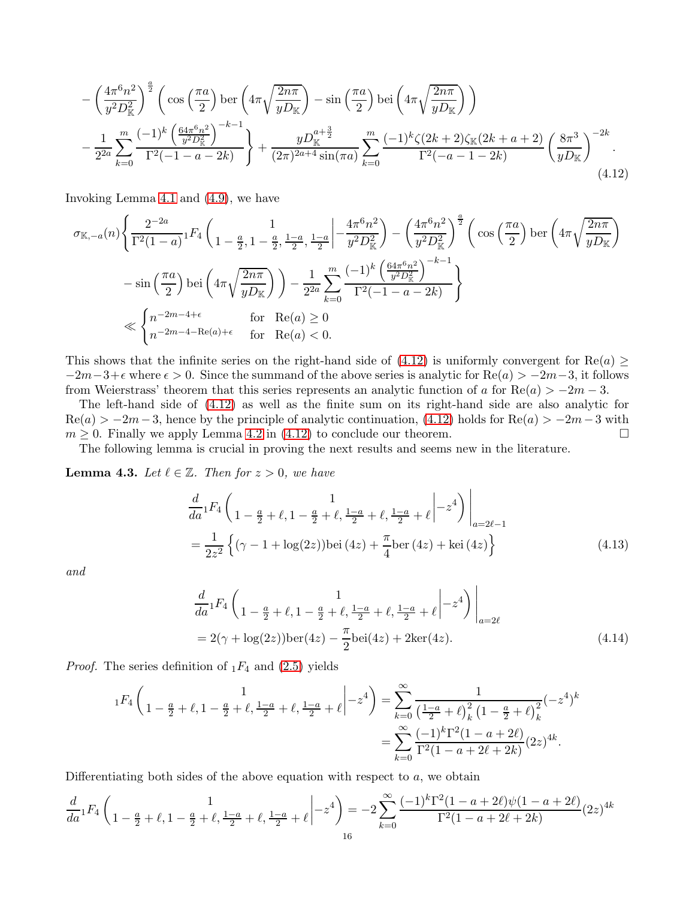$$
\begin{aligned}
&- \left(\frac{4\pi^6 n^2}{y^2 D_{\mathbb{K}}^2}\right)^{\frac{a}{2}} \left( \cos\left(\frac{\pi a}{2}\right) \mathrm{ber}\left(4\pi\sqrt{\frac{2n\pi}{yD_{\mathbb{K}}}}\right) - \sin\left(\frac{\pi a}{2}\right) \mathrm{bei}\left(4\pi\sqrt{\frac{2n\pi}{yD_{\mathbb{K}}}}\right) \right) \\
&- \frac{1}{2^{2a}} \sum_{k=0}^{m} \frac{(-1)^k \left(\frac{64\pi^6 n^2}{y^2 D_{\mathbb{K}}^2}\right)^{-k-1}}{\Gamma^2(-1-a-2k)} \Bigg\} + \frac{yD_{\mathbb{K}}^{a+\frac{3}{2}}}{(2\pi)^{2a+4}\sin(\pi a)} \sum_{k=0}^{m} \frac{(-1)^k \zeta(2k+2)\zeta_{\mathbb{K}}(2k+a+2)}{\Gamma^2(-a-1-2k)} \left(\frac{8\pi^3}{yD_{\mathbb{K}}}\right)^{-2k}.
\end{aligned} \tag{4.12}
$$

Invoking Lemma 4.1 and (4.9), we have

$$
\begin{aligned}
\sigma_{\mathbb{K},-a}(n) \Bigg\{ &\frac{2^{-2a}}{\Gamma^2(1-a)} {}_1F_4\left( \begin{matrix} 1 \\ 1-\frac{a}{2}, 1-\frac{a}{2}, \frac{1-a}{2}, \frac{1-a}{2} \end{matrix} \middle| -\frac{4\pi^6 n^2}{y^2 D_{\mathbb{K}}^2} \right) - \left(\frac{4\pi^6 n^2}{y^2 D_{\mathbb{K}}^2}\right)^{\frac{a}{2}} \left( \cos\left(\frac{\pi a}{2}\right) \mathrm{ber}\left(4\pi\sqrt{\frac{2n\pi}{yD_{\mathbb{K}}}}\right) \right. \\
&\left. - \sin\left(\frac{\pi a}{2}\right) \mathrm{bei}\left(4\pi\sqrt{\frac{2n\pi}{yD_{\mathbb{K}}}}\right) \right) - \frac{1}{2^{2a}} \sum_{k=0}^{m} \frac{(-1)^k \left(\frac{64\pi^6 n^2}{y^2 D_{\mathbb{K}}^2}\right)^{-k-1}}{\Gamma^2(-1-a-2k)} \Bigg\} \\
&\ll \begin{cases} n^{-2m-4+\epsilon} & \text{for } \ \mathrm{Re}(a) \geq 0 \\ n^{-2m-4-\mathrm{Re}(a)+\epsilon} & \text{for } \ \mathrm{Re}(a) < 0. \end{cases}
\end{aligned}
$$

This shows that the infinite series on the right-hand side of (4.12) is uniformly convergent for $\mathrm{Re}(a) \geq -2m-3+\epsilon$ where $\epsilon > 0$. Since the summand of the above series is analytic for $\mathrm{Re}(a) > -2m-3$, it follows from Weierstrass' theorem that this series represents an analytic function of $a$ for $\mathrm{Re}(a) > -2m-3$.

The left-hand side of (4.12) as well as the finite sum on its right-hand side are also analytic for $\mathrm{Re}(a) > -2m-3$, hence by the principle of analytic continuation, (4.12) holds for $\mathrm{Re}(a) > -2m-3$ with $m \geq 0$. Finally we apply Lemma 4.2 in (4.12) to conclude our theorem. □

The following lemma is crucial in proving the next results and seems new in the literature.

**Lemma 4.3.** *Let $\ell \in \mathbb{Z}$. Then for $z > 0$, we have*

$$
\begin{aligned}
&\frac{d}{da} {}_1F_4\left( \begin{matrix} 1 \\ 1-\frac{a}{2}+\ell, 1-\frac{a}{2}+\ell, \frac{1-a}{2}+\ell, \frac{1-a}{2}+\ell \end{matrix} \middle| -z^4 \right) \Bigg|_{a=2\ell-1} \\
&= \frac{1}{2z^2} \left\{ (\gamma - 1 + \log(2z)) \mathrm{bei}\,(4z) + \frac{\pi}{4} \mathrm{ber}\,(4z) + \mathrm{kei}\,(4z) \right\}
\end{aligned} \tag{4.13}
$$

*and*

$$
\begin{aligned}
&\frac{d}{da} {}_1F_4\left( \begin{matrix} 1 \\ 1-\frac{a}{2}+\ell, 1-\frac{a}{2}+\ell, \frac{1-a}{2}+\ell, \frac{1-a}{2}+\ell \end{matrix} \middle| -z^4 \right) \Bigg|_{a=2\ell} \\
&= 2(\gamma + \log(2z)) \mathrm{ber}(4z) - \frac{\pi}{2} \mathrm{bei}(4z) + 2\mathrm{ker}(4z).
\end{aligned} \tag{4.14}
$$

*Proof.* The series definition of ${}_1F_4$ and (2.5) yields

$$
\begin{aligned}
{}_1F_4\left( \begin{matrix} 1 \\ 1-\frac{a}{2}+\ell, 1-\frac{a}{2}+\ell, \frac{1-a}{2}+\ell, \frac{1-a}{2}+\ell \end{matrix} \middle| -z^4 \right) &= \sum_{k=0}^{\infty} \frac{1}{\left(\frac{1-a}{2}+\ell\right)_k^2 \left(1-\frac{a}{2}+\ell\right)_k^2} (-z^4)^k \\
&= \sum_{k=0}^{\infty} \frac{(-1)^k \Gamma^2(1-a+2\ell)}{\Gamma^2(1-a+2\ell+2k)} (2z)^{4k}.
\end{aligned}
$$

Differentiating both sides of the above equation with respect to $a$, we obtain

$$
\frac{d}{da} {}_1F_4\left( \begin{matrix} 1 \\ 1-\frac{a}{2}+\ell, 1-\frac{a}{2}+\ell, \frac{1-a}{2}+\ell, \frac{1-a}{2}+\ell \end{matrix} \middle| -z^4 \right) = -2 \sum_{k=0}^{\infty} \frac{(-1)^k \Gamma^2(1-a+2\ell)\psi(1-a+2\ell)}{\Gamma^2(1-a+2\ell+2k)} (2z)^{4k}
$$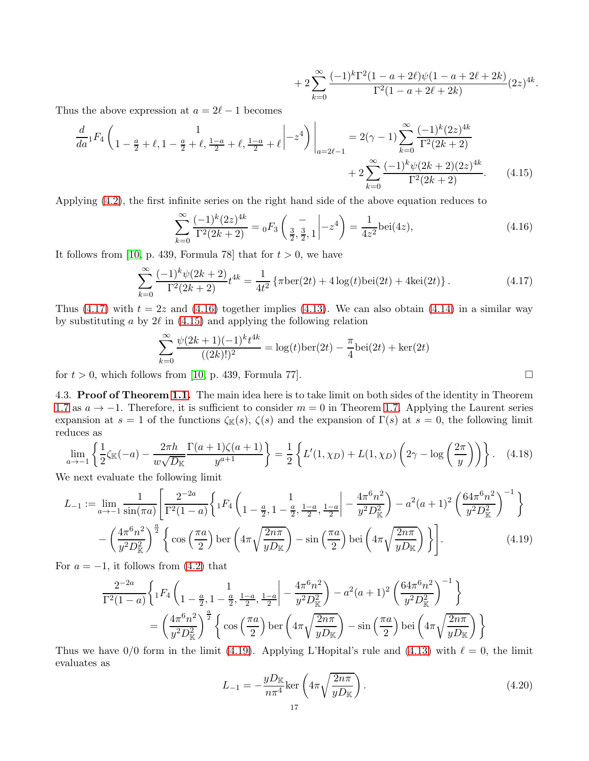$$+2\sum_{k=0}^{\infty}\frac{(-1)^k\Gamma^2(1-a+2\ell)\psi(1-a+2\ell+2k)}{\Gamma^2(1-a+2\ell+2k)}(2z)^{4k}.$$

Thus the above expression at $a=2\ell-1$ becomes

$$\frac{d}{da}{}_1F_4\left(\begin{matrix}1\\1-\frac{a}{2}+\ell,1-\frac{a}{2}+\ell,\frac{1-a}{2}+\ell,\frac{1-a}{2}+\ell\end{matrix}\middle|-z^4\right)\Bigg|_{a=2\ell-1}=2(\gamma-1)\sum_{k=0}^{\infty}\frac{(-1)^k(2z)^{4k}}{\Gamma^2(2k+2)}+2\sum_{k=0}^{\infty}\frac{(-1)^k\psi(2k+2)(2z)^{4k}}{\Gamma^2(2k+2)}. \tag{4.15}$$

Applying (4.2), the first infinite series on the right hand side of the above equation reduces to

$$\sum_{k=0}^{\infty}\frac{(-1)^k(2z)^{4k}}{\Gamma^2(2k+2)}={}_0F_3\left(\begin{matrix}-\\\frac{3}{2},\frac{3}{2},1\end{matrix}\middle|-z^4\right)=\frac{1}{4z^2}\mathrm{bei}(4z), \tag{4.16}$$

It follows from [10, p. 439, Formula 78] that for $t>0$, we have

$$\sum_{k=0}^{\infty}\frac{(-1)^k\psi(2k+2)}{\Gamma^2(2k+2)}t^{4k}=\frac{1}{4t^2}\left\{\pi\mathrm{ber}(2t)+4\log(t)\mathrm{bei}(2t)+4\mathrm{kei}(2t)\right\}. \tag{4.17}$$

Thus (4.17) with $t=2z$ and (4.16) together implies (4.13). We can also obtain (4.14) in a similar way by substituting $a$ by $2\ell$ in (4.15) and applying the following relation

$$\sum_{k=0}^{\infty}\frac{\psi(2k+1)(-1)^kt^{4k}}{((2k)!)^2}=\log(t)\mathrm{ber}(2t)-\frac{\pi}{4}\mathrm{bei}(2t)+\mathrm{ker}(2t)$$

for $t>0$, which follows from [10, p. 439, Formula 77]. □

4.3. **Proof of Theorem 1.1.** The main idea here is to take limit on both sides of the identity in Theorem 1.7 as $a\to-1$. Therefore, it is sufficient to consider $m=0$ in Theorem 1.7. Applying the Laurent series expansion at $s=1$ of the functions $\zeta_{\mathbb{K}}(s)$, $\zeta(s)$ and the expansion of $\Gamma(s)$ at $s=0$, the following limit reduces as

$$\lim_{a\to-1}\left\{\frac{1}{2}\zeta_{\mathbb{K}}(-a)-\frac{2\pi h}{w\sqrt{D_{\mathbb{K}}}}\frac{\Gamma(a+1)\zeta(a+1)}{y^{a+1}}\right\}=\frac{1}{2}\left\{L'(1,\chi_D)+L(1,\chi_D)\left(2\gamma-\log\left(\frac{2\pi}{y}\right)\right)\right\}. \tag{4.18}$$

We next evaluate the following limit

$$L_{-1}:=\lim_{a\to-1}\frac{1}{\sin(\pi a)}\left[\frac{2^{-2a}}{\Gamma^2(1-a)}\left\{{}_1F_4\left(\begin{matrix}1\\1-\frac{a}{2},1-\frac{a}{2},\frac{1-a}{2},\frac{1-a}{2}\end{matrix}\middle|-\frac{4\pi^6n^2}{y^2D_{\mathbb{K}}^2}\right)-a^2(a+1)^2\left(\frac{64\pi^6n^2}{y^2D_{\mathbb{K}}^2}\right)^{-1}\right\}-\left(\frac{4\pi^6n^2}{y^2D_{\mathbb{K}}^2}\right)^{\frac{a}{2}}\left\{\cos\left(\frac{\pi a}{2}\right)\mathrm{ber}\left(4\pi\sqrt{\frac{2n\pi}{yD_{\mathbb{K}}}}\right)-\sin\left(\frac{\pi a}{2}\right)\mathrm{bei}\left(4\pi\sqrt{\frac{2n\pi}{yD_{\mathbb{K}}}}\right)\right\}\right]. \tag{4.19}$$

For $a=-1$, it follows from (4.2) that

$$\frac{2^{-2a}}{\Gamma^2(1-a)}\left\{{}_1F_4\left(\begin{matrix}1\\1-\frac{a}{2},1-\frac{a}{2},\frac{1-a}{2},\frac{1-a}{2}\end{matrix}\middle|-\frac{4\pi^6n^2}{y^2D_{\mathbb{K}}^2}\right)-a^2(a+1)^2\left(\frac{64\pi^6n^2}{y^2D_{\mathbb{K}}^2}\right)^{-1}\right\}=\left(\frac{4\pi^6n^2}{y^2D_{\mathbb{K}}^2}\right)^{\frac{a}{2}}\left\{\cos\left(\frac{\pi a}{2}\right)\mathrm{ber}\left(4\pi\sqrt{\frac{2n\pi}{yD_{\mathbb{K}}}}\right)-\sin\left(\frac{\pi a}{2}\right)\mathrm{bei}\left(4\pi\sqrt{\frac{2n\pi}{yD_{\mathbb{K}}}}\right)\right\}$$

Thus we have 0/0 form in the limit (4.19). Applying L'Hopital's rule and (4.13) with $\ell=0$, the limit evaluates as

$$L_{-1}=-\frac{yD_{\mathbb{K}}}{n\pi^4}\mathrm{ker}\left(4\pi\sqrt{\frac{2n\pi}{yD_{\mathbb{K}}}}\right). \tag{4.20}$$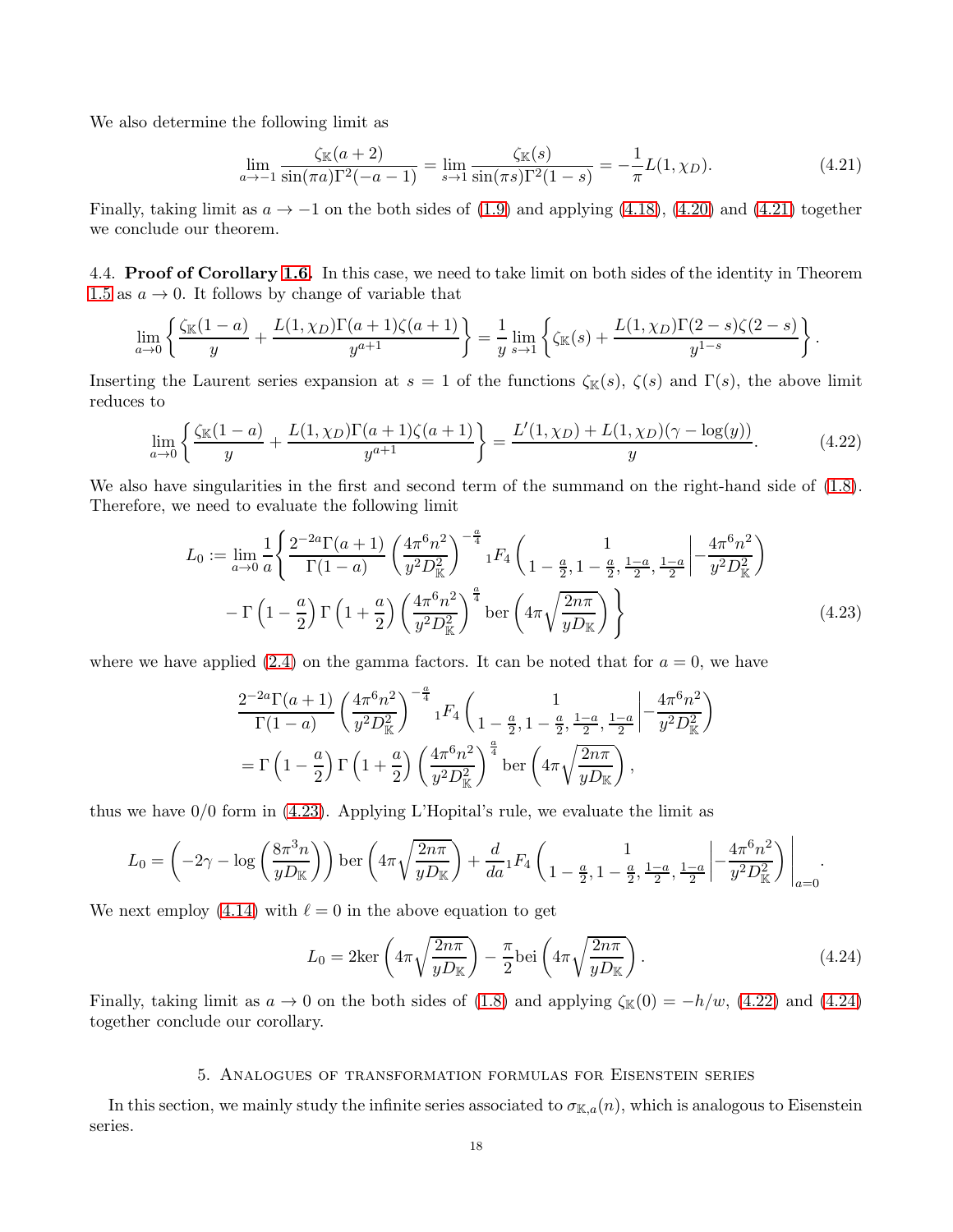We also determine the following limit as

$$\lim_{a\to -1}\frac{\zeta_{\mathbb{K}}(a+2)}{\sin(\pi a)\Gamma^2(-a-1)}=\lim_{s\to 1}\frac{\zeta_{\mathbb{K}}(s)}{\sin(\pi s)\Gamma^2(1-s)}=-\frac{1}{\pi}L(1,\chi_D). \tag{4.21}$$

Finally, taking limit as $a\to -1$ on the both sides of (1.9) and applying (4.18), (4.20) and (4.21) together we conclude our theorem.

4.4. **Proof of Corollary 1.6.** In this case, we need to take limit on both sides of the identity in Theorem 1.5 as $a\to 0$. It follows by change of variable that

$$\lim_{a\to 0}\left\{\frac{\zeta_{\mathbb{K}}(1-a)}{y}+\frac{L(1,\chi_D)\Gamma(a+1)\zeta(a+1)}{y^{a+1}}\right\}=\frac{1}{y}\lim_{s\to 1}\left\{\zeta_{\mathbb{K}}(s)+\frac{L(1,\chi_D)\Gamma(2-s)\zeta(2-s)}{y^{1-s}}\right\}.$$

Inserting the Laurent series expansion at $s=1$ of the functions $\zeta_{\mathbb{K}}(s)$, $\zeta(s)$ and $\Gamma(s)$, the above limit reduces to

$$\lim_{a\to 0}\left\{\frac{\zeta_{\mathbb{K}}(1-a)}{y}+\frac{L(1,\chi_D)\Gamma(a+1)\zeta(a+1)}{y^{a+1}}\right\}=\frac{L'(1,\chi_D)+L(1,\chi_D)(\gamma-\log(y))}{y}. \tag{4.22}$$

We also have singularities in the first and second term of the summand on the right-hand side of (1.8). Therefore, we need to evaluate the following limit

$$\begin{aligned}L_0:=\lim_{a\to 0}\frac{1}{a}\Bigg\{&\frac{2^{-2a}\Gamma(a+1)}{\Gamma(1-a)}\left(\frac{4\pi^6n^2}{y^2D_{\mathbb{K}}^2}\right)^{-\frac{a}{4}}{}_1F_4\left(\begin{matrix}1\\ 1-\frac{a}{2},1-\frac{a}{2},\frac{1-a}{2},\frac{1-a}{2}\end{matrix}\middle|-\frac{4\pi^6n^2}{y^2D_{\mathbb{K}}^2}\right)\\&-\Gamma\left(1-\frac{a}{2}\right)\Gamma\left(1+\frac{a}{2}\right)\left(\frac{4\pi^6n^2}{y^2D_{\mathbb{K}}^2}\right)^{\frac{a}{4}}\mathrm{ber}\left(4\pi\sqrt{\frac{2n\pi}{yD_{\mathbb{K}}}}\right)\Bigg\}\end{aligned} \tag{4.23}$$

where we have applied (2.4) on the gamma factors. It can be noted that for $a=0$, we have

$$\begin{aligned}&\frac{2^{-2a}\Gamma(a+1)}{\Gamma(1-a)}\left(\frac{4\pi^6n^2}{y^2D_{\mathbb{K}}^2}\right)^{-\frac{a}{4}}{}_1F_4\left(\begin{matrix}1\\ 1-\frac{a}{2},1-\frac{a}{2},\frac{1-a}{2},\frac{1-a}{2}\end{matrix}\middle|-\frac{4\pi^6n^2}{y^2D_{\mathbb{K}}^2}\right)\\&=\Gamma\left(1-\frac{a}{2}\right)\Gamma\left(1+\frac{a}{2}\right)\left(\frac{4\pi^6n^2}{y^2D_{\mathbb{K}}^2}\right)^{\frac{a}{4}}\mathrm{ber}\left(4\pi\sqrt{\frac{2n\pi}{yD_{\mathbb{K}}}}\right),\end{aligned}$$

thus we have $0/0$ form in (4.23). Applying L'Hopital's rule, we evaluate the limit as

$$L_0=\left(-2\gamma-\log\left(\frac{8\pi^3n}{yD_{\mathbb{K}}}\right)\right)\mathrm{ber}\left(4\pi\sqrt{\frac{2n\pi}{yD_{\mathbb{K}}}}\right)+\frac{d}{da}{}_1F_4\left(\begin{matrix}1\\ 1-\frac{a}{2},1-\frac{a}{2},\frac{1-a}{2},\frac{1-a}{2}\end{matrix}\middle|-\frac{4\pi^6n^2}{y^2D_{\mathbb{K}}^2}\right)\Bigg|_{a=0}.$$

We next employ (4.14) with $\ell=0$ in the above equation to get

$$L_0=2\mathrm{ker}\left(4\pi\sqrt{\frac{2n\pi}{yD_{\mathbb{K}}}}\right)-\frac{\pi}{2}\mathrm{bei}\left(4\pi\sqrt{\frac{2n\pi}{yD_{\mathbb{K}}}}\right). \tag{4.24}$$

Finally, taking limit as $a\to 0$ on the both sides of (1.8) and applying $\zeta_{\mathbb{K}}(0)=-h/w$, (4.22) and (4.24) together conclude our corollary.

## 5. Analogues of transformation formulas for Eisenstein series

In this section, we mainly study the infinite series associated to $\sigma_{\mathbb{K},a}(n)$, which is analogous to Eisenstein series.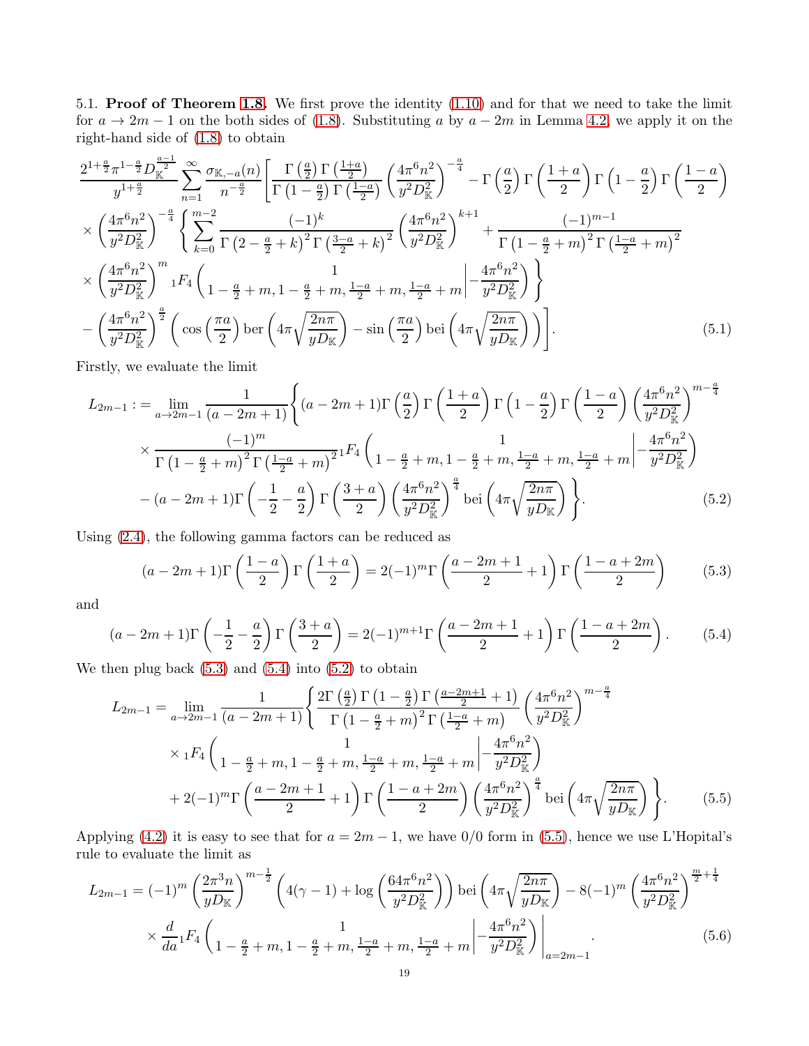5.1. **Proof of Theorem 1.8.** We first prove the identity (1.10) and for that we need to take the limit for $a \to 2m-1$ on the both sides of (1.8). Substituting $a$ by $a-2m$ in Lemma 4.2, we apply it on the right-hand side of (1.8) to obtain

$$
\begin{aligned}
&\frac{2^{1+\frac{a}{2}}\pi^{1-\frac{a}{2}}D_{\mathbb{K}}^{\frac{a-1}{2}}}{y^{1+\frac{a}{2}}}\sum_{n=1}^{\infty}\frac{\sigma_{\mathbb{K},-a}(n)}{n^{-\frac{a}{2}}}\Bigg[\frac{\Gamma\left(\frac{a}{2}\right)\Gamma\left(\frac{1+a}{2}\right)}{\Gamma\left(1-\frac{a}{2}\right)\Gamma\left(\frac{1-a}{2}\right)}\left(\frac{4\pi^6n^2}{y^2D_{\mathbb{K}}^2}\right)^{-\frac{a}{4}}-\Gamma\left(\frac{a}{2}\right)\Gamma\left(\frac{1+a}{2}\right)\Gamma\left(1-\frac{a}{2}\right)\Gamma\left(\frac{1-a}{2}\right)\\
&\times\left(\frac{4\pi^6n^2}{y^2D_{\mathbb{K}}^2}\right)^{-\frac{a}{4}}\Bigg\{\sum_{k=0}^{m-2}\frac{(-1)^k}{\Gamma\left(2-\frac{a}{2}+k\right)^2\Gamma\left(\frac{3-a}{2}+k\right)^2}\left(\frac{4\pi^6n^2}{y^2D_{\mathbb{K}}^2}\right)^{k+1}+\frac{(-1)^{m-1}}{\Gamma\left(1-\frac{a}{2}+m\right)^2\Gamma\left(\frac{1-a}{2}+m\right)^2}\\
&\times\left(\frac{4\pi^6n^2}{y^2D_{\mathbb{K}}^2}\right)^{m}{}_1F_4\left(\begin{matrix}1\\1-\frac{a}{2}+m,1-\frac{a}{2}+m,\frac{1-a}{2}+m,\frac{1-a}{2}+m\end{matrix}\Bigg|-\frac{4\pi^6n^2}{y^2D_{\mathbb{K}}^2}\right)\Bigg\}\\
&-\left(\frac{4\pi^6n^2}{y^2D_{\mathbb{K}}^2}\right)^{\frac{a}{2}}\left(\cos\left(\frac{\pi a}{2}\right)\mathrm{ber}\left(4\pi\sqrt{\frac{2n\pi}{yD_{\mathbb{K}}}}\right)-\sin\left(\frac{\pi a}{2}\right)\mathrm{bei}\left(4\pi\sqrt{\frac{2n\pi}{yD_{\mathbb{K}}}}\right)\right)\Bigg].
\end{aligned}
\tag{5.1}
$$

Firstly, we evaluate the limit

$$
\begin{aligned}
L_{2m-1}:=\lim_{a\to 2m-1}\frac{1}{(a-2m+1)}&\Bigg\{(a-2m+1)\Gamma\left(\frac{a}{2}\right)\Gamma\left(\frac{1+a}{2}\right)\Gamma\left(1-\frac{a}{2}\right)\Gamma\left(\frac{1-a}{2}\right)\left(\frac{4\pi^6n^2}{y^2D_{\mathbb{K}}^2}\right)^{m-\frac{a}{4}}\\
&\times\frac{(-1)^m}{\Gamma\left(1-\frac{a}{2}+m\right)^2\Gamma\left(\frac{1-a}{2}+m\right)^2}{}_1F_4\left(\begin{matrix}1\\1-\frac{a}{2}+m,1-\frac{a}{2}+m,\frac{1-a}{2}+m,\frac{1-a}{2}+m\end{matrix}\Bigg|-\frac{4\pi^6n^2}{y^2D_{\mathbb{K}}^2}\right)\\
&-(a-2m+1)\Gamma\left(-\frac{1}{2}-\frac{a}{2}\right)\Gamma\left(\frac{3+a}{2}\right)\left(\frac{4\pi^6n^2}{y^2D_{\mathbb{K}}^2}\right)^{\frac{a}{4}}\mathrm{bei}\left(4\pi\sqrt{\frac{2n\pi}{yD_{\mathbb{K}}}}\right)\Bigg\}.
\end{aligned}
\tag{5.2}
$$

Using (2.4), the following gamma factors can be reduced as

$$
(a-2m+1)\Gamma\left(\frac{1-a}{2}\right)\Gamma\left(\frac{1+a}{2}\right)=2(-1)^m\Gamma\left(\frac{a-2m+1}{2}+1\right)\Gamma\left(\frac{1-a+2m}{2}\right)\tag{5.3}
$$

and

$$
(a-2m+1)\Gamma\left(-\frac{1}{2}-\frac{a}{2}\right)\Gamma\left(\frac{3+a}{2}\right)=2(-1)^{m+1}\Gamma\left(\frac{a-2m+1}{2}+1\right)\Gamma\left(\frac{1-a+2m}{2}\right).\tag{5.4}
$$

We then plug back (5.3) and (5.4) into (5.2) to obtain

$$
\begin{aligned}
L_{2m-1}=\lim_{a\to 2m-1}\frac{1}{(a-2m+1)}&\Bigg\{\frac{2\Gamma\left(\frac{a}{2}\right)\Gamma\left(1-\frac{a}{2}\right)\Gamma\left(\frac{a-2m+1}{2}+1\right)}{\Gamma\left(1-\frac{a}{2}+m\right)^2\Gamma\left(\frac{1-a}{2}+m\right)}\left(\frac{4\pi^6n^2}{y^2D_{\mathbb{K}}^2}\right)^{m-\frac{a}{4}}\\
&\times{}_1F_4\left(\begin{matrix}1\\1-\frac{a}{2}+m,1-\frac{a}{2}+m,\frac{1-a}{2}+m,\frac{1-a}{2}+m\end{matrix}\Bigg|-\frac{4\pi^6n^2}{y^2D_{\mathbb{K}}^2}\right)\\
&+2(-1)^m\Gamma\left(\frac{a-2m+1}{2}+1\right)\Gamma\left(\frac{1-a+2m}{2}\right)\left(\frac{4\pi^6n^2}{y^2D_{\mathbb{K}}^2}\right)^{\frac{a}{4}}\mathrm{bei}\left(4\pi\sqrt{\frac{2n\pi}{yD_{\mathbb{K}}}}\right)\Bigg\}.
\end{aligned}
\tag{5.5}
$$

Applying (4.2) it is easy to see that for $a=2m-1$, we have $0/0$ form in (5.5), hence we use L'Hopital's rule to evaluate the limit as

$$
\begin{aligned}
L_{2m-1}=(-1)^m\left(\frac{2\pi^3n}{yD_{\mathbb{K}}}\right)^{m-\frac{1}{2}}&\left(4(\gamma-1)+\log\left(\frac{64\pi^6n^2}{y^2D_{\mathbb{K}}^2}\right)\right)\mathrm{bei}\left(4\pi\sqrt{\frac{2n\pi}{yD_{\mathbb{K}}}}\right)-8(-1)^m\left(\frac{4\pi^6n^2}{y^2D_{\mathbb{K}}^2}\right)^{\frac{m}{2}+\frac{1}{4}}\\
&\times\frac{d}{da}{}_1F_4\left(\begin{matrix}1\\1-\frac{a}{2}+m,1-\frac{a}{2}+m,\frac{1-a}{2}+m,\frac{1-a}{2}+m\end{matrix}\Bigg|-\frac{4\pi^6n^2}{y^2D_{\mathbb{K}}^2}\right)\Bigg|_{a=2m-1}.
\end{aligned}
\tag{5.6}
$$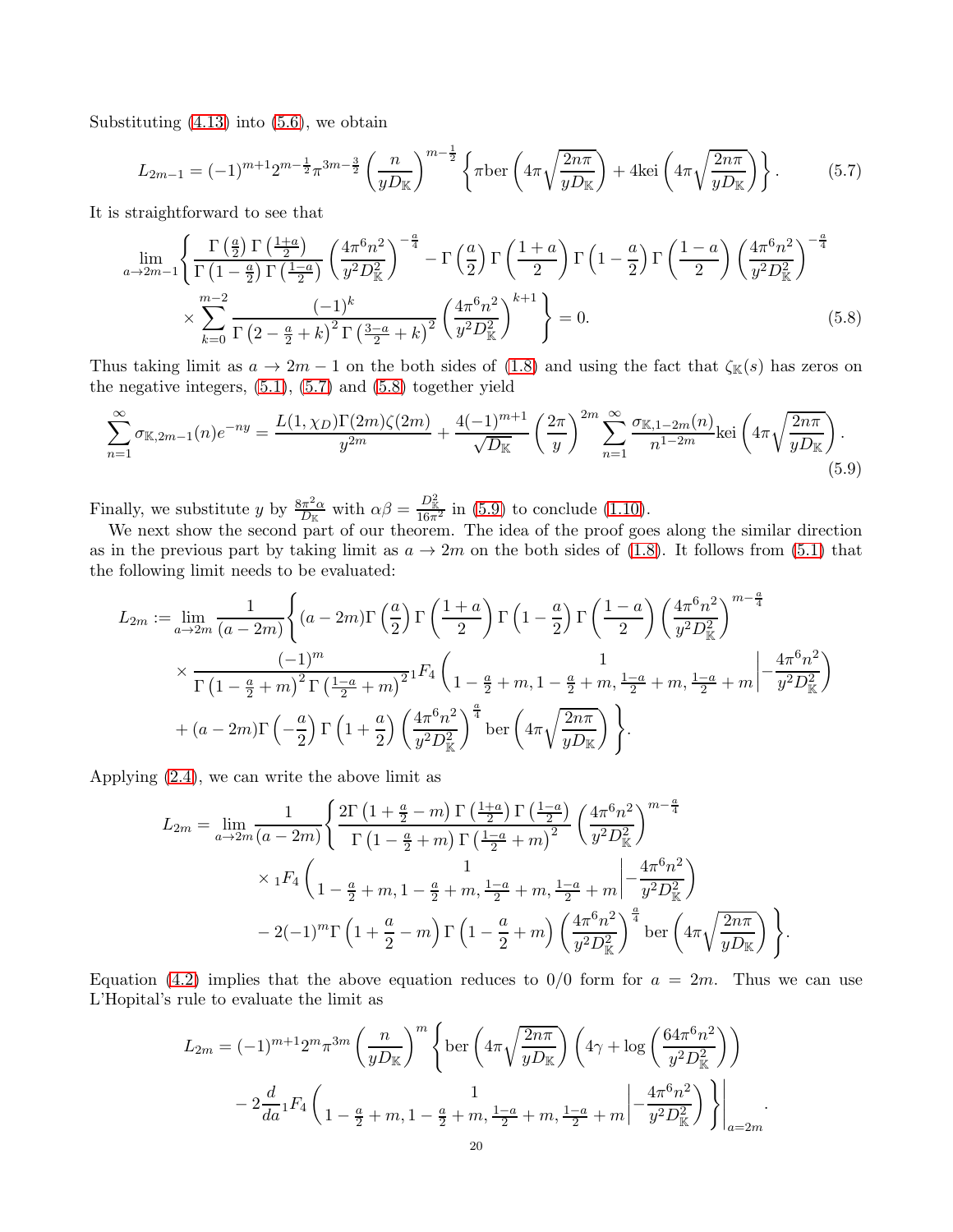Substituting (4.13) into (5.6), we obtain

$$L_{2m-1} = (-1)^{m+1} 2^{m-\frac{1}{2}} \pi^{3m-\frac{3}{2}} \left( \frac{n}{yD_{\mathbb{K}}} \right)^{m-\frac{1}{2}} \left\{ \pi \mathrm{ber}\left( 4\pi \sqrt{\frac{2n\pi}{yD_{\mathbb{K}}}} \right) + 4\mathrm{kei}\left( 4\pi \sqrt{\frac{2n\pi}{yD_{\mathbb{K}}}} \right) \right\}. \tag{5.7}$$

It is straightforward to see that

$$\lim_{a \to 2m-1} \left\{ \frac{\Gamma\left(\frac{a}{2}\right)\Gamma\left(\frac{1+a}{2}\right)}{\Gamma\left(1-\frac{a}{2}\right)\Gamma\left(\frac{1-a}{2}\right)} \left( \frac{4\pi^6 n^2}{y^2 D_{\mathbb{K}}^2} \right)^{-\frac{a}{4}} - \Gamma\left(\frac{a}{2}\right)\Gamma\left(\frac{1+a}{2}\right)\Gamma\left(1-\frac{a}{2}\right)\Gamma\left(\frac{1-a}{2}\right) \left( \frac{4\pi^6 n^2}{y^2 D_{\mathbb{K}}^2} \right)^{-\frac{a}{4}} \right.$$
$$\left. \times \sum_{k=0}^{m-2} \frac{(-1)^k}{\Gamma\left(2-\frac{a}{2}+k\right)^2 \Gamma\left(\frac{3-a}{2}+k\right)^2} \left( \frac{4\pi^6 n^2}{y^2 D_{\mathbb{K}}^2} \right)^{k+1} \right\} = 0. \tag{5.8}$$

Thus taking limit as $a \to 2m-1$ on the both sides of (1.8) and using the fact that $\zeta_{\mathbb{K}}(s)$ has zeros on the negative integers, (5.1), (5.7) and (5.8) together yield

$$\sum_{n=1}^{\infty} \sigma_{\mathbb{K},2m-1}(n) e^{-ny} = \frac{L(1,\chi_D)\Gamma(2m)\zeta(2m)}{y^{2m}} + \frac{4(-1)^{m+1}}{\sqrt{D_{\mathbb{K}}}} \left( \frac{2\pi}{y} \right)^{2m} \sum_{n=1}^{\infty} \frac{\sigma_{\mathbb{K},1-2m}(n)}{n^{1-2m}} \mathrm{kei}\left( 4\pi \sqrt{\frac{2n\pi}{yD_{\mathbb{K}}}} \right). \tag{5.9}$$

Finally, we substitute $y$ by $\frac{8\pi^2\alpha}{D_{\mathbb{K}}}$ with $\alpha\beta = \frac{D_{\mathbb{K}}^2}{16\pi^2}$ in (5.9) to conclude (1.10).

We next show the second part of our theorem. The idea of the proof goes along the similar direction as in the previous part by taking limit as $a \to 2m$ on the both sides of (1.8). It follows from (5.1) that the following limit needs to be evaluated:

$$L_{2m} := \lim_{a \to 2m} \frac{1}{(a-2m)} \left\{ (a-2m)\Gamma\left(\frac{a}{2}\right)\Gamma\left(\frac{1+a}{2}\right)\Gamma\left(1-\frac{a}{2}\right)\Gamma\left(\frac{1-a}{2}\right) \left( \frac{4\pi^6 n^2}{y^2 D_{\mathbb{K}}^2} \right)^{m-\frac{a}{4}} \right.$$
$$\times \frac{(-1)^m}{\Gamma\left(1-\frac{a}{2}+m\right)^2 \Gamma\left(\frac{1-a}{2}+m\right)^2} {}_1F_4\left( \left. \begin{matrix} 1 \\ 1-\frac{a}{2}+m, 1-\frac{a}{2}+m, \frac{1-a}{2}+m, \frac{1-a}{2}+m \end{matrix} \right| -\frac{4\pi^6 n^2}{y^2 D_{\mathbb{K}}^2} \right)$$
$$\left. + (a-2m)\Gamma\left(-\frac{a}{2}\right)\Gamma\left(1+\frac{a}{2}\right) \left( \frac{4\pi^6 n^2}{y^2 D_{\mathbb{K}}^2} \right)^{\frac{a}{4}} \mathrm{ber}\left( 4\pi \sqrt{\frac{2n\pi}{yD_{\mathbb{K}}}} \right) \right\}.$$

Applying (2.4), we can write the above limit as

$$L_{2m} = \lim_{a \to 2m} \frac{1}{(a-2m)} \left\{ \frac{2\Gamma\left(1+\frac{a}{2}-m\right)\Gamma\left(\frac{1+a}{2}\right)\Gamma\left(\frac{1-a}{2}\right)}{\Gamma\left(1-\frac{a}{2}+m\right)\Gamma\left(\frac{1-a}{2}+m\right)^2} \left( \frac{4\pi^6 n^2}{y^2 D_{\mathbb{K}}^2} \right)^{m-\frac{a}{4}} \right.$$
$$\times {}_1F_4\left( \left. \begin{matrix} 1 \\ 1-\frac{a}{2}+m, 1-\frac{a}{2}+m, \frac{1-a}{2}+m, \frac{1-a}{2}+m \end{matrix} \right| -\frac{4\pi^6 n^2}{y^2 D_{\mathbb{K}}^2} \right)$$
$$\left. - 2(-1)^m \Gamma\left(1+\frac{a}{2}-m\right)\Gamma\left(1-\frac{a}{2}+m\right) \left( \frac{4\pi^6 n^2}{y^2 D_{\mathbb{K}}^2} \right)^{\frac{a}{4}} \mathrm{ber}\left( 4\pi \sqrt{\frac{2n\pi}{yD_{\mathbb{K}}}} \right) \right\}.$$

Equation (4.2) implies that the above equation reduces to $0/0$ form for $a = 2m$. Thus we can use L'Hopital's rule to evaluate the limit as

$$L_{2m} = (-1)^{m+1} 2^m \pi^{3m} \left( \frac{n}{yD_{\mathbb{K}}} \right)^m \left\{ \mathrm{ber}\left( 4\pi \sqrt{\frac{2n\pi}{yD_{\mathbb{K}}}} \right) \left( 4\gamma + \log\left( \frac{64\pi^6 n^2}{y^2 D_{\mathbb{K}}^2} \right) \right) \right.$$
$$\left. \left. - 2\frac{d}{da} {}_1F_4\left( \left. \begin{matrix} 1 \\ 1-\frac{a}{2}+m, 1-\frac{a}{2}+m, \frac{1-a}{2}+m, \frac{1-a}{2}+m \end{matrix} \right| -\frac{4\pi^6 n^2}{y^2 D_{\mathbb{K}}^2} \right) \right\} \right|_{a=2m}.$$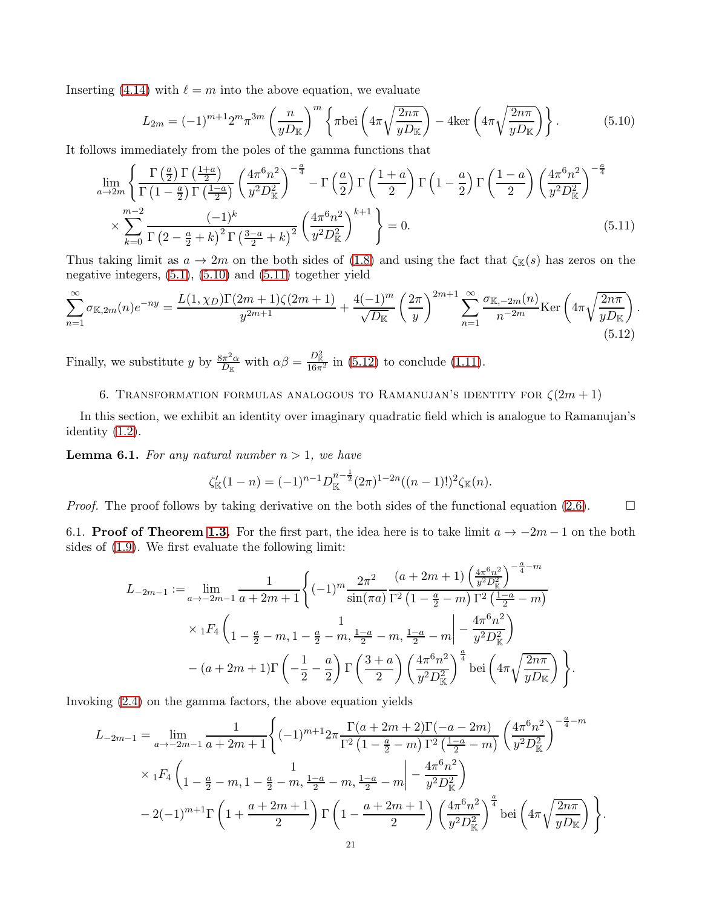Inserting (4.14) with $\ell = m$ into the above equation, we evaluate

$$L_{2m} = (-1)^{m+1} 2^m \pi^{3m} \left( \frac{n}{yD_{\mathbb{K}}} \right)^m \left\{ \pi \mathrm{bei} \left( 4\pi \sqrt{\frac{2n\pi}{yD_{\mathbb{K}}}} \right) - 4 \mathrm{ker} \left( 4\pi \sqrt{\frac{2n\pi}{yD_{\mathbb{K}}}} \right) \right\}. \tag{5.10}$$

It follows immediately from the poles of the gamma functions that

$$\lim_{a \to 2m} \left\{ \frac{\Gamma\left(\frac{a}{2}\right)\Gamma\left(\frac{1+a}{2}\right)}{\Gamma\left(1-\frac{a}{2}\right)\Gamma\left(\frac{1-a}{2}\right)} \left( \frac{4\pi^6 n^2}{y^2 D_{\mathbb{K}}^2} \right)^{-\frac{a}{4}} - \Gamma\left(\frac{a}{2}\right)\Gamma\left(\frac{1+a}{2}\right)\Gamma\left(1-\frac{a}{2}\right)\Gamma\left(\frac{1-a}{2}\right) \left( \frac{4\pi^6 n^2}{y^2 D_{\mathbb{K}}^2} \right)^{-\frac{a}{4}} \right.$$
$$\left. \times \sum_{k=0}^{m-2} \frac{(-1)^k}{\Gamma\left(2-\frac{a}{2}+k\right)^2 \Gamma\left(\frac{3-a}{2}+k\right)^2} \left( \frac{4\pi^6 n^2}{y^2 D_{\mathbb{K}}^2} \right)^{k+1} \right\} = 0. \tag{5.11}$$

Thus taking limit as $a \to 2m$ on the both sides of (1.8) and using the fact that $\zeta_{\mathbb{K}}(s)$ has zeros on the negative integers, (5.1), (5.10) and (5.11) together yield

$$\sum_{n=1}^{\infty} \sigma_{\mathbb{K},2m}(n) e^{-ny} = \frac{L(1,\chi_D)\Gamma(2m+1)\zeta(2m+1)}{y^{2m+1}} + \frac{4(-1)^m}{\sqrt{D_{\mathbb{K}}}} \left( \frac{2\pi}{y} \right)^{2m+1} \sum_{n=1}^{\infty} \frac{\sigma_{\mathbb{K},-2m}(n)}{n^{-2m}} \mathrm{Ker} \left( 4\pi \sqrt{\frac{2n\pi}{yD_{\mathbb{K}}}} \right). \tag{5.12}$$

Finally, we substitute $y$ by $\frac{8\pi^2\alpha}{D_{\mathbb{K}}}$ with $\alpha\beta = \frac{D_{\mathbb{K}}^2}{16\pi^2}$ in (5.12) to conclude (1.11).

## 6. Transformation formulas analogous to Ramanujan's identity for $\zeta(2m+1)$

In this section, we exhibit an identity over imaginary quadratic field which is analogue to Ramanujan's identity (1.2).

**Lemma 6.1.** *For any natural number $n > 1$, we have*

$$\zeta_{\mathbb{K}}'(1-n) = (-1)^{n-1} D_{\mathbb{K}}^{n-\frac{1}{2}} (2\pi)^{1-2n} ((n-1)!)^2 \zeta_{\mathbb{K}}(n).$$

*Proof.* The proof follows by taking derivative on the both sides of the functional equation (2.6). $\square$

6.1. **Proof of Theorem 1.3.** For the first part, the idea here is to take limit $a \to -2m-1$ on the both sides of (1.9). We first evaluate the following limit:

$$L_{-2m-1} := \lim_{a \to -2m-1} \frac{1}{a+2m+1} \left\{ (-1)^m \frac{2\pi^2}{\sin(\pi a)} \frac{(a+2m+1)\left(\frac{4\pi^6 n^2}{y^2 D_{\mathbb{K}}^2}\right)^{-\frac{a}{4}-m}}{\Gamma^2\left(1-\frac{a}{2}-m\right)\Gamma^2\left(\frac{1-a}{2}-m\right)} \right.$$
$$\times {}_1F_4 \left( \left. \begin{matrix} 1 \\ 1-\frac{a}{2}-m, 1-\frac{a}{2}-m, \frac{1-a}{2}-m, \frac{1-a}{2}-m \end{matrix} \right| - \frac{4\pi^6 n^2}{y^2 D_{\mathbb{K}}^2} \right)$$
$$\left. - (a+2m+1)\Gamma\left(-\frac{1}{2}-\frac{a}{2}\right)\Gamma\left(\frac{3+a}{2}\right)\left(\frac{4\pi^6 n^2}{y^2 D_{\mathbb{K}}^2}\right)^{\frac{a}{4}} \mathrm{bei}\left(4\pi\sqrt{\frac{2n\pi}{yD_{\mathbb{K}}}}\right) \right\}.$$

Invoking (2.4) on the gamma factors, the above equation yields

$$L_{-2m-1} = \lim_{a \to -2m-1} \frac{1}{a+2m+1} \left\{ (-1)^{m+1} 2\pi \frac{\Gamma(a+2m+2)\Gamma(-a-2m)}{\Gamma^2\left(1-\frac{a}{2}-m\right)\Gamma^2\left(\frac{1-a}{2}-m\right)} \left(\frac{4\pi^6 n^2}{y^2 D_{\mathbb{K}}^2}\right)^{-\frac{a}{4}-m} \right.$$
$$\times {}_1F_4 \left( \left. \begin{matrix} 1 \\ 1-\frac{a}{2}-m, 1-\frac{a}{2}-m, \frac{1-a}{2}-m, \frac{1-a}{2}-m \end{matrix} \right| - \frac{4\pi^6 n^2}{y^2 D_{\mathbb{K}}^2} \right)$$
$$\left. - 2(-1)^{m+1}\Gamma\left(1+\frac{a+2m+1}{2}\right)\Gamma\left(1-\frac{a+2m+1}{2}\right)\left(\frac{4\pi^6 n^2}{y^2 D_{\mathbb{K}}^2}\right)^{\frac{a}{4}} \mathrm{bei}\left(4\pi\sqrt{\frac{2n\pi}{yD_{\mathbb{K}}}}\right) \right\}.$$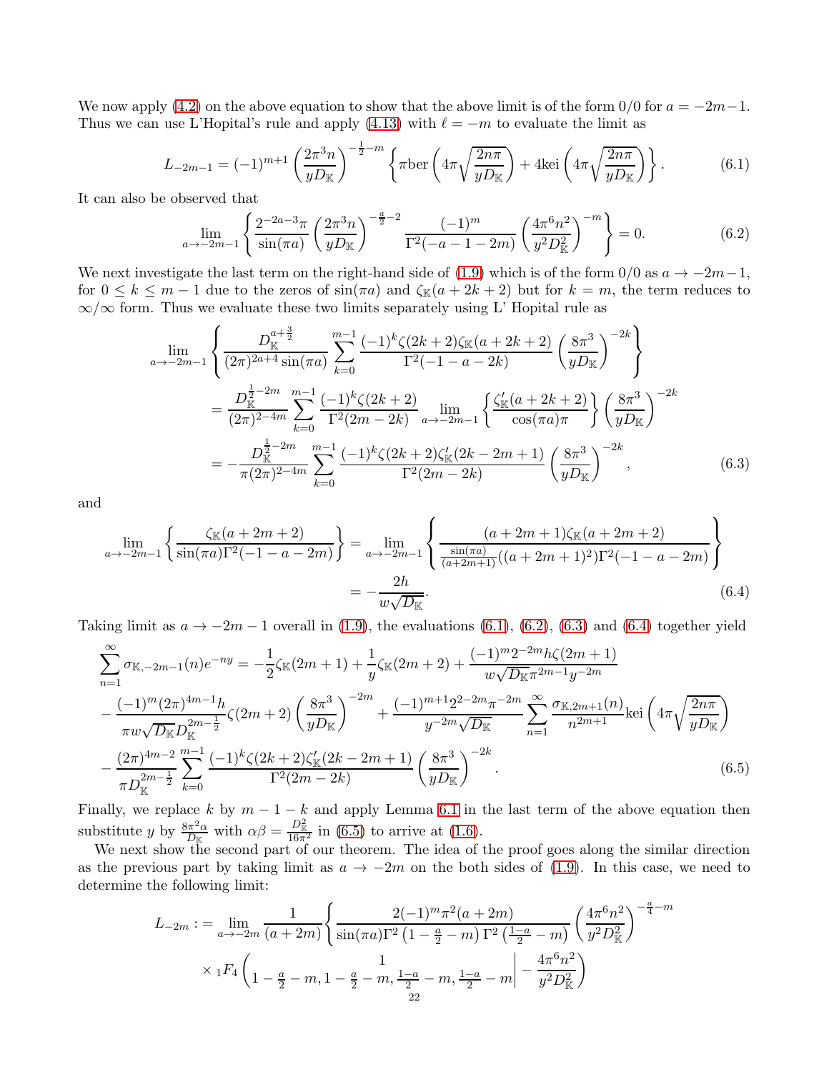We now apply (4.2) on the above equation to show that the above limit is of the form 0/0 for $a = -2m-1$. Thus we can use L'Hopital's rule and apply (4.13) with $\ell = -m$ to evaluate the limit as

$$L_{-2m-1} = (-1)^{m+1}\left(\frac{2\pi^3 n}{yD_{\mathbb{K}}}\right)^{-\frac{1}{2}-m}\left\{\pi \mathrm{ber}\left(4\pi\sqrt{\frac{2n\pi}{yD_{\mathbb{K}}}}\right) + 4\mathrm{kei}\left(4\pi\sqrt{\frac{2n\pi}{yD_{\mathbb{K}}}}\right)\right\}. \tag{6.1}$$

It can also be observed that

$$\lim_{a\to -2m-1}\left\{\frac{2^{-2a-3}\pi}{\sin(\pi a)}\left(\frac{2\pi^3 n}{yD_{\mathbb{K}}}\right)^{-\frac{a}{2}-2}\frac{(-1)^m}{\Gamma^2(-a-1-2m)}\left(\frac{4\pi^6 n^2}{y^2 D_{\mathbb{K}}^2}\right)^{-m}\right\} = 0. \tag{6.2}$$

We next investigate the last term on the right-hand side of (1.9) which is of the form 0/0 as $a \to -2m-1$, for $0 \le k \le m-1$ due to the zeros of $\sin(\pi a)$ and $\zeta_{\mathbb{K}}(a+2k+2)$ but for $k = m$, the term reduces to $\infty/\infty$ form. Thus we evaluate these two limits separately using L' Hopital rule as

$$\begin{aligned}
&\lim_{a\to -2m-1}\left\{\frac{D_{\mathbb{K}}^{a+\frac{3}{2}}}{(2\pi)^{2a+4}\sin(\pi a)}\sum_{k=0}^{m-1}\frac{(-1)^k\zeta(2k+2)\zeta_{\mathbb{K}}(a+2k+2)}{\Gamma^2(-1-a-2k)}\left(\frac{8\pi^3}{yD_{\mathbb{K}}}\right)^{-2k}\right\}\\
&= \frac{D_{\mathbb{K}}^{\frac{1}{2}-2m}}{(2\pi)^{2-4m}}\sum_{k=0}^{m-1}\frac{(-1)^k\zeta(2k+2)}{\Gamma^2(2m-2k)}\lim_{a\to -2m-1}\left\{\frac{\zeta_{\mathbb{K}}'(a+2k+2)}{\cos(\pi a)\pi}\right\}\left(\frac{8\pi^3}{yD_{\mathbb{K}}}\right)^{-2k}\\
&= -\frac{D_{\mathbb{K}}^{\frac{1}{2}-2m}}{\pi(2\pi)^{2-4m}}\sum_{k=0}^{m-1}\frac{(-1)^k\zeta(2k+2)\zeta_{\mathbb{K}}'(2k-2m+1)}{\Gamma^2(2m-2k)}\left(\frac{8\pi^3}{yD_{\mathbb{K}}}\right)^{-2k},
\end{aligned} \tag{6.3}$$

and

$$\begin{aligned}
\lim_{a\to -2m-1}\left\{\frac{\zeta_{\mathbb{K}}(a+2m+2)}{\sin(\pi a)\Gamma^2(-1-a-2m)}\right\} &= \lim_{a\to -2m-1}\left\{\frac{(a+2m+1)\zeta_{\mathbb{K}}(a+2m+2)}{\frac{\sin(\pi a)}{(a+2m+1)}((a+2m+1)^2)\Gamma^2(-1-a-2m)}\right\}\\
&= -\frac{2h}{w\sqrt{D_{\mathbb{K}}}}.
\end{aligned} \tag{6.4}$$

Taking limit as $a \to -2m-1$ overall in (1.9), the evaluations (6.1), (6.2), (6.3) and (6.4) together yield

$$\begin{aligned}
\sum_{n=1}^{\infty}\sigma_{\mathbb{K},-2m-1}(n)e^{-ny} &= -\frac{1}{2}\zeta_{\mathbb{K}}(2m+1) + \frac{1}{y}\zeta_{\mathbb{K}}(2m+2) + \frac{(-1)^m 2^{-2m}h\zeta(2m+1)}{w\sqrt{D_{\mathbb{K}}}\pi^{2m-1}y^{-2m}}\\
&- \frac{(-1)^m(2\pi)^{4m-1}h}{\pi w\sqrt{D_{\mathbb{K}}}D_{\mathbb{K}}^{2m-\frac{1}{2}}}\zeta(2m+2)\left(\frac{8\pi^3}{yD_{\mathbb{K}}}\right)^{-2m} + \frac{(-1)^{m+1}2^{2-2m}\pi^{-2m}}{y^{-2m}\sqrt{D_{\mathbb{K}}}}\sum_{n=1}^{\infty}\frac{\sigma_{\mathbb{K},2m+1}(n)}{n^{2m+1}}\mathrm{kei}\left(4\pi\sqrt{\frac{2n\pi}{yD_{\mathbb{K}}}}\right)\\
&- \frac{(2\pi)^{4m-2}}{\pi D_{\mathbb{K}}^{2m-\frac{1}{2}}}\sum_{k=0}^{m-1}\frac{(-1)^k\zeta(2k+2)\zeta_{\mathbb{K}}'(2k-2m+1)}{\Gamma^2(2m-2k)}\left(\frac{8\pi^3}{yD_{\mathbb{K}}}\right)^{-2k}.
\end{aligned} \tag{6.5}$$

Finally, we replace $k$ by $m-1-k$ and apply Lemma 6.1 in the last term of the above equation then substitute $y$ by $\frac{8\pi^2\alpha}{D_{\mathbb{K}}}$ with $\alpha\beta = \frac{D_{\mathbb{K}}^2}{16\pi^2}$ in (6.5) to arrive at (1.6).

We next show the second part of our theorem. The idea of the proof goes along the similar direction as the previous part by taking limit as $a \to -2m$ on the both sides of (1.9). In this case, we need to determine the following limit:

$$\begin{aligned}
L_{-2m} := \lim_{a\to -2m}\frac{1}{(a+2m)}&\left\{\frac{2(-1)^m\pi^2(a+2m)}{\sin(\pi a)\Gamma^2\left(1-\frac{a}{2}-m\right)\Gamma^2\left(\frac{1-a}{2}-m\right)}\left(\frac{4\pi^6 n^2}{y^2 D_{\mathbb{K}}^2}\right)^{-\frac{a}{4}-m}\right.\\
&\times {}_1F_4\left(\left.\begin{matrix}1\\ 1-\frac{a}{2}-m, 1-\frac{a}{2}-m, \frac{1-a}{2}-m, \frac{1-a}{2}-m\end{matrix}\right| -\frac{4\pi^6 n^2}{y^2 D_{\mathbb{K}}^2}\right)
\end{aligned}$$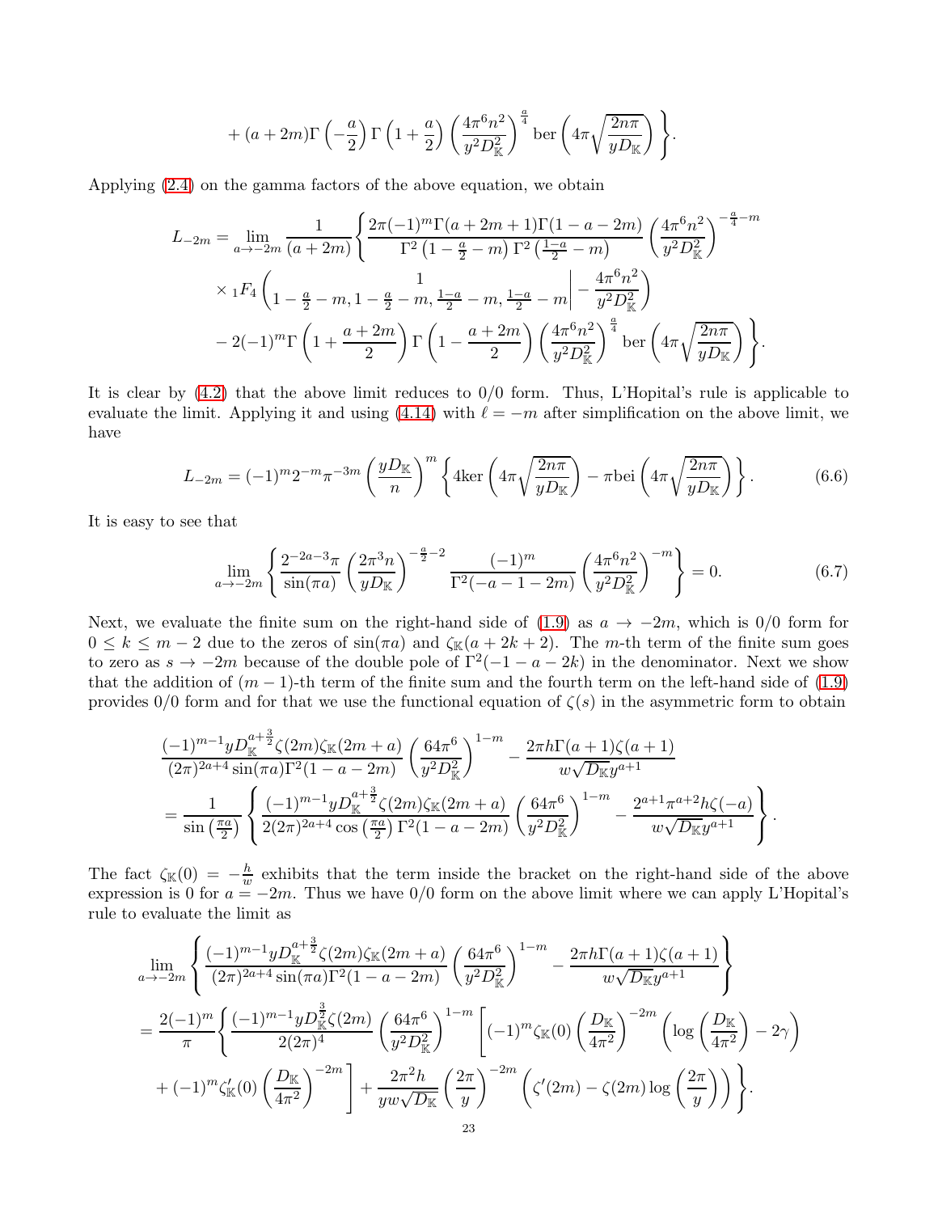$$
+ (a+2m)\Gamma\left(-\frac{a}{2}\right)\Gamma\left(1+\frac{a}{2}\right)\left(\frac{4\pi^6 n^2}{y^2 D_{\mathbb{K}}^2}\right)^{\frac{a}{4}} \mathrm{ber}\left(4\pi\sqrt{\frac{2n\pi}{yD_{\mathbb{K}}}}\right)\Bigg\}.
$$

Applying (2.4) on the gamma factors of the above equation, we obtain

$$
\begin{aligned}
L_{-2m} = \lim_{a\to -2m} \frac{1}{(a+2m)} \Bigg\{ & \frac{2\pi(-1)^m \Gamma(a+2m+1)\Gamma(1-a-2m)}{\Gamma^2\left(1-\frac{a}{2}-m\right)\Gamma^2\left(\frac{1-a}{2}-m\right)} \left(\frac{4\pi^6 n^2}{y^2 D_{\mathbb{K}}^2}\right)^{-\frac{a}{4}-m} \\
& \times {}_1F_4\left( \begin{matrix} 1 \\ 1-\frac{a}{2}-m, 1-\frac{a}{2}-m, \frac{1-a}{2}-m, \frac{1-a}{2}-m \end{matrix} \Bigg| -\frac{4\pi^6 n^2}{y^2 D_{\mathbb{K}}^2} \right) \\
& - 2(-1)^m \Gamma\left(1+\frac{a+2m}{2}\right)\Gamma\left(1-\frac{a+2m}{2}\right)\left(\frac{4\pi^6 n^2}{y^2 D_{\mathbb{K}}^2}\right)^{\frac{a}{4}} \mathrm{ber}\left(4\pi\sqrt{\frac{2n\pi}{yD_{\mathbb{K}}}}\right)\Bigg\}.
\end{aligned}
$$

It is clear by (4.2) that the above limit reduces to 0/0 form. Thus, L'Hopital's rule is applicable to evaluate the limit. Applying it and using (4.14) with $\ell = -m$ after simplification on the above limit, we have

$$
L_{-2m} = (-1)^m 2^{-m}\pi^{-3m}\left(\frac{yD_{\mathbb{K}}}{n}\right)^m \left\{ 4\mathrm{ker}\left(4\pi\sqrt{\frac{2n\pi}{yD_{\mathbb{K}}}}\right) - \pi\mathrm{bei}\left(4\pi\sqrt{\frac{2n\pi}{yD_{\mathbb{K}}}}\right)\right\}. \tag{6.6}
$$

It is easy to see that

$$
\lim_{a\to -2m}\left\{ \frac{2^{-2a-3}\pi}{\sin(\pi a)}\left(\frac{2\pi^3 n}{yD_{\mathbb{K}}}\right)^{-\frac{a}{2}-2} \frac{(-1)^m}{\Gamma^2(-a-1-2m)}\left(\frac{4\pi^6 n^2}{y^2 D_{\mathbb{K}}^2}\right)^{-m}\right\} = 0. \tag{6.7}
$$

Next, we evaluate the finite sum on the right-hand side of (1.9) as $a \to -2m$, which is 0/0 form for $0 \le k \le m-2$ due to the zeros of $\sin(\pi a)$ and $\zeta_{\mathbb{K}}(a+2k+2)$. The $m$-th term of the finite sum goes to zero as $s \to -2m$ because of the double pole of $\Gamma^2(-1-a-2k)$ in the denominator. Next we show that the addition of $(m-1)$-th term of the finite sum and the fourth term on the left-hand side of (1.9) provides 0/0 form and for that we use the functional equation of $\zeta(s)$ in the asymmetric form to obtain

$$
\begin{aligned}
& \frac{(-1)^{m-1} y D_{\mathbb{K}}^{a+\frac{3}{2}}\zeta(2m)\zeta_{\mathbb{K}}(2m+a)}{(2\pi)^{2a+4}\sin(\pi a)\Gamma^2(1-a-2m)}\left(\frac{64\pi^6}{y^2 D_{\mathbb{K}}^2}\right)^{1-m} - \frac{2\pi h\Gamma(a+1)\zeta(a+1)}{w\sqrt{D_{\mathbb{K}}}y^{a+1}} \\
&= \frac{1}{\sin\left(\frac{\pi a}{2}\right)}\left\{ \frac{(-1)^{m-1} y D_{\mathbb{K}}^{a+\frac{3}{2}}\zeta(2m)\zeta_{\mathbb{K}}(2m+a)}{2(2\pi)^{2a+4}\cos\left(\frac{\pi a}{2}\right)\Gamma^2(1-a-2m)}\left(\frac{64\pi^6}{y^2 D_{\mathbb{K}}^2}\right)^{1-m} - \frac{2^{a+1}\pi^{a+2}h\zeta(-a)}{w\sqrt{D_{\mathbb{K}}}y^{a+1}}\right\}.
\end{aligned}
$$

The fact $\zeta_{\mathbb{K}}(0) = -\frac{h}{w}$ exhibits that the term inside the bracket on the right-hand side of the above expression is 0 for $a = -2m$. Thus we have 0/0 form on the above limit where we can apply L'Hopital's rule to evaluate the limit as

$$
\begin{aligned}
& \lim_{a\to -2m}\left\{ \frac{(-1)^{m-1} y D_{\mathbb{K}}^{a+\frac{3}{2}}\zeta(2m)\zeta_{\mathbb{K}}(2m+a)}{(2\pi)^{2a+4}\sin(\pi a)\Gamma^2(1-a-2m)}\left(\frac{64\pi^6}{y^2 D_{\mathbb{K}}^2}\right)^{1-m} - \frac{2\pi h\Gamma(a+1)\zeta(a+1)}{w\sqrt{D_{\mathbb{K}}}y^{a+1}}\right\} \\
&= \frac{2(-1)^m}{\pi}\Bigg\{ \frac{(-1)^{m-1} y D_{\mathbb{K}}^{\frac{3}{2}}\zeta(2m)}{2(2\pi)^4}\left(\frac{64\pi^6}{y^2 D_{\mathbb{K}}^2}\right)^{1-m}\Bigg[(-1)^m\zeta_{\mathbb{K}}(0)\left(\frac{D_{\mathbb{K}}}{4\pi^2}\right)^{-2m}\left(\log\left(\frac{D_{\mathbb{K}}}{4\pi^2}\right) - 2\gamma\right) \\
&\quad + (-1)^m\zeta_{\mathbb{K}}'(0)\left(\frac{D_{\mathbb{K}}}{4\pi^2}\right)^{-2m}\Bigg] + \frac{2\pi^2 h}{yw\sqrt{D_{\mathbb{K}}}}\left(\frac{2\pi}{y}\right)^{-2m}\left(\zeta'(2m) - \zeta(2m)\log\left(\frac{2\pi}{y}\right)\right)\Bigg\}.
\end{aligned}
$$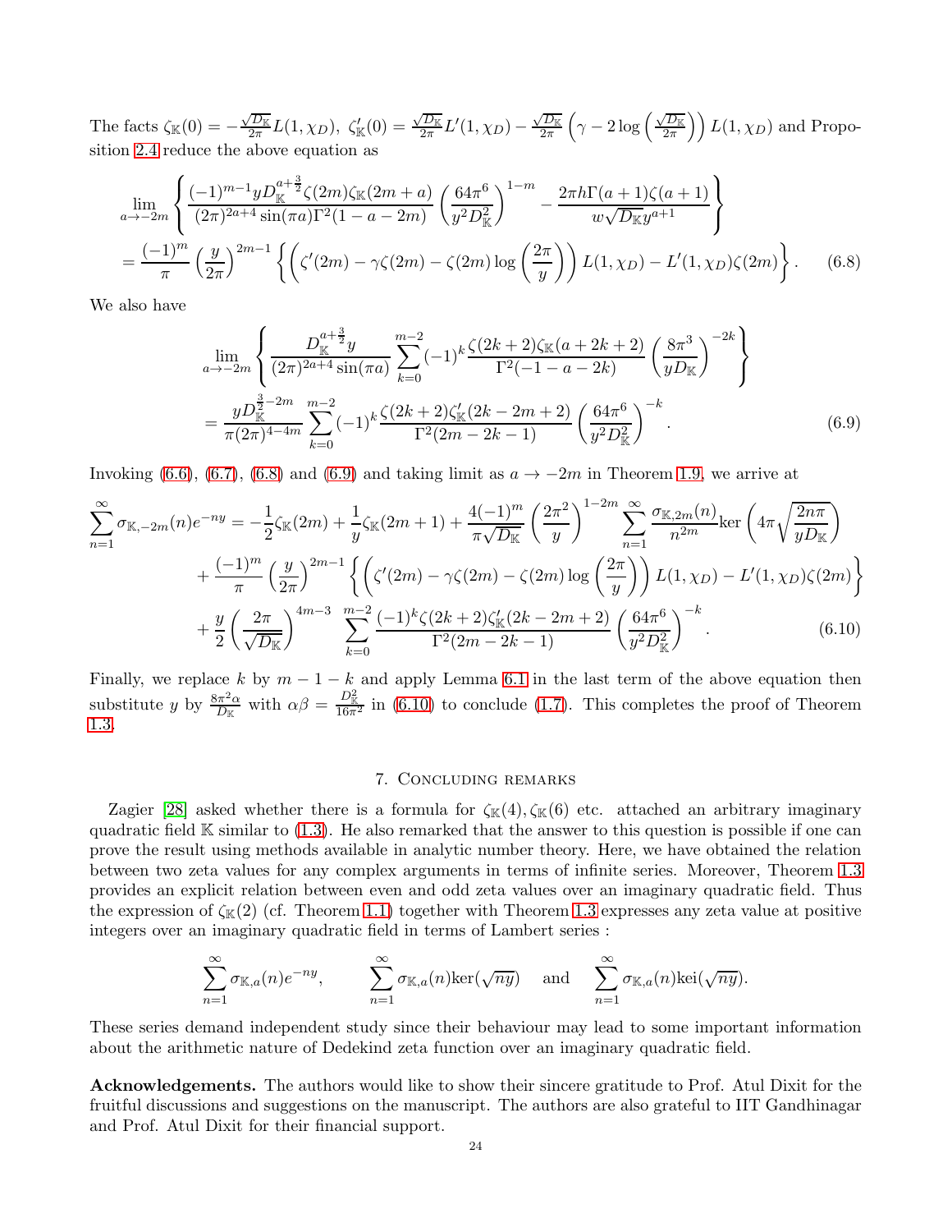The facts $\zeta_{\mathbb{K}}(0) = -\frac{\sqrt{D_{\mathbb{K}}}}{2\pi}L(1,\chi_D)$, $\zeta_{\mathbb{K}}'(0) = \frac{\sqrt{D_{\mathbb{K}}}}{2\pi}L'(1,\chi_D) - \frac{\sqrt{D_{\mathbb{K}}}}{2\pi}\left(\gamma - 2\log\left(\frac{\sqrt{D_{\mathbb{K}}}}{2\pi}\right)\right)L(1,\chi_D)$ and Proposition 2.4 reduce the above equation as

$$
\begin{aligned}
&\lim_{a\to -2m}\left\{\frac{(-1)^{m-1}yD_{\mathbb{K}}^{a+\frac{3}{2}}\zeta(2m)\zeta_{\mathbb{K}}(2m+a)}{(2\pi)^{2a+4}\sin(\pi a)\Gamma^2(1-a-2m)}\left(\frac{64\pi^6}{y^2D_{\mathbb{K}}^2}\right)^{1-m} - \frac{2\pi h\Gamma(a+1)\zeta(a+1)}{w\sqrt{D_{\mathbb{K}}}y^{a+1}}\right\}\\
&= \frac{(-1)^m}{\pi}\left(\frac{y}{2\pi}\right)^{2m-1}\left\{\left(\zeta'(2m) - \gamma\zeta(2m) - \zeta(2m)\log\left(\frac{2\pi}{y}\right)\right)L(1,\chi_D) - L'(1,\chi_D)\zeta(2m)\right\}. \qquad (6.8)
\end{aligned}
$$

We also have

$$
\begin{aligned}
&\lim_{a\to -2m}\left\{\frac{D_{\mathbb{K}}^{a+\frac{3}{2}}y}{(2\pi)^{2a+4}\sin(\pi a)}\sum_{k=0}^{m-2}(-1)^k\frac{\zeta(2k+2)\zeta_{\mathbb{K}}(a+2k+2)}{\Gamma^2(-1-a-2k)}\left(\frac{8\pi^3}{yD_{\mathbb{K}}}\right)^{-2k}\right\}\\
&= \frac{yD_{\mathbb{K}}^{\frac{3}{2}-2m}}{\pi(2\pi)^{4-4m}}\sum_{k=0}^{m-2}(-1)^k\frac{\zeta(2k+2)\zeta_{\mathbb{K}}'(2k-2m+2)}{\Gamma^2(2m-2k-1)}\left(\frac{64\pi^6}{y^2D_{\mathbb{K}}^2}\right)^{-k}. \qquad (6.9)
\end{aligned}
$$

Invoking (6.6), (6.7), (6.8) and (6.9) and taking limit as $a \to -2m$ in Theorem 1.9, we arrive at

$$
\begin{aligned}
\sum_{n=1}^{\infty}\sigma_{\mathbb{K},-2m}(n)e^{-ny} &= -\frac{1}{2}\zeta_{\mathbb{K}}(2m) + \frac{1}{y}\zeta_{\mathbb{K}}(2m+1) + \frac{4(-1)^m}{\pi\sqrt{D_{\mathbb{K}}}}\left(\frac{2\pi^2}{y}\right)^{1-2m}\sum_{n=1}^{\infty}\frac{\sigma_{\mathbb{K},2m}(n)}{n^{2m}}\mathrm{ker}\left(4\pi\sqrt{\frac{2n\pi}{yD_{\mathbb{K}}}}\right)\\
&+ \frac{(-1)^m}{\pi}\left(\frac{y}{2\pi}\right)^{2m-1}\left\{\left(\zeta'(2m) - \gamma\zeta(2m) - \zeta(2m)\log\left(\frac{2\pi}{y}\right)\right)L(1,\chi_D) - L'(1,\chi_D)\zeta(2m)\right\}\\
&+ \frac{y}{2}\left(\frac{2\pi}{\sqrt{D_{\mathbb{K}}}}\right)^{4m-3}\sum_{k=0}^{m-2}\frac{(-1)^k\zeta(2k+2)\zeta_{\mathbb{K}}'(2k-2m+2)}{\Gamma^2(2m-2k-1)}\left(\frac{64\pi^6}{y^2D_{\mathbb{K}}^2}\right)^{-k}. \qquad (6.10)
\end{aligned}
$$

Finally, we replace $k$ by $m-1-k$ and apply Lemma 6.1 in the last term of the above equation then substitute $y$ by $\frac{8\pi^2\alpha}{D_{\mathbb{K}}}$ with $\alpha\beta = \frac{D_{\mathbb{K}}^2}{16\pi^2}$ in (6.10) to conclude (1.7). This completes the proof of Theorem 1.3.

## 7. Concluding remarks

Zagier [28] asked whether there is a formula for $\zeta_{\mathbb{K}}(4), \zeta_{\mathbb{K}}(6)$ etc. attached an arbitrary imaginary quadratic field $\mathbb{K}$ similar to (1.3). He also remarked that the answer to this question is possible if one can prove the result using methods available in analytic number theory. Here, we have obtained the relation between two zeta values for any complex arguments in terms of infinite series. Moreover, Theorem 1.3 provides an explicit relation between even and odd zeta values over an imaginary quadratic field. Thus the expression of $\zeta_{\mathbb{K}}(2)$ (cf. Theorem 1.1) together with Theorem 1.3 expresses any zeta value at positive integers over an imaginary quadratic field in terms of Lambert series :

$$
\sum_{n=1}^{\infty}\sigma_{\mathbb{K},a}(n)e^{-ny}, \qquad \sum_{n=1}^{\infty}\sigma_{\mathbb{K},a}(n)\mathrm{ker}(\sqrt{ny}) \quad \text{and} \quad \sum_{n=1}^{\infty}\sigma_{\mathbb{K},a}(n)\mathrm{kei}(\sqrt{ny}).
$$

These series demand independent study since their behaviour may lead to some important information about the arithmetic nature of Dedekind zeta function over an imaginary quadratic field.

**Acknowledgements.** The authors would like to show their sincere gratitude to Prof. Atul Dixit for the fruitful discussions and suggestions on the manuscript. The authors are also grateful to IIT Gandhinagar and Prof. Atul Dixit for their financial support.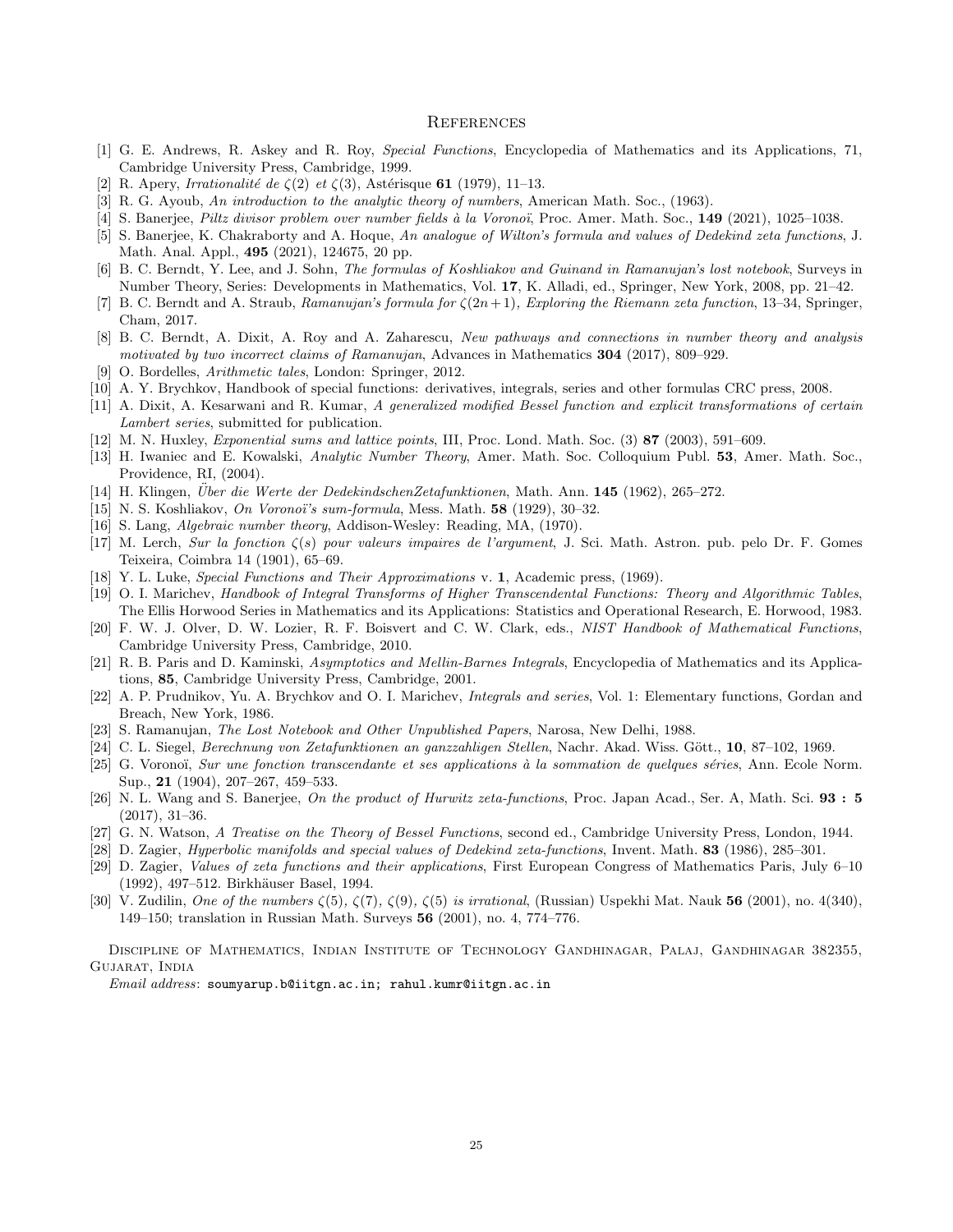## References

[1] G. E. Andrews, R. Askey and R. Roy, *Special Functions*, Encyclopedia of Mathematics and its Applications, 71, Cambridge University Press, Cambridge, 1999.

[2] R. Apery, *Irrationalité de $\zeta(2)$ et $\zeta(3)$*, Astérisque **61** (1979), 11–13.

[3] R. G. Ayoub, *An introduction to the analytic theory of numbers*, American Math. Soc., (1963).

[4] S. Banerjee, *Piltz divisor problem over number fields à la Voronoï*, Proc. Amer. Math. Soc., **149** (2021), 1025–1038.

[5] S. Banerjee, K. Chakraborty and A. Hoque, *An analogue of Wilton's formula and values of Dedekind zeta functions*, J. Math. Anal. Appl., **495** (2021), 124675, 20 pp.

[6] B. C. Berndt, Y. Lee, and J. Sohn, *The formulas of Koshliakov and Guinand in Ramanujan's lost notebook*, Surveys in Number Theory, Series: Developments in Mathematics, Vol. **17**, K. Alladi, ed., Springer, New York, 2008, pp. 21–42.

[7] B. C. Berndt and A. Straub, *Ramanujan's formula for $\zeta(2n+1)$, Exploring the Riemann zeta function*, 13–34, Springer, Cham, 2017.

[8] B. C. Berndt, A. Dixit, A. Roy and A. Zaharescu, *New pathways and connections in number theory and analysis motivated by two incorrect claims of Ramanujan*, Advances in Mathematics **304** (2017), 809–929.

[9] O. Bordelles, *Arithmetic tales*, London: Springer, 2012.

[10] A. Y. Brychkov, Handbook of special functions: derivatives, integrals, series and other formulas CRC press, 2008.

[11] A. Dixit, A. Kesarwani and R. Kumar, *A generalized modified Bessel function and explicit transformations of certain Lambert series*, submitted for publication.

[12] M. N. Huxley, *Exponential sums and lattice points*, III, Proc. Lond. Math. Soc. (3) **87** (2003), 591–609.

[13] H. Iwaniec and E. Kowalski, *Analytic Number Theory*, Amer. Math. Soc. Colloquium Publ. **53**, Amer. Math. Soc., Providence, RI, (2004).

[14] H. Klingen, *Über die Werte der DedekindschenZetafunktionen*, Math. Ann. **145** (1962), 265–272.

[15] N. S. Koshliakov, *On Voronoï's sum-formula*, Mess. Math. **58** (1929), 30–32.

[16] S. Lang, *Algebraic number theory*, Addison-Wesley: Reading, MA, (1970).

[17] M. Lerch, *Sur la fonction $\zeta(s)$ pour valeurs impaires de l'argument*, J. Sci. Math. Astron. pub. pelo Dr. F. Gomes Teixeira, Coimbra 14 (1901), 65–69.

[18] Y. L. Luke, *Special Functions and Their Approximations* v. **1**, Academic press, (1969).

[19] O. I. Marichev, *Handbook of Integral Transforms of Higher Transcendental Functions: Theory and Algorithmic Tables*, The Ellis Horwood Series in Mathematics and its Applications: Statistics and Operational Research, E. Horwood, 1983.

[20] F. W. J. Olver, D. W. Lozier, R. F. Boisvert and C. W. Clark, eds., *NIST Handbook of Mathematical Functions*, Cambridge University Press, Cambridge, 2010.

[21] R. B. Paris and D. Kaminski, *Asymptotics and Mellin-Barnes Integrals*, Encyclopedia of Mathematics and its Applications, **85**, Cambridge University Press, Cambridge, 2001.

[22] A. P. Prudnikov, Yu. A. Brychkov and O. I. Marichev, *Integrals and series*, Vol. 1: Elementary functions, Gordan and Breach, New York, 1986.

[23] S. Ramanujan, *The Lost Notebook and Other Unpublished Papers*, Narosa, New Delhi, 1988.

[24] C. L. Siegel, *Berechnung von Zetafunktionen an ganzzahligen Stellen*, Nachr. Akad. Wiss. Gött., **10**, 87–102, 1969.

[25] G. Voronoï, *Sur une fonction transcendante et ses applications à la sommation de quelques séries*, Ann. Ecole Norm. Sup., **21** (1904), 207–267, 459–533.

[26] N. L. Wang and S. Banerjee, *On the product of Hurwitz zeta-functions*, Proc. Japan Acad., Ser. A, Math. Sci. **93 : 5** (2017), 31–36.

[27] G. N. Watson, *A Treatise on the Theory of Bessel Functions*, second ed., Cambridge University Press, London, 1944.

[28] D. Zagier, *Hyperbolic manifolds and special values of Dedekind zeta-functions*, Invent. Math. **83** (1986), 285–301.

[29] D. Zagier, *Values of zeta functions and their applications*, First European Congress of Mathematics Paris, July 6–10 (1992), 497–512. Birkhäuser Basel, 1994.

[30] V. Zudilin, *One of the numbers $\zeta(5)$, $\zeta(7)$, $\zeta(9)$, $\zeta(5)$ is irrational*, (Russian) Uspekhi Mat. Nauk **56** (2001), no. 4(340), 149–150; translation in Russian Math. Surveys **56** (2001), no. 4, 774–776.

Discipline of Mathematics, Indian Institute of Technology Gandhinagar, Palaj, Gandhinagar 382355, Gujarat, India

*Email address*: soumyarup.b@iitgn.ac.in; rahul.kumr@iitgn.ac.in